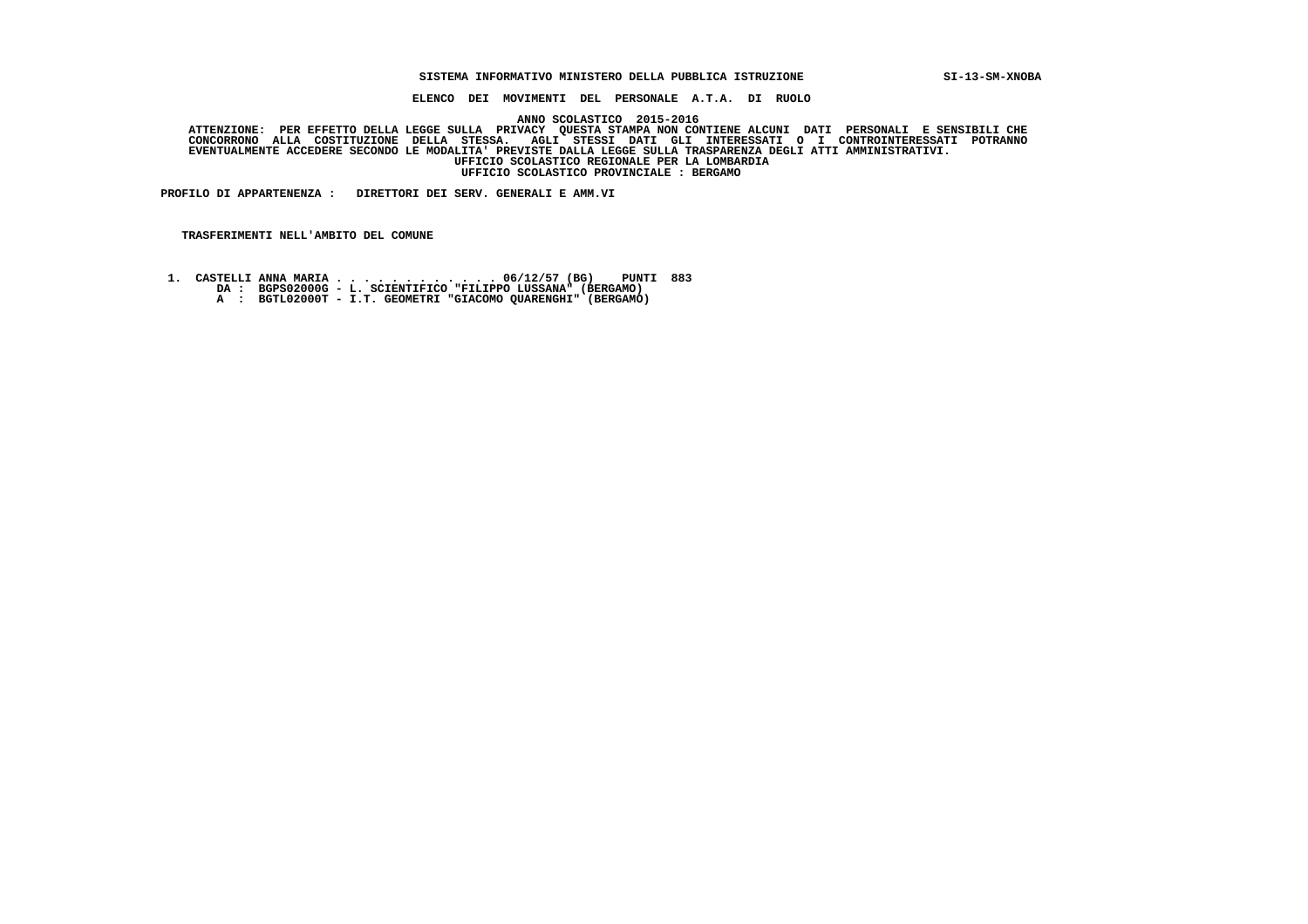**SISTEMA INFORMATIVO MINISTERO DELLA PUBBLICA ISTRUZIONE** SI-13-SM-XNOBA

**ELENCO DEI MOVIMENTI DEL PERSONALE A.T.A. DI RUOLO**

**ANNO SCOLASTICO 2015-2016**

**ATTENZIONE: PER EFFETTO DELLA LEGGE SULLA PRIVACY QUESTA STAMPA NON CONTIENE ALCUNI DATI PERSONALI E SENSIBILI CHE CONCORRONO ALLA COSTITUZIONE DELLA STESSA. AGLI STESSI DATI GLI INTERESSATI O I CONTROINTERESSATI POTRANNO EVENTUALMENTE ACCEDERE SECONDO LE MODALITA' PREVISTE DALLA LEGGE SULLA TRASPARENZA DEGLI ATTI AMMINISTRATIVI.**

**UFFICIO SCOLASTICO REGIONALE PER LA LOMBARDIA**

**UFFICIO SCOLASTICO PROVINCIALE : BERGAMO**

**PROFILO DI APPARTENENZA : DIRETTORI DEI SERV. GENERALI E AMM.VI**

**TRASFERIMENTI NELL'AMBITO DEL COMUNE**

1. **CASTELLI ANNA MARIA . . . . . . . . . . . . . 06/12/57 (BG) PUNTI 883**
   **DA : BGPS02000G - L. SCIENTIFICO "FILIPPO LUSSANA" (BERGAMO)**
   **A : BGTL02000T - I.T. GEOMETRI "GIACOMO QUARENGHI" (BERGAMO)**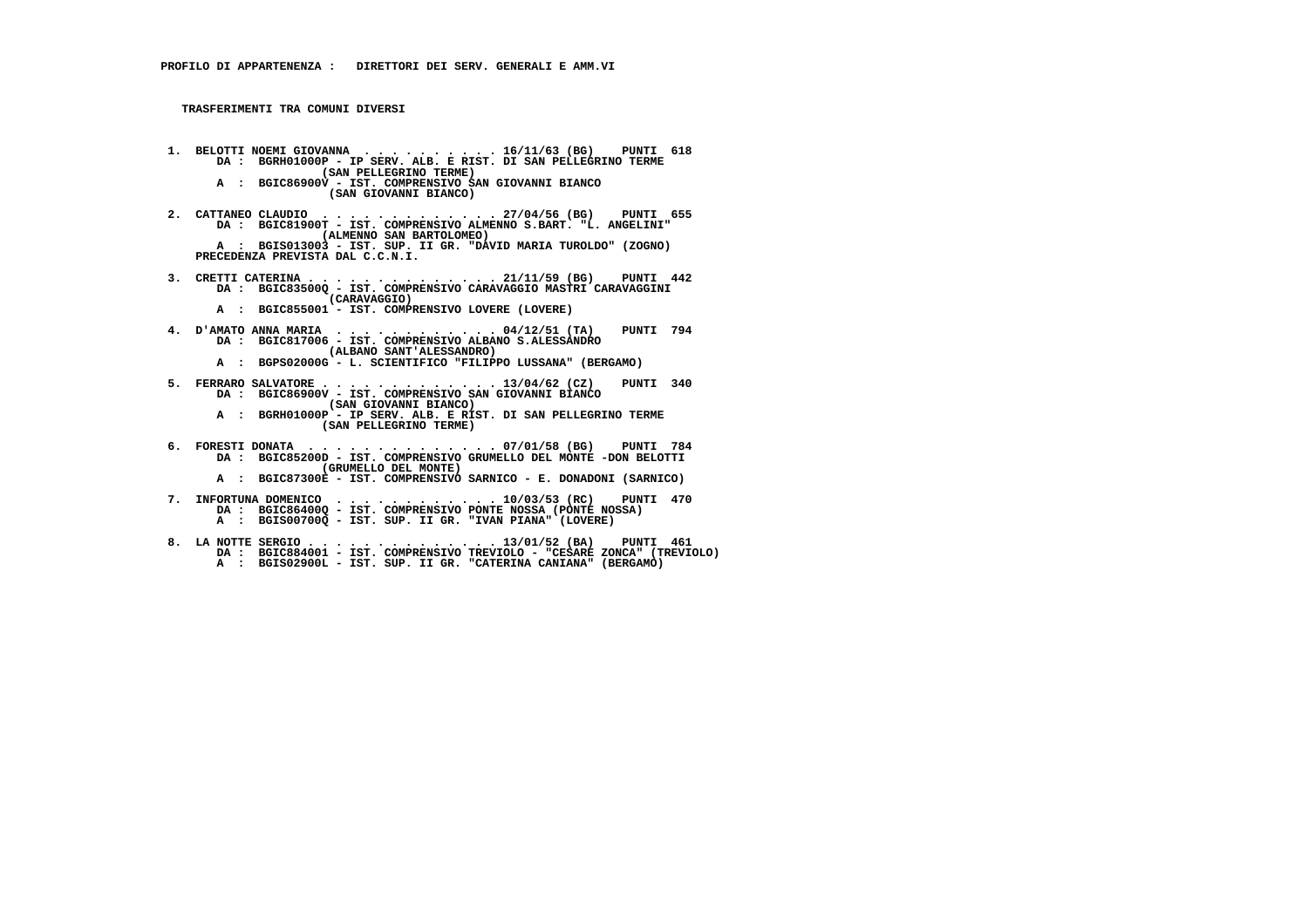**PROFILO DI APPARTENENZA : DIRETTORI DEI SERV. GENERALI E AMM.VI**

**TRASFERIMENTI TRA COMUNI DIVERSI**

1. BELOTTI NOEMI GIOVANNA . . . . . . . . . . . 16/11/63 (BG) PUNTI 618
   DA : BGRH01000P - IP SERV. ALB. E RIST. DI SAN PELLEGRINO TERME (SAN PELLEGRINO TERME)
   A : BGIC86900V - IST. COMPRENSIVO SAN GIOVANNI BIANCO (SAN GIOVANNI BIANCO)

2. CATTANEO CLAUDIO . . . . . . . . . . . . . 27/04/56 (BG) PUNTI 655
   DA : BGIC81900T - IST. COMPRENSIVO ALMENNO S.BART. "L. ANGELINI" (ALMENNO SAN BARTOLOMEO)
   A : BGIS013003 - IST. SUP. II GR. "DAVID MARIA TUROLDO" (ZOGNO)
   PRECEDENZA PREVISTA DAL C.C.N.I.

3. CRETTI CATERINA . . . . . . . . . . . . . . 21/11/59 (BG) PUNTI 442
   DA : BGIC83500Q - IST. COMPRENSIVO CARAVAGGIO MASTRI CARAVAGGINI (CARAVAGGIO)
   A : BGIC855001 - IST. COMPRENSIVO LOVERE (LOVERE)

4. D'AMATO ANNA MARIA . . . . . . . . . . . . 04/12/51 (TA) PUNTI 794
   DA : BGIC817006 - IST. COMPRENSIVO ALBANO S.ALESSANDRO (ALBANO SANT'ALESSANDRO)
   A : BGPS02000G - L. SCIENTIFICO "FILIPPO LUSSANA" (BERGAMO)

5. FERRARO SALVATORE . . . . . . . . . . . . . 13/04/62 (CZ) PUNTI 340
   DA : BGIC86900V - IST. COMPRENSIVO SAN GIOVANNI BIANCO (SAN GIOVANNI BIANCO)
   A : BGRH01000P - IP SERV. ALB. E RIST. DI SAN PELLEGRINO TERME (SAN PELLEGRINO TERME)

6. FORESTI DONATA . . . . . . . . . . . . . . 07/01/58 (BG) PUNTI 784
   DA : BGIC85200D - IST. COMPRENSIVO GRUMELLO DEL MONTE -DON BELOTTI (GRUMELLO DEL MONTE)
   A : BGIC87300E - IST. COMPRENSIVO SARNICO - E. DONADONI (SARNICO)

7. INFORTUNA DOMENICO . . . . . . . . . . . . 10/03/53 (RC) PUNTI 470
   DA : BGIC86400Q - IST. COMPRENSIVO PONTE NOSSA (PONTE NOSSA)
   A : BGIS00700Q - IST. SUP. II GR. "IVAN PIANA" (LOVERE)

8. LA NOTTE SERGIO . . . . . . . . . . . . . . 13/01/52 (BA) PUNTI 461
   DA : BGIC884001 - IST. COMPRENSIVO TREVIOLO - "CESARE ZONCA" (TREVIOLO)
   A : BGIS02900L - IST. SUP. II GR. "CATERINA CANIANA" (BERGAMO)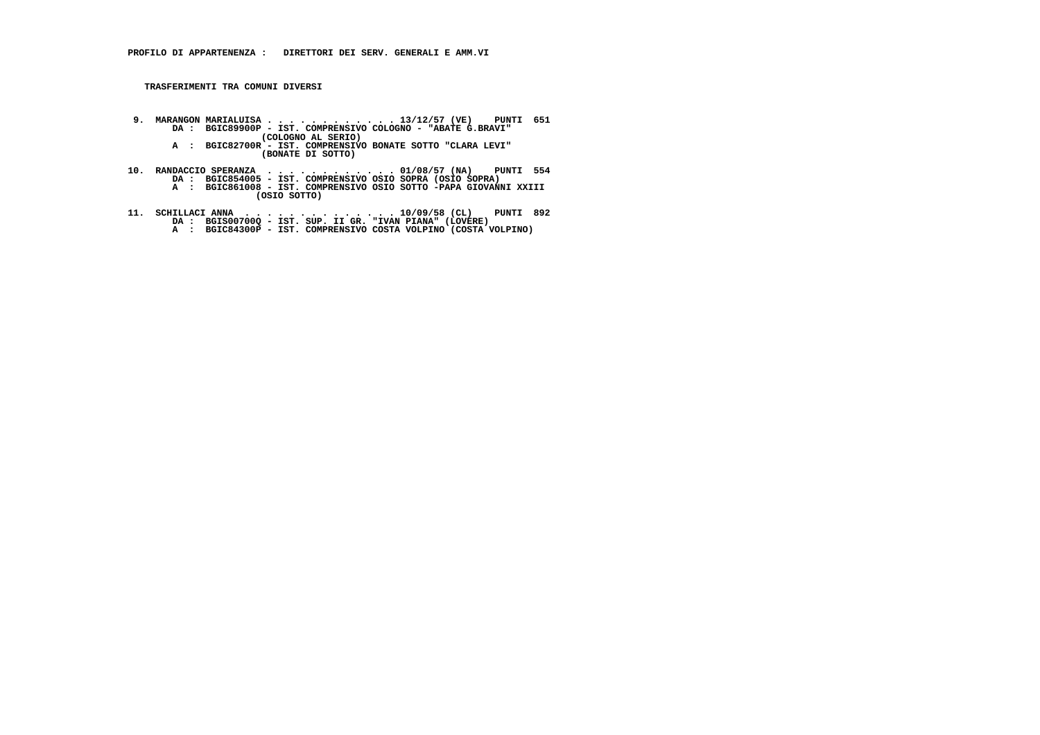**PROFILO DI APPARTENENZA : DIRETTORI DEI SERV. GENERALI E AMM.VI**

**TRASFERIMENTI TRA COMUNI DIVERSI**

9. MARANGON MARIALUISA . . . . . . . . . . . . 13/12/57 (VE) PUNTI 651
   DA : BGIC89900P - IST. COMPRENSIVO COLOGNO - "ABATE G.BRAVI" (COLOGNO AL SERIO)
   A : BGIC82700R - IST. COMPRENSIVO BONATE SOTTO "CLARA LEVI" (BONATE DI SOTTO)

10. RANDACCIO SPERANZA . . . . . . . . . . . . 01/08/57 (NA) PUNTI 554
   DA : BGIC854005 - IST. COMPRENSIVO OSIO SOPRA (OSIO SOPRA)
   A : BGIC861008 - IST. COMPRENSIVO OSIO SOTTO -PAPA GIOVANNI XXIII (OSIO SOTTO)

11. SCHILLACI ANNA . . . . . . . . . . . . . . 10/09/58 (CL) PUNTI 892
   DA : BGIS00700Q - IST. SUP. II GR. "IVAN PIANA" (LOVERE)
   A : BGIC84300P - IST. COMPRENSIVO COSTA VOLPINO (COSTA VOLPINO)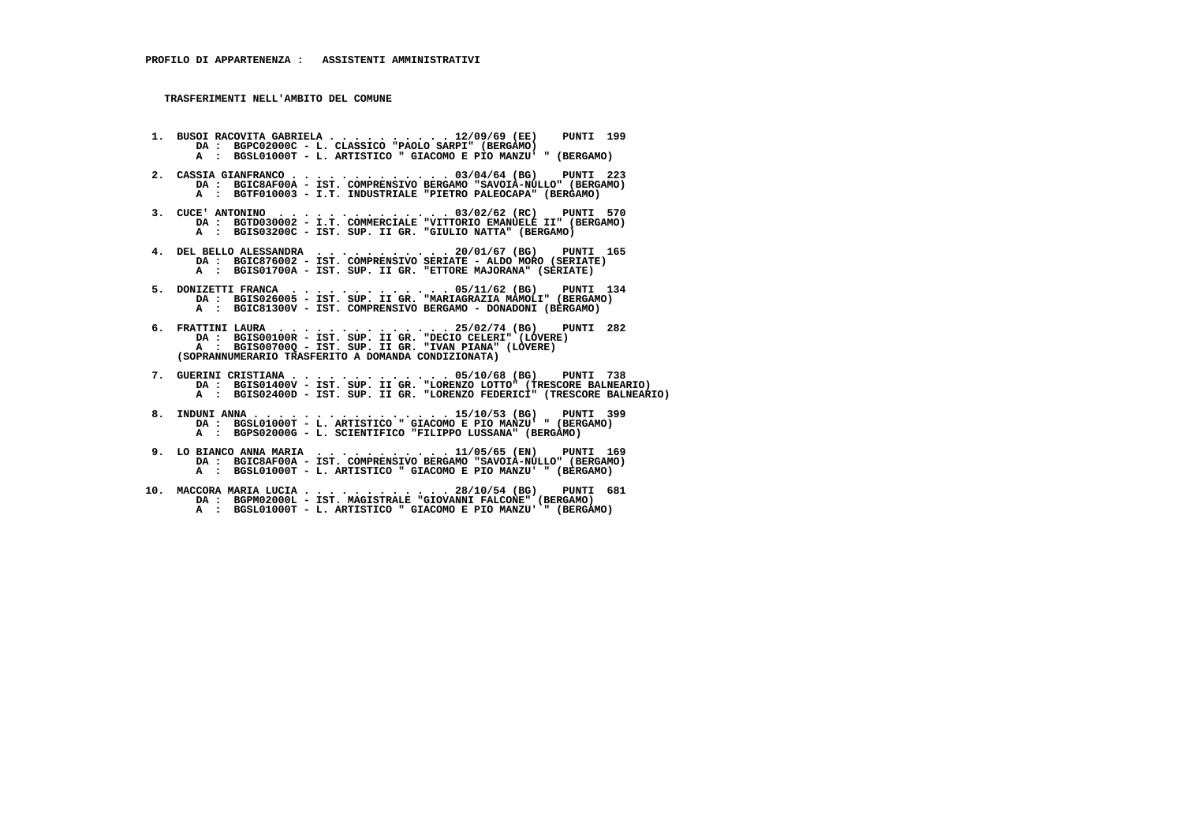**PROFILO DI APPARTENENZA :   ASSISTENTI AMMINISTRATIVI**

**TRASFERIMENTI NELL'AMBITO DEL COMUNE**

1. BUSOI RACOVITA GABRIELA . . . . . . . . . . . 12/09/69 (EE)    PUNTI  199
   DA :  BGPC02000C - L. CLASSICO "PAOLO SARPI" (BERGAMO)
   A  :  BGSL01000T - L. ARTISTICO " GIACOMO E PIO MANZU' " (BERGAMO)

2. CASSIA GIANFRANCO . . . . . . . . . . . . . . 03/04/64 (BG)    PUNTI  223
   DA :  BGIC8AF00A - IST. COMPRENSIVO BERGAMO "SAVOIA-NULLO" (BERGAMO)
   A  :  BGTF010003 - I.T. INDUSTRIALE "PIETRO PALEOCAPA" (BERGAMO)

3. CUCE' ANTONINO  . . . . . . . . . . . . . . . 03/02/62 (RC)    PUNTI  570
   DA :  BGTD030002 - I.T. COMMERCIALE "VITTORIO EMANUELE II" (BERGAMO)
   A  :  BGIS03200C - IST. SUP. II GR. "GIULIO NATTA" (BERGAMO)

4. DEL BELLO ALESSANDRA  . . . . . . . . . . . . 20/01/67 (BG)    PUNTI  165
   DA :  BGIC876002 - IST. COMPRENSIVO SERIATE - ALDO MORO (SERIATE)
   A  :  BGIS01700A - IST. SUP. II GR. "ETTORE MAJORANA" (SERIATE)

5. DONIZETTI FRANCA  . . . . . . . . . . . . . . 05/11/62 (BG)    PUNTI  134
   DA :  BGIS026005 - IST. SUP. II GR. "MARIAGRAZIA MAMOLI" (BERGAMO)
   A  :  BGIC81300V - IST. COMPRENSIVO BERGAMO - DONADONI (BERGAMO)

6. FRATTINI LAURA  . . . . . . . . . . . . . . . 25/02/74 (BG)    PUNTI  282
   DA :  BGIS00100R - IST. SUP. II GR. "DECIO CELERI" (LOVERE)
   A  :  BGIS00700Q - IST. SUP. II GR. "IVAN PIANA" (LOVERE)
   (SOPRANNUMERARIO TRASFERITO A DOMANDA CONDIZIONATA)

7. GUERINI CRISTIANA . . . . . . . . . . . . . . 05/10/68 (BG)    PUNTI  738
   DA :  BGIS01400V - IST. SUP. II GR. "LORENZO LOTTO" (TRESCORE BALNEARIO)
   A  :  BGIS02400D - IST. SUP. II GR. "LORENZO FEDERICI" (TRESCORE BALNEARIO)

8. INDUNI ANNA . . . . . . . . . . . . . . . . . 15/10/53 (BG)    PUNTI  399
   DA :  BGSL01000T - L. ARTISTICO " GIACOMO E PIO MANZU' " (BERGAMO)
   A  :  BGPS02000G - L. SCIENTIFICO "FILIPPO LUSSANA" (BERGAMO)

9. LO BIANCO ANNA MARIA  . . . . . . . . . . . . 11/05/65 (EN)    PUNTI  169
   DA :  BGIC8AF00A - IST. COMPRENSIVO BERGAMO "SAVOIA-NULLO" (BERGAMO)
   A  :  BGSL01000T - L. ARTISTICO " GIACOMO E PIO MANZU' " (BERGAMO)

10. MACCORA MARIA LUCIA . . . . . . . . . . . . . 28/10/54 (BG)    PUNTI  681
    DA :  BGPM02000L - IST. MAGISTRALE "GIOVANNI FALCONE" (BERGAMO)
    A  :  BGSL01000T - L. ARTISTICO " GIACOMO E PIO MANZU' " (BERGAMO)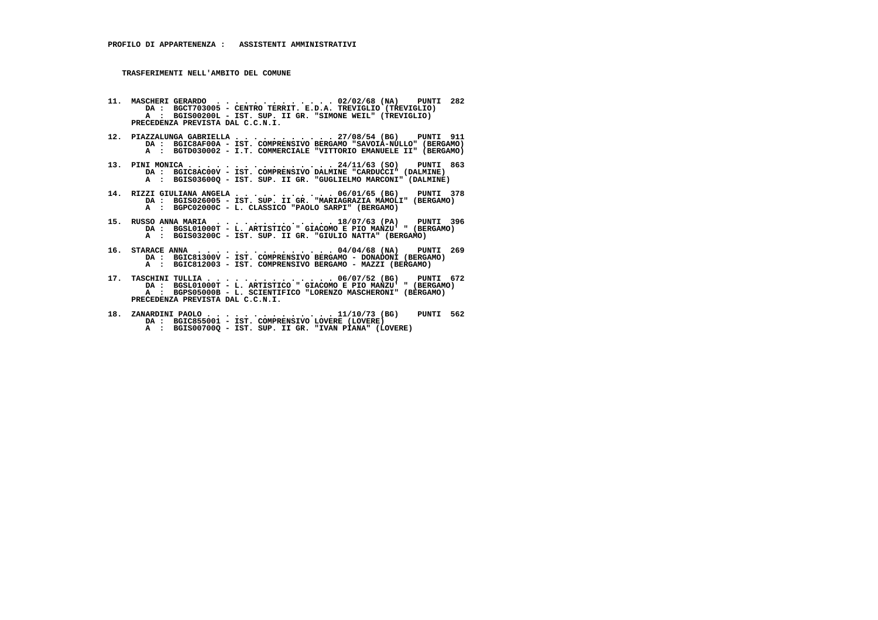**PROFILO DI APPARTENENZA : ASSISTENTI AMMINISTRATIVI**

**TRASFERIMENTI NELL'AMBITO DEL COMUNE**

11. MASCHERI GERARDO . . . . . . . . . . . . . 02/02/68 (NA) PUNTI 282
    DA : BGCT703005 - CENTRO TERRIT. E.D.A. TREVIGLIO (TREVIGLIO)
    A : BGIS00200L - IST. SUP. II GR. "SIMONE WEIL" (TREVIGLIO)
    PRECEDENZA PREVISTA DAL C.C.N.I.

12. PIAZZALUNGA GABRIELLA . . . . . . . . . . . 27/08/54 (BG) PUNTI 911
    DA : BGIC8AF00A - IST. COMPRENSIVO BERGAMO "SAVOIA-NULLO" (BERGAMO)
    A : BGTD030002 - I.T. COMMERCIALE "VITTORIO EMANUELE II" (BERGAMO)

13. PINI MONICA . . . . . . . . . . . . . . . 24/11/63 (SO) PUNTI 863
    DA : BGIC8AC00V - IST. COMPRENSIVO DALMINE "CARDUCCI" (DALMINE)
    A : BGIS03600Q - IST. SUP. II GR. "GUGLIELMO MARCONI" (DALMINE)

14. RIZZI GIULIANA ANGELA . . . . . . . . . . . 06/01/65 (BG) PUNTI 378
    DA : BGIS026005 - IST. SUP. II GR. "MARIAGRAZIA MAMOLI" (BERGAMO)
    A : BGPC02000C - L. CLASSICO "PAOLO SARPI" (BERGAMO)

15. RUSSO ANNA MARIA . . . . . . . . . . . . . 18/07/63 (PA) PUNTI 396
    DA : BGSL01000T - L. ARTISTICO " GIACOMO E PIO MANZU' " (BERGAMO)
    A : BGIS03200C - IST. SUP. II GR. "GIULIO NATTA" (BERGAMO)

16. STARACE ANNA . . . . . . . . . . . . . . . 04/04/68 (NA) PUNTI 269
    DA : BGIC81300V - IST. COMPRENSIVO BERGAMO - DONADONI (BERGAMO)
    A : BGIC812003 - IST. COMPRENSIVO BERGAMO - MAZZI (BERGAMO)

17. TASCHINI TULLIA . . . . . . . . . . . . . . 06/07/52 (BG) PUNTI 672
    DA : BGSL01000T - L. ARTISTICO " GIACOMO E PIO MANZU' " (BERGAMO)
    A : BGPS05000B - L. SCIENTIFICO "LORENZO MASCHERONI" (BERGAMO)
    PRECEDENZA PREVISTA DAL C.C.N.I.

18. ZANARDINI PAOLO . . . . . . . . . . . . . . 11/10/73 (BG) PUNTI 562
    DA : BGIC855001 - IST. COMPRENSIVO LOVERE (LOVERE)
    A : BGIS00700Q - IST. SUP. II GR. "IVAN PIANA" (LOVERE)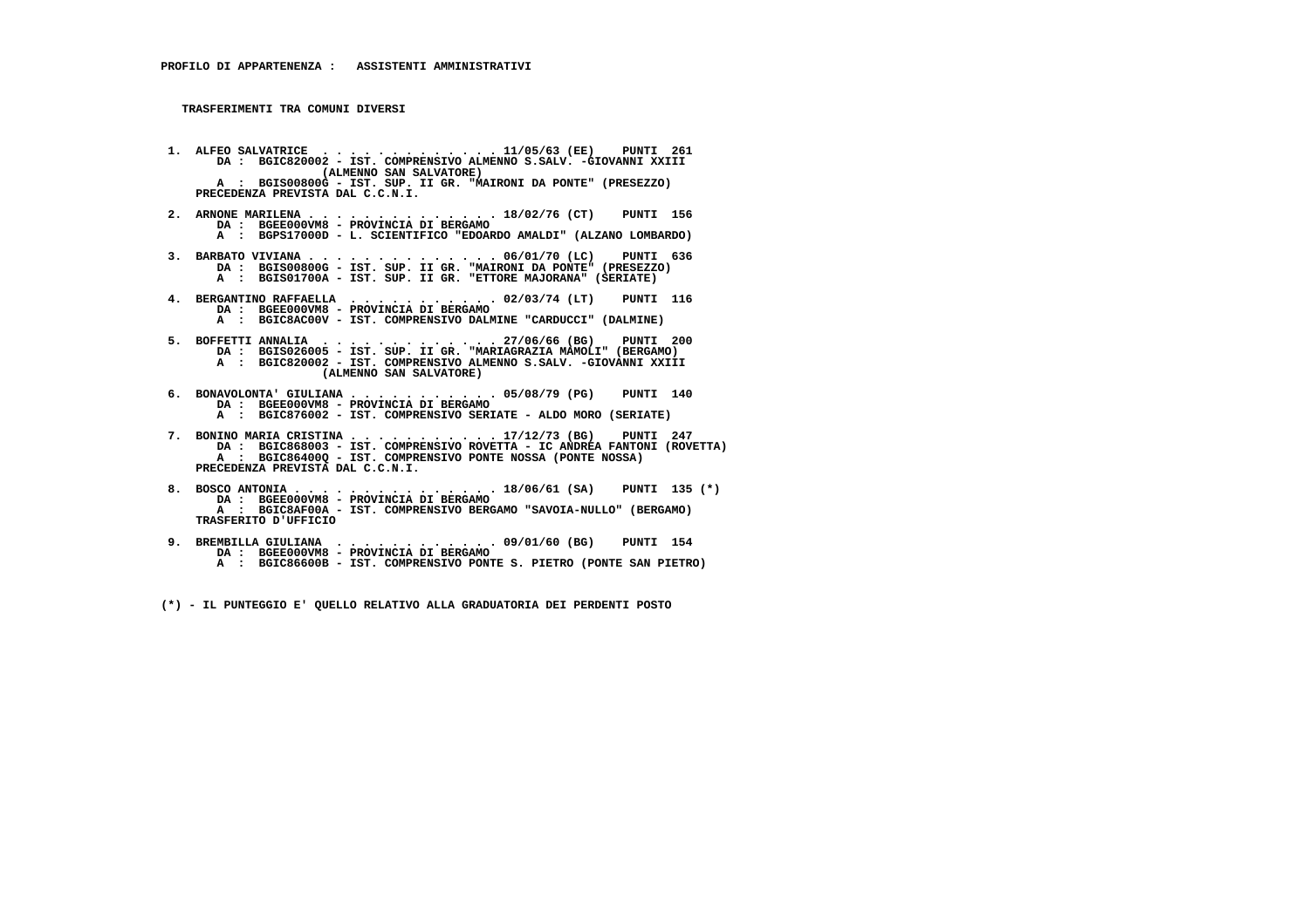**PROFILO DI APPARTENENZA : ASSISTENTI AMMINISTRATIVI**

**TRASFERIMENTI TRA COMUNI DIVERSI**

1. ALFEO SALVATRICE . . . . . . . . . . . . . 11/05/63 (EE) PUNTI 261
   DA : BGIC820002 - IST. COMPRENSIVO ALMENNO S.SALV. -GIOVANNI XXIII (ALMENNO SAN SALVATORE)
   A : BGIS00800G - IST. SUP. II GR. "MAIRONI DA PONTE" (PRESEZZO)
   PRECEDENZA PREVISTA DAL C.C.N.I.

2. ARNONE MARILENA . . . . . . . . . . . . . . 18/02/76 (CT) PUNTI 156
   DA : BGEE000VM8 - PROVINCIA DI BERGAMO
   A : BGPS17000D - L. SCIENTIFICO "EDOARDO AMALDI" (ALZANO LOMBARDO)

3. BARBATO VIVIANA . . . . . . . . . . . . . . 06/01/70 (LC) PUNTI 636
   DA : BGIS00800G - IST. SUP. II GR. "MAIRONI DA PONTE" (PRESEZZO)
   A : BGIS01700A - IST. SUP. II GR. "ETTORE MAJORANA" (SERIATE)

4. BERGANTINO RAFFAELLA . . . . . . . . . . . 02/03/74 (LT) PUNTI 116
   DA : BGEE000VM8 - PROVINCIA DI BERGAMO
   A : BGIC8AC00V - IST. COMPRENSIVO DALMINE "CARDUCCI" (DALMINE)

5. BOFFETTI ANNALIA . . . . . . . . . . . . . 27/06/66 (BG) PUNTI 200
   DA : BGIS026005 - IST. SUP. II GR. "MARIAGRAZIA MAMOLI" (BERGAMO)
   A : BGIC820002 - IST. COMPRENSIVO ALMENNO S.SALV. -GIOVANNI XXIII (ALMENNO SAN SALVATORE)

6. BONAVOLONTA' GIULIANA . . . . . . . . . . . 05/08/79 (PG) PUNTI 140
   DA : BGEE000VM8 - PROVINCIA DI BERGAMO
   A : BGIC876002 - IST. COMPRENSIVO SERIATE - ALDO MORO (SERIATE)

7. BONINO MARIA CRISTINA . . . . . . . . . . . 17/12/73 (BG) PUNTI 247
   DA : BGIC868003 - IST. COMPRENSIVO ROVETTA - IC ANDREA FANTONI (ROVETTA)
   A : BGIC86400Q - IST. COMPRENSIVO PONTE NOSSA (PONTE NOSSA)
   PRECEDENZA PREVISTA DAL C.C.N.I.

8. BOSCO ANTONIA . . . . . . . . . . . . . . . 18/06/61 (SA) PUNTI 135 (*)
   DA : BGEE000VM8 - PROVINCIA DI BERGAMO
   A : BGIC8AF00A - IST. COMPRENSIVO BERGAMO "SAVOIA-NULLO" (BERGAMO)
   TRASFERITO D'UFFICIO

9. BREMBILLA GIULIANA . . . . . . . . . . . . 09/01/60 (BG) PUNTI 154
   DA : BGEE000VM8 - PROVINCIA DI BERGAMO
   A : BGIC86600B - IST. COMPRENSIVO PONTE S. PIETRO (PONTE SAN PIETRO)

(*) - IL PUNTEGGIO E' QUELLO RELATIVO ALLA GRADUATORIA DEI PERDENTI POSTO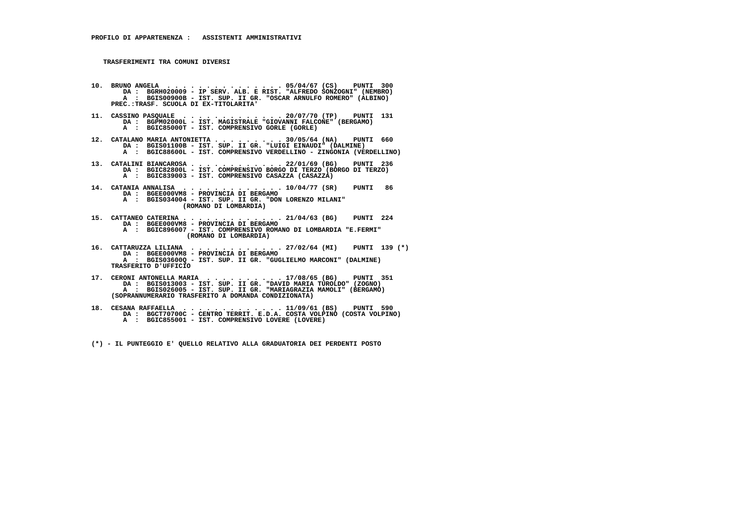**PROFILO DI APPARTENENZA : ASSISTENTI AMMINISTRATIVI**

**TRASFERIMENTI TRA COMUNI DIVERSI**

**10. BRUNO ANGELA . . . . . . . . . . . . . . . 05/04/67 (CS) PUNTI 300**
DA : BGRH020009 - IP SERV. ALB. E RIST. "ALFREDO SONZOGNI" (NEMBRO)
A : BGIS00900B - IST. SUP. II GR. "OSCAR ARNULFO ROMERO" (ALBINO)
PREC.:TRASF. SCUOLA DI EX-TITOLARITA'

**11. CASSINO PASQUALE . . . . . . . . . . . . . 20/07/70 (TP) PUNTI 131**
DA : BGPM02000L - IST. MAGISTRALE "GIOVANNI FALCONE" (BERGAMO)
A : BGIC85000T - IST. COMPRENSIVO GORLE (GORLE)

**12. CATALANO MARIA ANTONIETTA . . . . . . . . . 30/05/64 (NA) PUNTI 660**
DA : BGIS01100B - IST. SUP. II GR. "LUIGI EINAUDI" (DALMINE)
A : BGIC88600L - IST. COMPRENSIVO VERDELLINO - ZINGONIA (VERDELLINO)

**13. CATALINI BIANCAROSA . . . . . . . . . . . . 22/01/69 (BG) PUNTI 236**
DA : BGIC82800L - IST. COMPRENSIVO BORGO DI TERZO (BORGO DI TERZO)
A : BGIC839003 - IST. COMPRENSIVO CASAZZA (CASAZZA)

**14. CATANIA ANNALISA . . . . . . . . . . . . . 10/04/77 (SR) PUNTI 86**
DA : BGEE000VM8 - PROVINCIA DI BERGAMO
A : BGIS034004 - IST. SUP. II GR. "DON LORENZO MILANI" (ROMANO DI LOMBARDIA)

**15. CATTANEO CATERINA . . . . . . . . . . . . . 21/04/63 (BG) PUNTI 224**
DA : BGEE000VM8 - PROVINCIA DI BERGAMO
A : BGIC896007 - IST. COMPRENSIVO ROMANO DI LOMBARDIA "E.FERMI" (ROMANO DI LOMBARDIA)

**16. CATTARUZZA LILIANA . . . . . . . . . . . . 27/02/64 (MI) PUNTI 139 (*)**
DA : BGEE000VM8 - PROVINCIA DI BERGAMO
A : BGIS03600Q - IST. SUP. II GR. "GUGLIELMO MARCONI" (DALMINE)
TRASFERITO D'UFFICIO

**17. CERONI ANTONELLA MARIA . . . . . . . . . . 17/08/65 (BG) PUNTI 351**
DA : BGIS013003 - IST. SUP. II GR. "DAVID MARIA TUROLDO" (ZOGNO)
A : BGIS026005 - IST. SUP. II GR. "MARIAGRAZIA MAMOLI" (BERGAMO)
(SOPRANNUMERARIO TRASFERITO A DOMANDA CONDIZIONATA)

**18. CESANA RAFFAELLA . . . . . . . . . . . . . 11/09/61 (BS) PUNTI 590**
DA : BGCT70700C - CENTRO TERRIT. E.D.A. COSTA VOLPINO (COSTA VOLPINO)
A : BGIC855001 - IST. COMPRENSIVO LOVERE (LOVERE)

(*) - IL PUNTEGGIO E' QUELLO RELATIVO ALLA GRADUATORIA DEI PERDENTI POSTO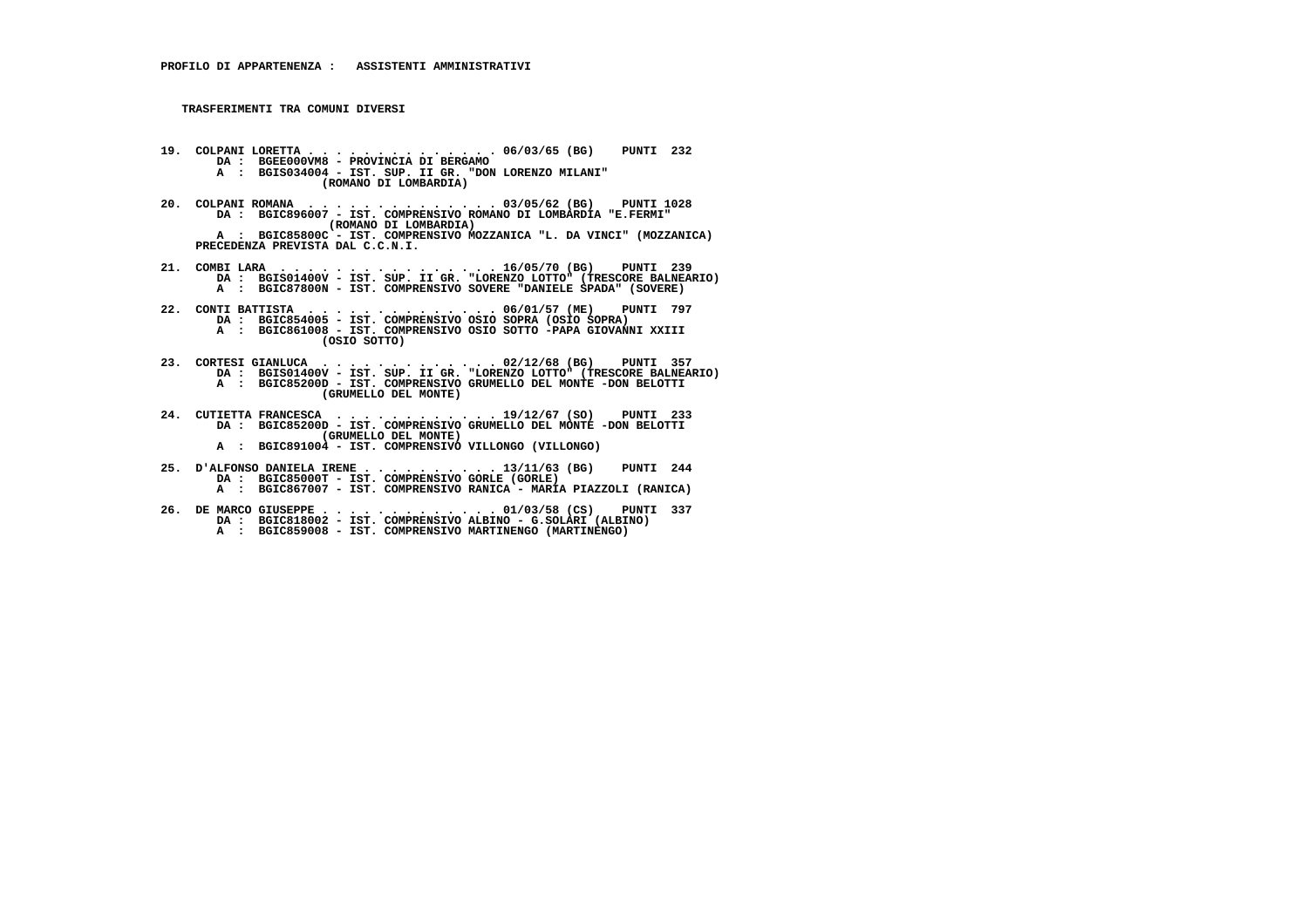**PROFILO DI APPARTENENZA : ASSISTENTI AMMINISTRATIVI**

**TRASFERIMENTI TRA COMUNI DIVERSI**

**19. COLPANI LORETTA . . . . . . . . . . . . . . 06/03/65 (BG) PUNTI 232**
DA : BGEE000VM8 - PROVINCIA DI BERGAMO
A : BGIS034004 - IST. SUP. II GR. "DON LORENZO MILANI" (ROMANO DI LOMBARDIA)

**20. COLPANI ROMANA . . . . . . . . . . . . . . 03/05/62 (BG) PUNTI 1028**
DA : BGIC896007 - IST. COMPRENSIVO ROMANO DI LOMBARDIA "E.FERMI" (ROMANO DI LOMBARDIA)
A : BGIC85800C - IST. COMPRENSIVO MOZZANICA "L. DA VINCI" (MOZZANICA)
PRECEDENZA PREVISTA DAL C.C.N.I.

**21. COMBI LARA . . . . . . . . . . . . . . . . 16/05/70 (BG) PUNTI 239**
DA : BGIS01400V - IST. SUP. II GR. "LORENZO LOTTO" (TRESCORE BALNEARIO)
A : BGIC87800N - IST. COMPRENSIVO SOVERE "DANIELE SPADA" (SOVERE)

**22. CONTI BATTISTA . . . . . . . . . . . . . . 06/01/57 (ME) PUNTI 797**
DA : BGIC854005 - IST. COMPRENSIVO OSIO SOPRA (OSIO SOPRA)
A : BGIC861008 - IST. COMPRENSIVO OSIO SOTTO -PAPA GIOVANNI XXIII (OSIO SOTTO)

**23. CORTESI GIANLUCA . . . . . . . . . . . . . 02/12/68 (BG) PUNTI 357**
DA : BGIS01400V - IST. SUP. II GR. "LORENZO LOTTO" (TRESCORE BALNEARIO)
A : BGIC85200D - IST. COMPRENSIVO GRUMELLO DEL MONTE -DON BELOTTI (GRUMELLO DEL MONTE)

**24. CUTIETTA FRANCESCA . . . . . . . . . . . . 19/12/67 (SO) PUNTI 233**
DA : BGIC85200D - IST. COMPRENSIVO GRUMELLO DEL MONTE -DON BELOTTI (GRUMELLO DEL MONTE)
A : BGIC891004 - IST. COMPRENSIVO VILLONGO (VILLONGO)

**25. D'ALFONSO DANIELA IRENE . . . . . . . . . . 13/11/63 (BG) PUNTI 244**
DA : BGIC85000T - IST. COMPRENSIVO GORLE (GORLE)
A : BGIC867007 - IST. COMPRENSIVO RANICA - MARIA PIAZZOLI (RANICA)

**26. DE MARCO GIUSEPPE . . . . . . . . . . . . . 01/03/58 (CS) PUNTI 337**
DA : BGIC818002 - IST. COMPRENSIVO ALBINO - G.SOLARI (ALBINO)
A : BGIC859008 - IST. COMPRENSIVO MARTINENGO (MARTINENGO)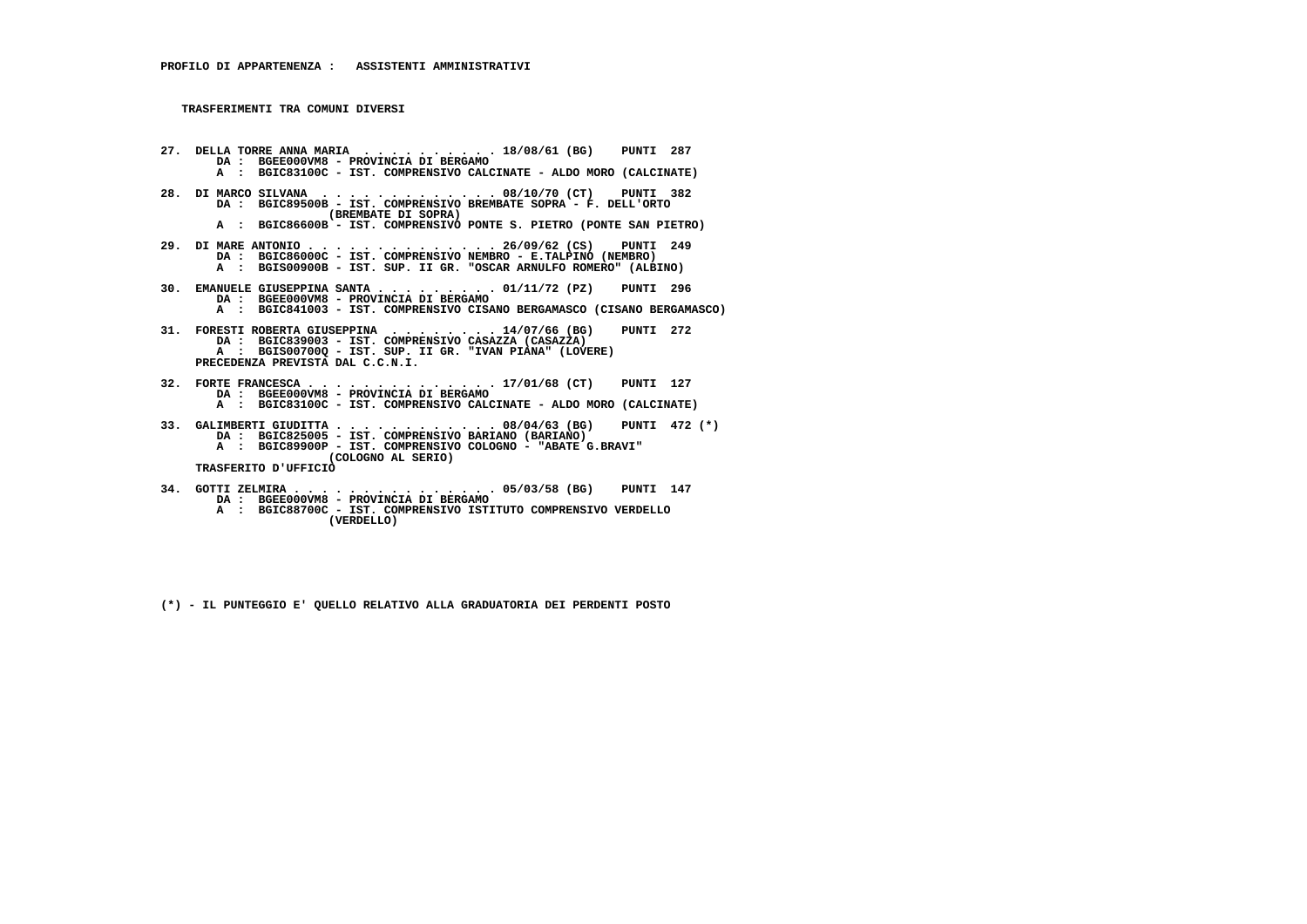**PROFILO DI APPARTENENZA : ASSISTENTI AMMINISTRATIVI**

**TRASFERIMENTI TRA COMUNI DIVERSI**

**27. DELLA TORRE ANNA MARIA . . . . . . . . . . . 18/08/61 (BG) PUNTI 287**
DA : BGEE000VM8 - PROVINCIA DI BERGAMO
A : BGIC83100C - IST. COMPRENSIVO CALCINATE - ALDO MORO (CALCINATE)

**28. DI MARCO SILVANA . . . . . . . . . . . . . 08/10/70 (CT) PUNTI 382**
DA : BGIC89500B - IST. COMPRENSIVO BREMBATE SOPRA - F. DELL'ORTO (BREMBATE DI SOPRA)
A : BGIC86600B - IST. COMPRENSIVO PONTE S. PIETRO (PONTE SAN PIETRO)

**29. DI MARE ANTONIO . . . . . . . . . . . . . 26/09/62 (CS) PUNTI 249**
DA : BGIC86000C - IST. COMPRENSIVO NEMBRO - E.TALPINO (NEMBRO)
A : BGIS00900B - IST. SUP. II GR. "OSCAR ARNULFO ROMERO" (ALBINO)

**30. EMANUELE GIUSEPPINA SANTA . . . . . . . . . 01/11/72 (PZ) PUNTI 296**
DA : BGEE000VM8 - PROVINCIA DI BERGAMO
A : BGIC841003 - IST. COMPRENSIVO CISANO BERGAMASCO (CISANO BERGAMASCO)

**31. FORESTI ROBERTA GIUSEPPINA . . . . . . . . 14/07/66 (BG) PUNTI 272**
DA : BGIC839003 - IST. COMPRENSIVO CASAZZA (CASAZZA)
A : BGIS00700Q - IST. SUP. II GR. "IVAN PIANA" (LOVERE)
PRECEDENZA PREVISTA DAL C.C.N.I.

**32. FORTE FRANCESCA . . . . . . . . . . . . . 17/01/68 (CT) PUNTI 127**
DA : BGEE000VM8 - PROVINCIA DI BERGAMO
A : BGIC83100C - IST. COMPRENSIVO CALCINATE - ALDO MORO (CALCINATE)

**33. GALIMBERTI GIUDITTA . . . . . . . . . . . . 08/04/63 (BG) PUNTI 472 (*)**
DA : BGIC825005 - IST. COMPRENSIVO BARIANO (BARIANO)
A : BGIC89900P - IST. COMPRENSIVO COLOGNO - "ABATE G.BRAVI" (COLOGNO AL SERIO)
TRASFERITO D'UFFICIO

**34. GOTTI ZELMIRA . . . . . . . . . . . . . . 05/03/58 (BG) PUNTI 147**
DA : BGEE000VM8 - PROVINCIA DI BERGAMO
A : BGIC88700C - IST. COMPRENSIVO ISTITUTO COMPRENSIVO VERDELLO (VERDELLO)

(*) - IL PUNTEGGIO E' QUELLO RELATIVO ALLA GRADUATORIA DEI PERDENTI POSTO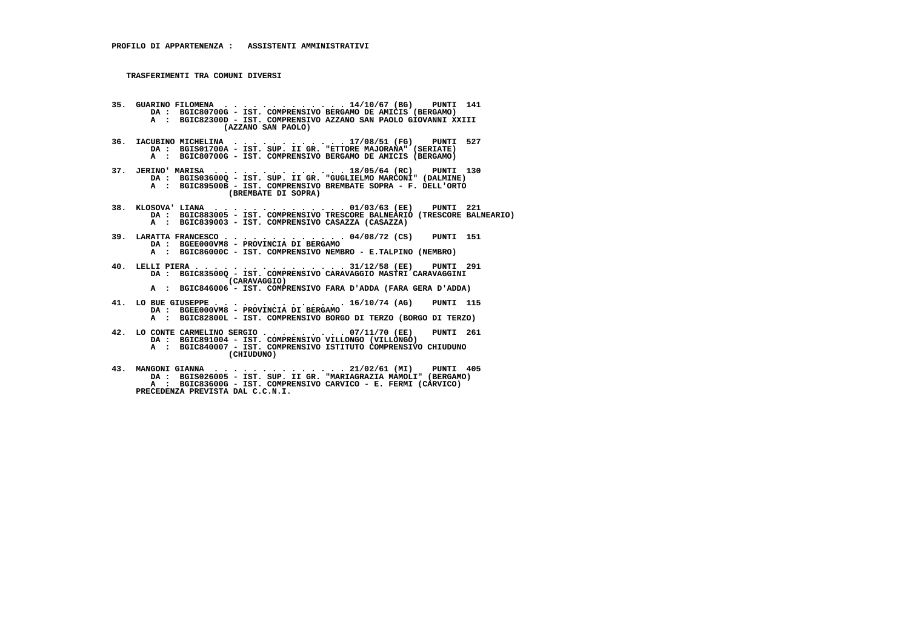**PROFILO DI APPARTENENZA : ASSISTENTI AMMINISTRATIVI**

**TRASFERIMENTI TRA COMUNI DIVERSI**

```
35. GUARINO FILOMENA  . . . . . . . . . . . . . 14/10/67 (BG)    PUNTI  141
       DA :  BGIC80700G - IST. COMPRENSIVO BERGAMO DE AMICIS (BERGAMO)
       A  :  BGIC82300D - IST. COMPRENSIVO AZZANO SAN PAOLO GIOVANNI XXIII
                   (AZZANO SAN PAOLO)

36. IACUBINO MICHELINA  . . . . . . . . . . . . 17/08/51 (FG)    PUNTI  527
       DA :  BGIS01700A - IST. SUP. II GR. "ETTORE MAJORANA" (SERIATE)
       A  :  BGIC80700G - IST. COMPRENSIVO BERGAMO DE AMICIS (BERGAMO)

37. JERINO' MARISA  . . . . . . . . . . . . . . 18/05/64 (RC)    PUNTI  130
       DA :  BGIS03600Q - IST. SUP. II GR. "GUGLIELMO MARCONI" (DALMINE)
       A  :  BGIC89500B - IST. COMPRENSIVO BREMBATE SOPRA - F. DELL'ORTO
                   (BREMBATE DI SOPRA)

38. KLOSOVA' LIANA  . . . . . . . . . . . . . . 01/03/63 (EE)    PUNTI  221
       DA :  BGIC883005 - IST. COMPRENSIVO TRESCORE BALNEARIO (TRESCORE BALNEARIO)
       A  :  BGIC839003 - IST. COMPRENSIVO CASAZZA (CASAZZA)

39. LARATTA FRANCESCO . . . . . . . . . . . . . 04/08/72 (CS)    PUNTI  151
       DA :  BGEE000VM8 - PROVINCIA DI BERGAMO
       A  :  BGIC86000C - IST. COMPRENSIVO NEMBRO - E.TALPINO (NEMBRO)

40. LELLI PIERA . . . . . . . . . . . . . . . . 31/12/58 (EE)    PUNTI  291
       DA :  BGIC83500Q - IST. COMPRENSIVO CARAVAGGIO MASTRI CARAVAGGINI
                   (CARAVAGGIO)
       A  :  BGIC846006 - IST. COMPRENSIVO FARA D'ADDA (FARA GERA D'ADDA)

41. LO BUE GIUSEPPE . . . . . . . . . . . . . . 16/10/74 (AG)    PUNTI  115
       DA :  BGEE000VM8 - PROVINCIA DI BERGAMO
       A  :  BGIC82800L - IST. COMPRENSIVO BORGO DI TERZO (BORGO DI TERZO)

42. LO CONTE CARMELINO SERGIO . . . . . . . . . 07/11/70 (EE)    PUNTI  261
       DA :  BGIC891004 - IST. COMPRENSIVO VILLONGO (VILLONGO)
       A  :  BGIC840007 - IST. COMPRENSIVO ISTITUTO COMPRENSIVO CHIUDUNO
                   (CHIUDUNO)

43. MANGONI GIANNA  . . . . . . . . . . . . . . 21/02/61 (MI)    PUNTI  405
       DA :  BGIS026005 - IST. SUP. II GR. "MARIAGRAZIA MAMOLI" (BERGAMO)
       A  :  BGIC83600G - IST. COMPRENSIVO CARVICO - E. FERMI (CARVICO)
     PRECEDENZA PREVISTA DAL C.C.N.I.
```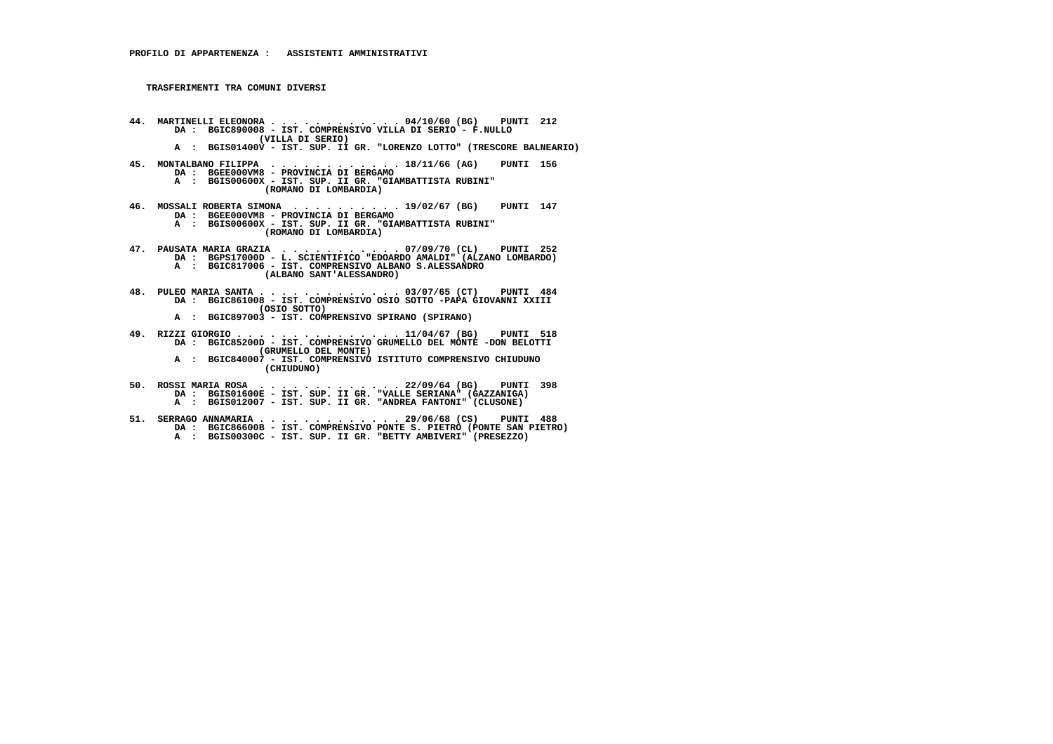**PROFILO DI APPARTENENZA : ASSISTENTI AMMINISTRATIVI**

**TRASFERIMENTI TRA COMUNI DIVERSI**

**44. MARTINELLI ELEONORA . . . . . . . . . . . . . 04/10/60 (BG) PUNTI 212**
DA : BGIC890008 - IST. COMPRENSIVO VILLA DI SERIO - F.NULLO (VILLA DI SERIO)
A : BGIS01400V - IST. SUP. II GR. "LORENZO LOTTO" (TRESCORE BALNEARIO)

**45. MONTALBANO FILIPPA . . . . . . . . . . . . 18/11/66 (AG) PUNTI 156**
DA : BGEE000VM8 - PROVINCIA DI BERGAMO
A : BGIS00600X - IST. SUP. II GR. "GIAMBATTISTA RUBINI" (ROMANO DI LOMBARDIA)

**46. MOSSALI ROBERTA SIMONA . . . . . . . . . . 19/02/67 (BG) PUNTI 147**
DA : BGEE000VM8 - PROVINCIA DI BERGAMO
A : BGIS00600X - IST. SUP. II GR. "GIAMBATTISTA RUBINI" (ROMANO DI LOMBARDIA)

**47. PAUSATA MARIA GRAZIA . . . . . . . . . . . 07/09/70 (CL) PUNTI 252**
DA : BGPS17000D - L. SCIENTIFICO "EDOARDO AMALDI" (ALZANO LOMBARDO)
A : BGIC817006 - IST. COMPRENSIVO ALBANO S.ALESSANDRO (ALBANO SANT'ALESSANDRO)

**48. PULEO MARIA SANTA . . . . . . . . . . . . . 03/07/65 (CT) PUNTI 484**
DA : BGIC861008 - IST. COMPRENSIVO OSIO SOTTO -PAPA GIOVANNI XXIII (OSIO SOTTO)
A : BGIC897003 - IST. COMPRENSIVO SPIRANO (SPIRANO)

**49. RIZZI GIORGIO . . . . . . . . . . . . . . . 11/04/67 (BG) PUNTI 518**
DA : BGIC85200D - IST. COMPRENSIVO GRUMELLO DEL MONTE -DON BELOTTI (GRUMELLO DEL MONTE)
A : BGIC840007 - IST. COMPRENSIVO ISTITUTO COMPRENSIVO CHIUDUNO (CHIUDUNO)

**50. ROSSI MARIA ROSA . . . . . . . . . . . . . 22/09/64 (BG) PUNTI 398**
DA : BGIS01600E - IST. SUP. II GR. "VALLE SERIANA" (GAZZANIGA)
A : BGIS012007 - IST. SUP. II GR. "ANDREA FANTONI" (CLUSONE)

**51. SERRAGO ANNAMARIA . . . . . . . . . . . . . 29/06/68 (CS) PUNTI 488**
DA : BGIC86600B - IST. COMPRENSIVO PONTE S. PIETRO (PONTE SAN PIETRO)
A : BGIS00300C - IST. SUP. II GR. "BETTY AMBIVERI" (PRESEZZO)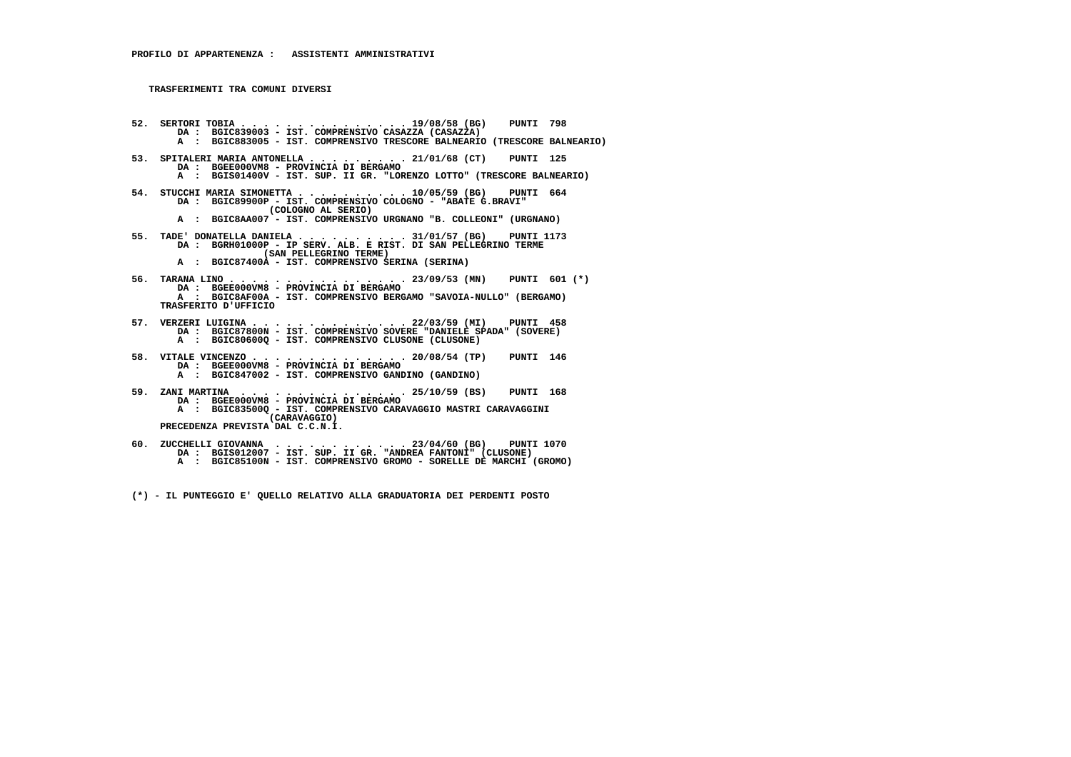**PROFILO DI APPARTENENZA : ASSISTENTI AMMINISTRATIVI**

**TRASFERIMENTI TRA COMUNI DIVERSI**

52. SERTORI TOBIA . . . . . . . . . . . . . . . 19/08/58 (BG) PUNTI 798
 DA : BGIC839003 - IST. COMPRENSIVO CASAZZA (CASAZZA)
 A : BGIC883005 - IST. COMPRENSIVO TRESCORE BALNEARIO (TRESCORE BALNEARIO)

53. SPITALERI MARIA ANTONELLA . . . . . . . . . 21/01/68 (CT) PUNTI 125
 DA : BGEE000VM8 - PROVINCIA DI BERGAMO
 A : BGIS01400V - IST. SUP. II GR. "LORENZO LOTTO" (TRESCORE BALNEARIO)

54. STUCCHI MARIA SIMONETTA . . . . . . . . . . 10/05/59 (BG) PUNTI 664
 DA : BGIC89900P - IST. COMPRENSIVO COLOGNO - "ABATE G.BRAVI" (COLOGNO AL SERIO)
 A : BGIC8AA007 - IST. COMPRENSIVO URGNANO "B. COLLEONI" (URGNANO)

55. TADE' DONATELLA DANIELA . . . . . . . . . . 31/01/57 (BG) PUNTI 1173
 DA : BGRH01000P - IP SERV. ALB. E RIST. DI SAN PELLEGRINO TERME (SAN PELLEGRINO TERME)
 A : BGIC87400A - IST. COMPRENSIVO SERINA (SERINA)

56. TARANA LINO . . . . . . . . . . . . . . . . 23/09/53 (MN) PUNTI 601 (*)
 DA : BGEE000VM8 - PROVINCIA DI BERGAMO
 A : BGIC8AF00A - IST. COMPRENSIVO BERGAMO "SAVOIA-NULLO" (BERGAMO)
 TRASFERITO D'UFFICIO

57. VERZERI LUIGINA . . . . . . . . . . . . . . 22/03/59 (MI) PUNTI 458
 DA : BGIC87800N - IST. COMPRENSIVO SOVERE "DANIELE SPADA" (SOVERE)
 A : BGIC80600Q - IST. COMPRENSIVO CLUSONE (CLUSONE)

58. VITALE VINCENZO . . . . . . . . . . . . . . 20/08/54 (TP) PUNTI 146
 DA : BGEE000VM8 - PROVINCIA DI BERGAMO
 A : BGIC847002 - IST. COMPRENSIVO GANDINO (GANDINO)

59. ZANI MARTINA . . . . . . . . . . . . . . . 25/10/59 (BS) PUNTI 168
 DA : BGEE000VM8 - PROVINCIA DI BERGAMO
 A : BGIC83500Q - IST. COMPRENSIVO CARAVAGGIO MASTRI CARAVAGGINI (CARAVAGGIO)
 PRECEDENZA PREVISTA DAL C.C.N.I.

60. ZUCCHELLI GIOVANNA . . . . . . . . . . . . 23/04/60 (BG) PUNTI 1070
 DA : BGIS012007 - IST. SUP. II GR. "ANDREA FANTONI" (CLUSONE)
 A : BGIC85100N - IST. COMPRENSIVO GROMO - SORELLE DE MARCHI (GROMO)

(*) - IL PUNTEGGIO E' QUELLO RELATIVO ALLA GRADUATORIA DEI PERDENTI POSTO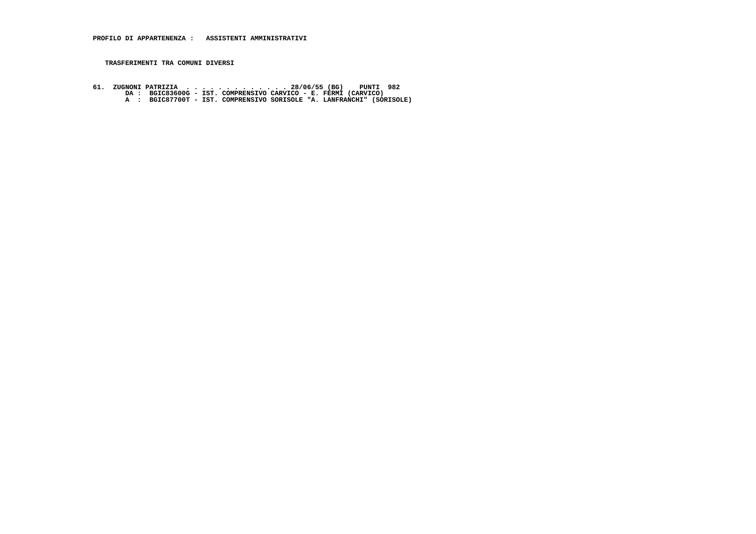**PROFILO DI APPARTENENZA : ASSISTENTI AMMINISTRATIVI**

**TRASFERIMENTI TRA COMUNI DIVERSI**

61. ZUGNONI PATRIZIA . . . . . . . . . . . . . 28/06/55 (BG) PUNTI 982
    DA : BGIC83600G - IST. COMPRENSIVO CARVICO - E. FERMI (CARVICO)
    A : BGIC87700T - IST. COMPRENSIVO SORISOLE "A. LANFRANCHI" (SORISOLE)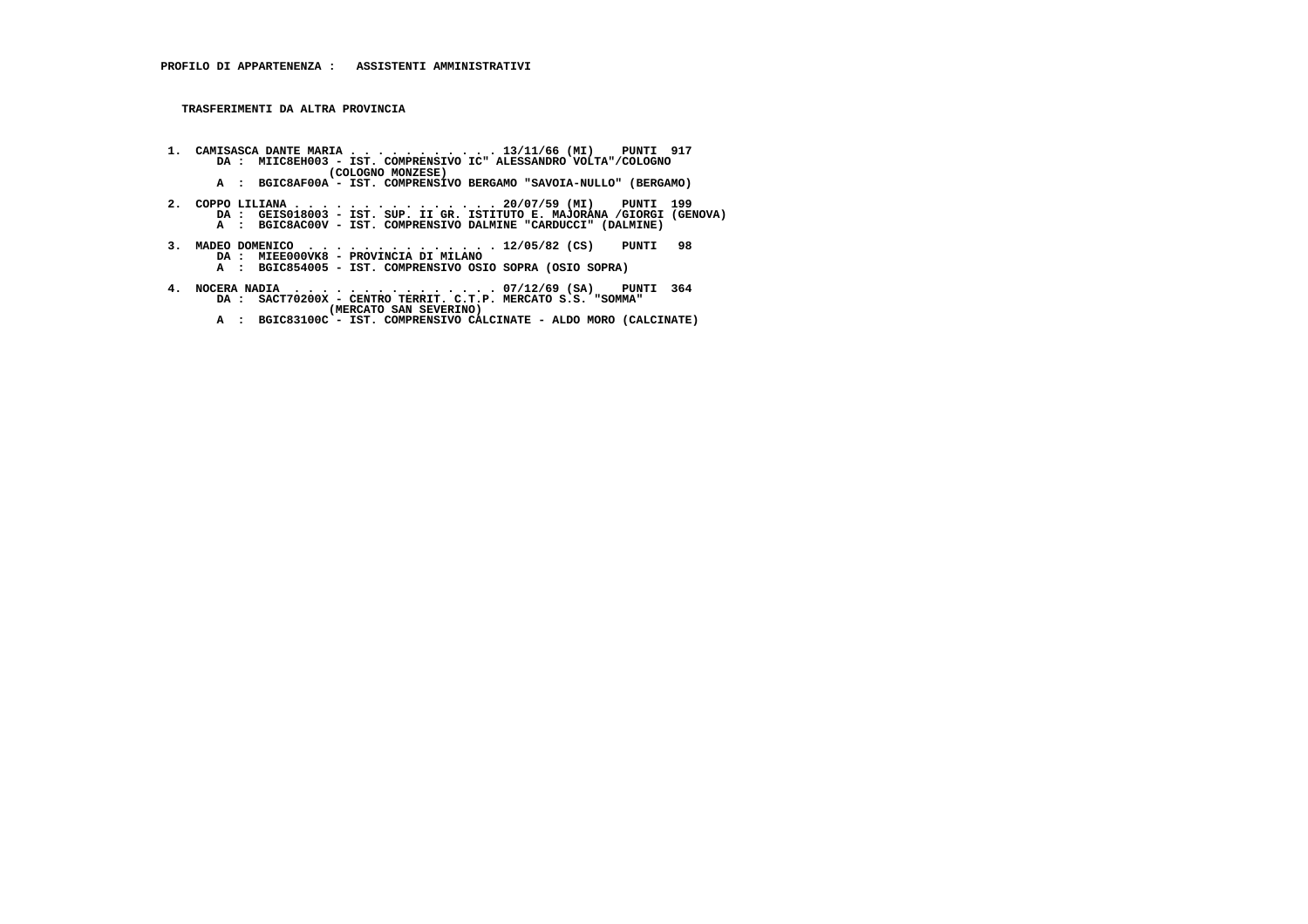**PROFILO DI APPARTENENZA : ASSISTENTI AMMINISTRATIVI**

**TRASFERIMENTI DA ALTRA PROVINCIA**

1. **CAMISASCA DANTE MARIA . . . . . . . . . . . 13/11/66 (MI) PUNTI 917**
   DA : MIIC8EH003 - IST. COMPRENSIVO IC" ALESSANDRO VOLTA"/COLOGNO (COLOGNO MONZESE)
   A : BGIC8AF00A - IST. COMPRENSIVO BERGAMO "SAVOIA-NULLO" (BERGAMO)

2. **COPPO LILIANA . . . . . . . . . . . . . . 20/07/59 (MI) PUNTI 199**
   DA : GEIS018003 - IST. SUP. II GR. ISTITUTO E. MAJORANA /GIORGI (GENOVA)
   A : BGIC8AC00V - IST. COMPRENSIVO DALMINE "CARDUCCI" (DALMINE)

3. **MADEO DOMENICO . . . . . . . . . . . . . 12/05/82 (CS) PUNTI 98**
   DA : MIEE000VK8 - PROVINCIA DI MILANO
   A : BGIC854005 - IST. COMPRENSIVO OSIO SOPRA (OSIO SOPRA)

4. **NOCERA NADIA . . . . . . . . . . . . . . . 07/12/69 (SA) PUNTI 364**
   DA : SACT70200X - CENTRO TERRIT. C.T.P. MERCATO S.S. "SOMMA" (MERCATO SAN SEVERINO)
   A : BGIC83100C - IST. COMPRENSIVO CALCINATE - ALDO MORO (CALCINATE)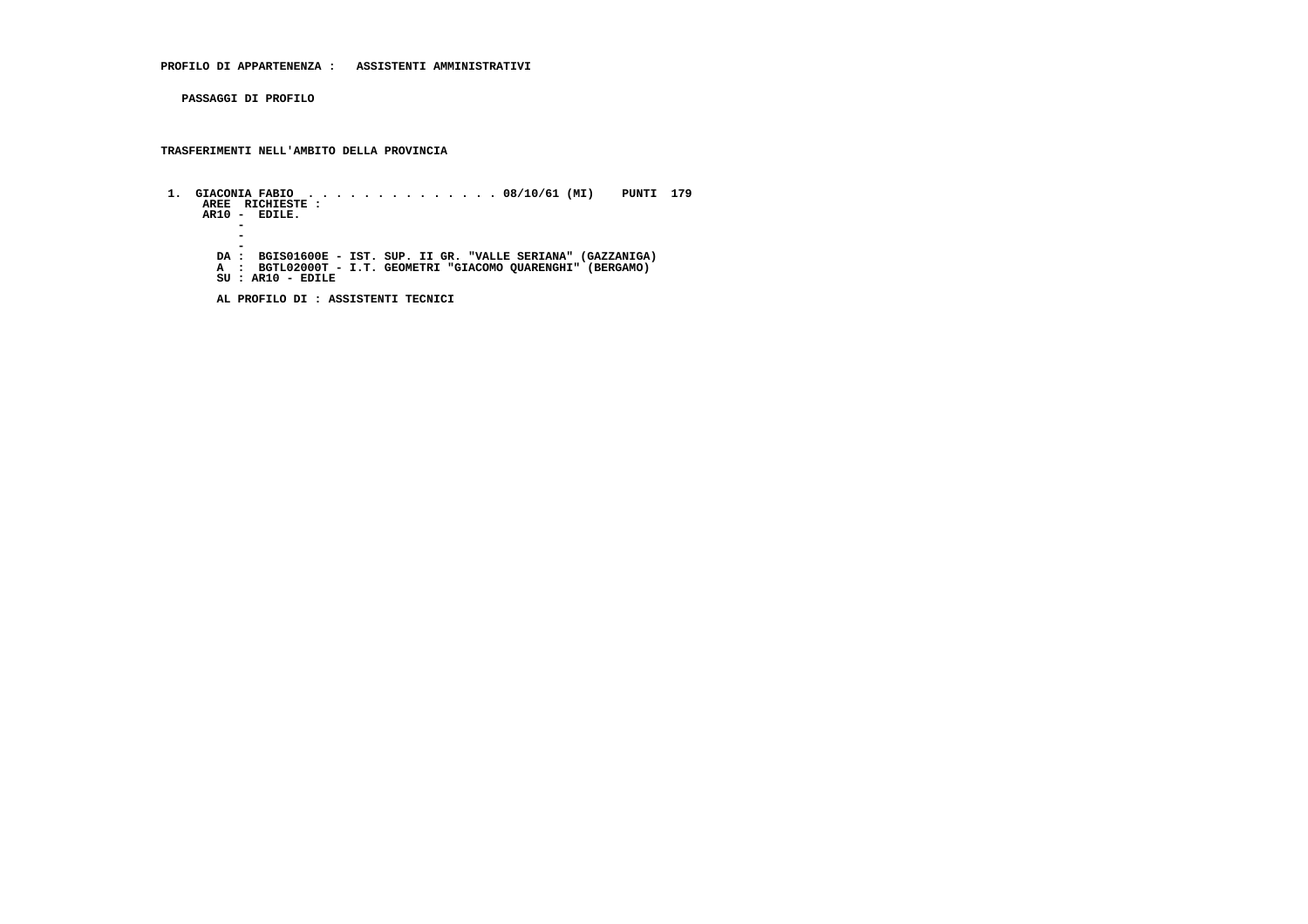**PROFILO DI APPARTENENZA : ASSISTENTI AMMINISTRATIVI**

**PASSAGGI DI PROFILO**

**TRASFERIMENTI NELL'AMBITO DELLA PROVINCIA**

**1. GIACONIA FABIO . . . . . . . . . . . . . . 08/10/61 (MI) PUNTI 179**

**AREE RICHIESTE :**

**AR10 - EDILE.**

**-**

**-**

**-**

**DA : BGIS01600E - IST. SUP. II GR. "VALLE SERIANA" (GAZZANIGA)**

**A : BGTL02000T - I.T. GEOMETRI "GIACOMO QUARENGHI" (BERGAMO)**

**SU : AR10 - EDILE**

**AL PROFILO DI : ASSISTENTI TECNICI**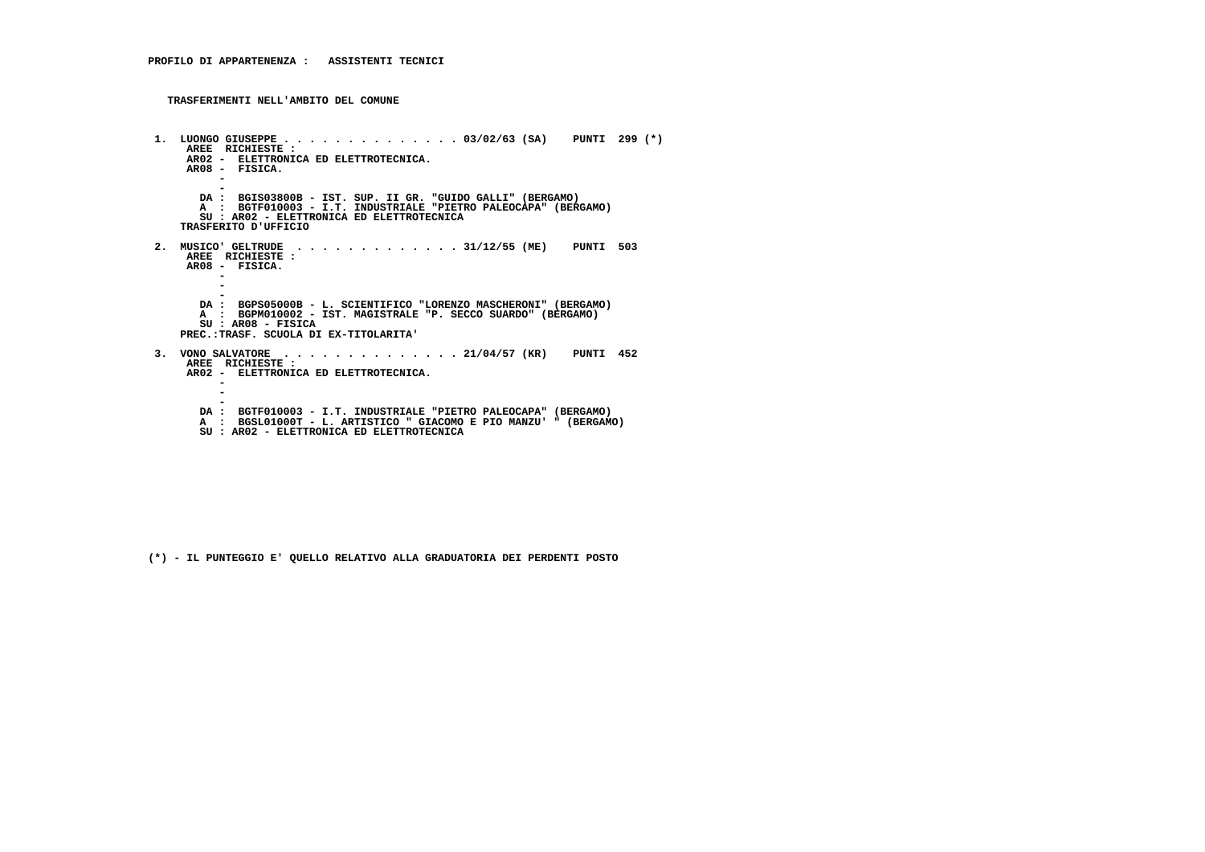**PROFILO DI APPARTENENZA : ASSISTENTI TECNICI**

**TRASFERIMENTI NELL'AMBITO DEL COMUNE**

**1. LUONGO GIUSEPPE . . . . . . . . . . . . . . 03/02/63 (SA) PUNTI 299 (*)**
AREE RICHIESTE :
AR02 - ELETTRONICA ED ELETTROTECNICA.
AR08 - FISICA.
-
-
DA : BGIS03800B - IST. SUP. II GR. "GUIDO GALLI" (BERGAMO)
A : BGTF010003 - I.T. INDUSTRIALE "PIETRO PALEOCAPA" (BERGAMO)
SU : AR02 - ELETTRONICA ED ELETTROTECNICA
TRASFERITO D'UFFICIO

**2. MUSICO' GELTRUDE . . . . . . . . . . . . . 31/12/55 (ME) PUNTI 503**
AREE RICHIESTE :
AR08 - FISICA.
-
-
-
DA : BGPS05000B - L. SCIENTIFICO "LORENZO MASCHERONI" (BERGAMO)
A : BGPM010002 - IST. MAGISTRALE "P. SECCO SUARDO" (BERGAMO)
SU : AR08 - FISICA
PREC.:TRASF. SCUOLA DI EX-TITOLARITA'

**3. VONO SALVATORE . . . . . . . . . . . . . . 21/04/57 (KR) PUNTI 452**
AREE RICHIESTE :
AR02 - ELETTRONICA ED ELETTROTECNICA.
-
-
-
DA : BGTF010003 - I.T. INDUSTRIALE "PIETRO PALEOCAPA" (BERGAMO)
A : BGSL01000T - L. ARTISTICO " GIACOMO E PIO MANZU' " (BERGAMO)
SU : AR02 - ELETTRONICA ED ELETTROTECNICA

(*) - IL PUNTEGGIO E' QUELLO RELATIVO ALLA GRADUATORIA DEI PERDENTI POSTO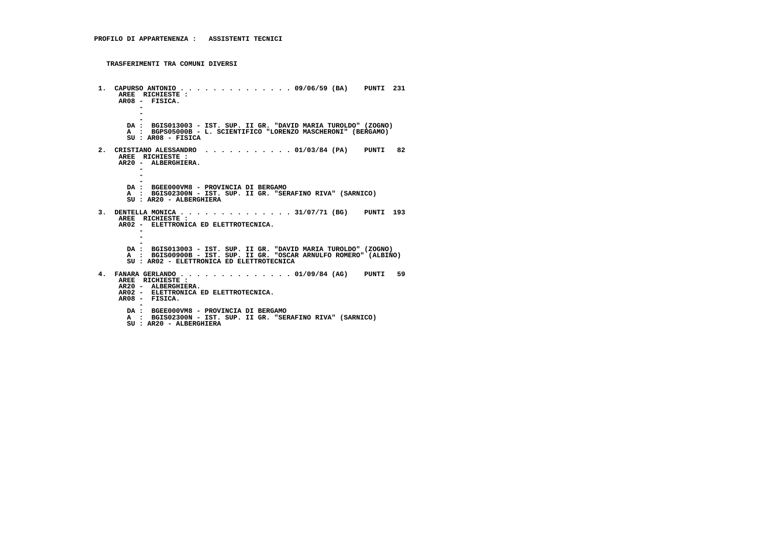**PROFILO DI APPARTENENZA : ASSISTENTI TECNICI**

**TRASFERIMENTI TRA COMUNI DIVERSI**

**1. CAPURSO ANTONIO . . . . . . . . . . . . . . 09/06/59 (BA) PUNTI 231**
AREE RICHIESTE :
AR08 - FISICA.
-
-
-
DA : BGIS013003 - IST. SUP. II GR. "DAVID MARIA TUROLDO" (ZOGNO)
A : BGPS05000B - L. SCIENTIFICO "LORENZO MASCHERONI" (BERGAMO)
SU : AR08 - FISICA

**2. CRISTIANO ALESSANDRO . . . . . . . . . . . 01/03/84 (PA) PUNTI 82**
AREE RICHIESTE :
AR20 - ALBERGHIERA.
-
-
-
DA : BGEE000VM8 - PROVINCIA DI BERGAMO
A : BGIS02300N - IST. SUP. II GR. "SERAFINO RIVA" (SARNICO)
SU : AR20 - ALBERGHIERA

**3. DENTELLA MONICA . . . . . . . . . . . . . . 31/07/71 (BG) PUNTI 193**
AREE RICHIESTE :
AR02 - ELETTRONICA ED ELETTROTECNICA.
-
-
-
DA : BGIS013003 - IST. SUP. II GR. "DAVID MARIA TUROLDO" (ZOGNO)
A : BGIS00900B - IST. SUP. II GR. "OSCAR ARNULFO ROMERO" (ALBINO)
SU : AR02 - ELETTRONICA ED ELETTROTECNICA

**4. FANARA GERLANDO . . . . . . . . . . . . . . 01/09/84 (AG) PUNTI 59**
AREE RICHIESTE :
AR20 - ALBERGHIERA.
AR02 - ELETTRONICA ED ELETTROTECNICA.
AR08 - FISICA.
-
DA : BGEE000VM8 - PROVINCIA DI BERGAMO
A : BGIS02300N - IST. SUP. II GR. "SERAFINO RIVA" (SARNICO)
SU : AR20 - ALBERGHIERA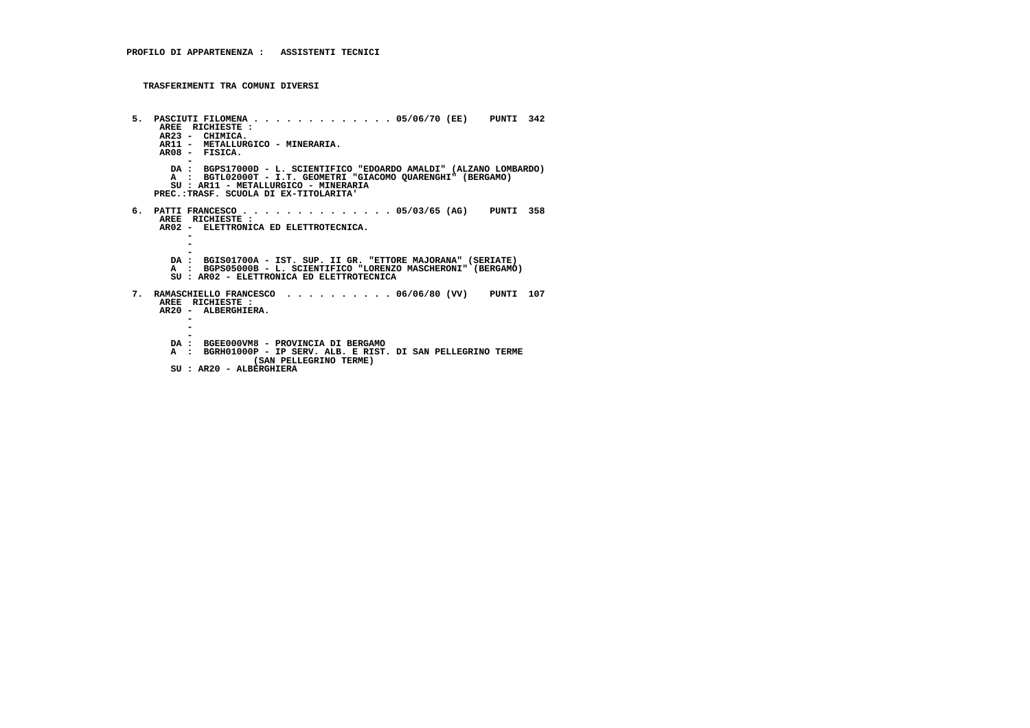**PROFILO DI APPARTENENZA : ASSISTENTI TECNICI**

**TRASFERIMENTI TRA COMUNI DIVERSI**

**5. PASCIUTI FILOMENA . . . . . . . . . . . . . 05/06/70 (EE) PUNTI 342**
AREE RICHIESTE :
AR23 - CHIMICA.
AR11 - METALLURGICO - MINERARIA.
AR08 - FISICA.
-
DA : BGPS17000D - L. SCIENTIFICO "EDOARDO AMALDI" (ALZANO LOMBARDO)
A : BGTL02000T - I.T. GEOMETRI "GIACOMO QUARENGHI" (BERGAMO)
SU : AR11 - METALLURGICO - MINERARIA
PREC.:TRASF. SCUOLA DI EX-TITOLARITA'

**6. PATTI FRANCESCO . . . . . . . . . . . . . . 05/03/65 (AG) PUNTI 358**
AREE RICHIESTE :
AR02 - ELETTRONICA ED ELETTROTECNICA.
-
-
-
DA : BGIS01700A - IST. SUP. II GR. "ETTORE MAJORANA" (SERIATE)
A : BGPS05000B - L. SCIENTIFICO "LORENZO MASCHERONI" (BERGAMO)
SU : AR02 - ELETTRONICA ED ELETTROTECNICA

**7. RAMASCHIELLO FRANCESCO . . . . . . . . . . 06/06/80 (VV) PUNTI 107**
AREE RICHIESTE :
AR20 - ALBERGHIERA.
-
-
-
DA : BGEE000VM8 - PROVINCIA DI BERGAMO
A : BGRH01000P - IP SERV. ALB. E RIST. DI SAN PELLEGRINO TERME (SAN PELLEGRINO TERME)
SU : AR20 - ALBERGHIERA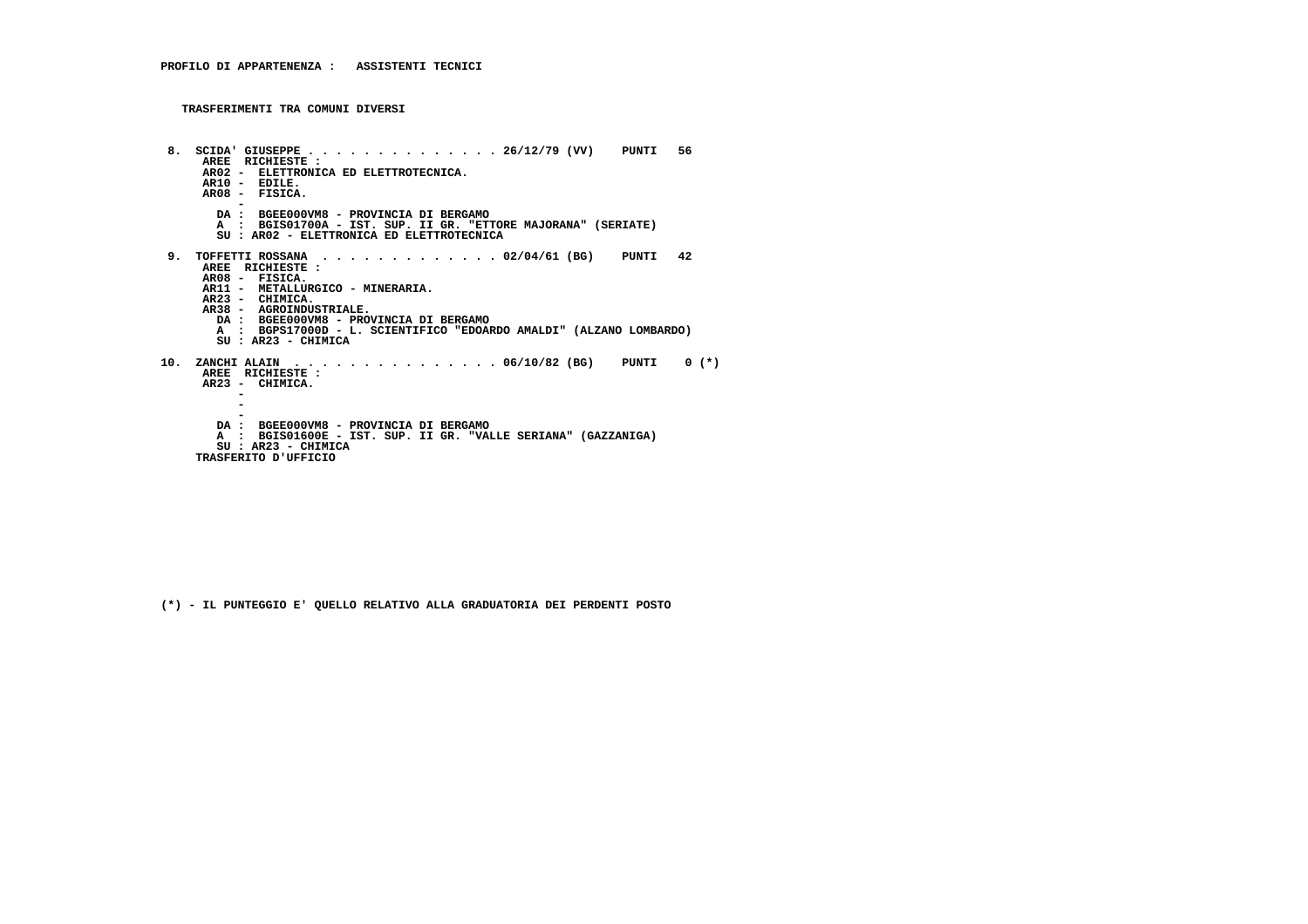**PROFILO DI APPARTENENZA : ASSISTENTI TECNICI**

**TRASFERIMENTI TRA COMUNI DIVERSI**

**8. SCIDA' GIUSEPPE . . . . . . . . . . . . . . 26/12/79 (VV) PUNTI 56**
AREE RICHIESTE :
AR02 - ELETTRONICA ED ELETTROTECNICA.
AR10 - EDILE.
AR08 - FISICA.
-
DA : BGEE000VM8 - PROVINCIA DI BERGAMO
A : BGIS01700A - IST. SUP. II GR. "ETTORE MAJORANA" (SERIATE)
SU : AR02 - ELETTRONICA ED ELETTROTECNICA

**9. TOFFETTI ROSSANA . . . . . . . . . . . . . 02/04/61 (BG) PUNTI 42**
AREE RICHIESTE :
AR08 - FISICA.
AR11 - METALLURGICO - MINERARIA.
AR23 - CHIMICA.
AR38 - AGROINDUSTRIALE.
DA : BGEE000VM8 - PROVINCIA DI BERGAMO
A : BGPS17000D - L. SCIENTIFICO "EDOARDO AMALDI" (ALZANO LOMBARDO)
SU : AR23 - CHIMICA

**10. ZANCHI ALAIN . . . . . . . . . . . . . . . 06/10/82 (BG) PUNTI 0 (*)**
AREE RICHIESTE :
AR23 - CHIMICA.
-
-
-
DA : BGEE000VM8 - PROVINCIA DI BERGAMO
A : BGIS01600E - IST. SUP. II GR. "VALLE SERIANA" (GAZZANIGA)
SU : AR23 - CHIMICA
TRASFERITO D'UFFICIO

(*) - IL PUNTEGGIO E' QUELLO RELATIVO ALLA GRADUATORIA DEI PERDENTI POSTO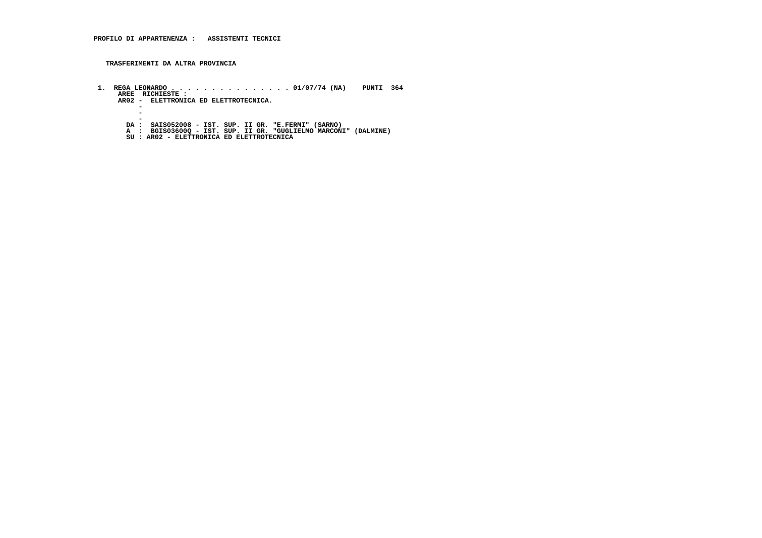**PROFILO DI APPARTENENZA :   ASSISTENTI TECNICI**

**TRASFERIMENTI DA ALTRA PROVINCIA**

**1. REGA LEONARDO . . . . . . . . . . . . . . . 01/07/74 (NA)    PUNTI  364**

AREE  RICHIESTE :

AR02 -  ELETTRONICA ED ELETTROTECNICA.

\-

\-

\-

DA :  SAIS052008 - IST. SUP. II GR. "E.FERMI" (SARNO)

A  :  BGIS03600Q - IST. SUP. II GR. "GUGLIELMO MARCONI" (DALMINE)

SU : AR02 - ELETTRONICA ED ELETTROTECNICA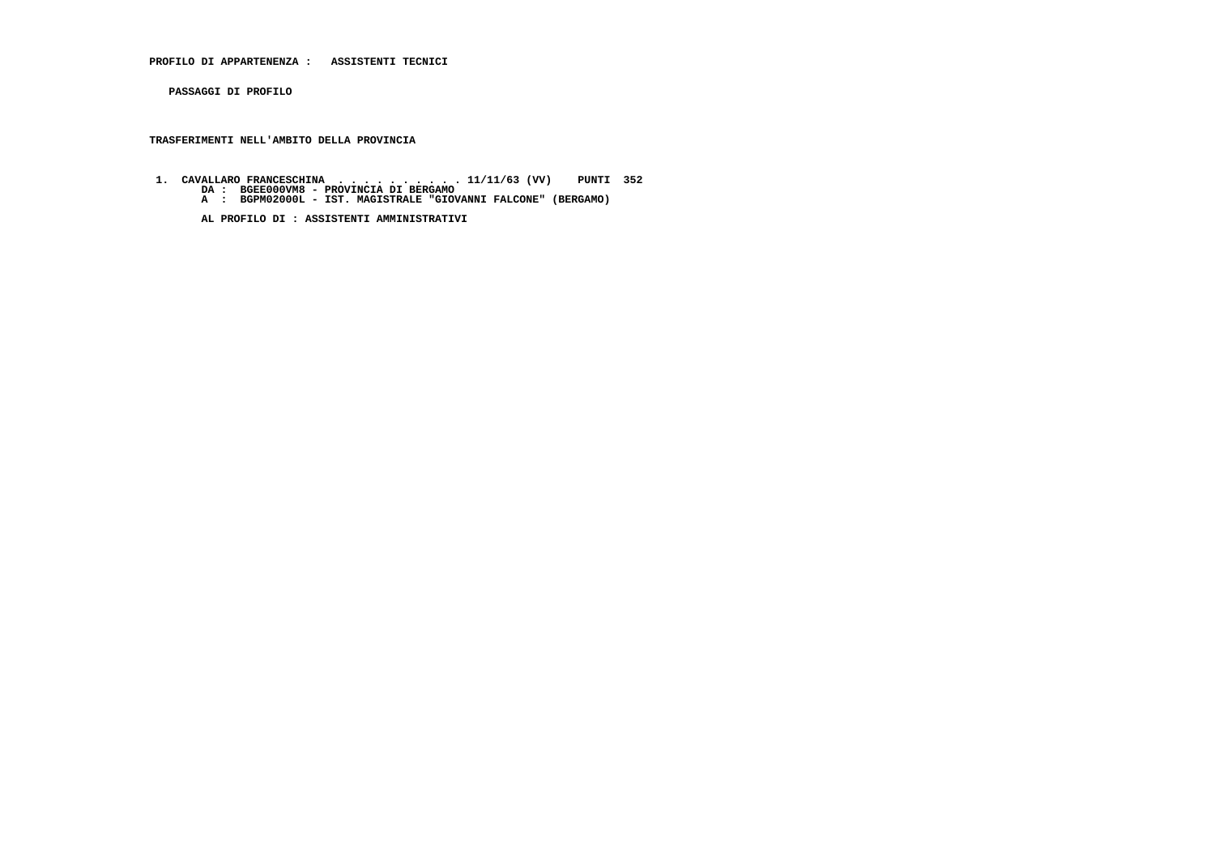**PROFILO DI APPARTENENZA :   ASSISTENTI TECNICI**

**PASSAGGI DI PROFILO**

**TRASFERIMENTI NELL'AMBITO DELLA PROVINCIA**

**1.  CAVALLARO FRANCESCHINA  . . . . . . . . . . . 11/11/63 (VV)    PUNTI  352**
**DA :  BGEE000VM8 - PROVINCIA DI BERGAMO**
**A  :  BGPM02000L - IST. MAGISTRALE "GIOVANNI FALCONE" (BERGAMO)**

**AL PROFILO DI : ASSISTENTI AMMINISTRATIVI**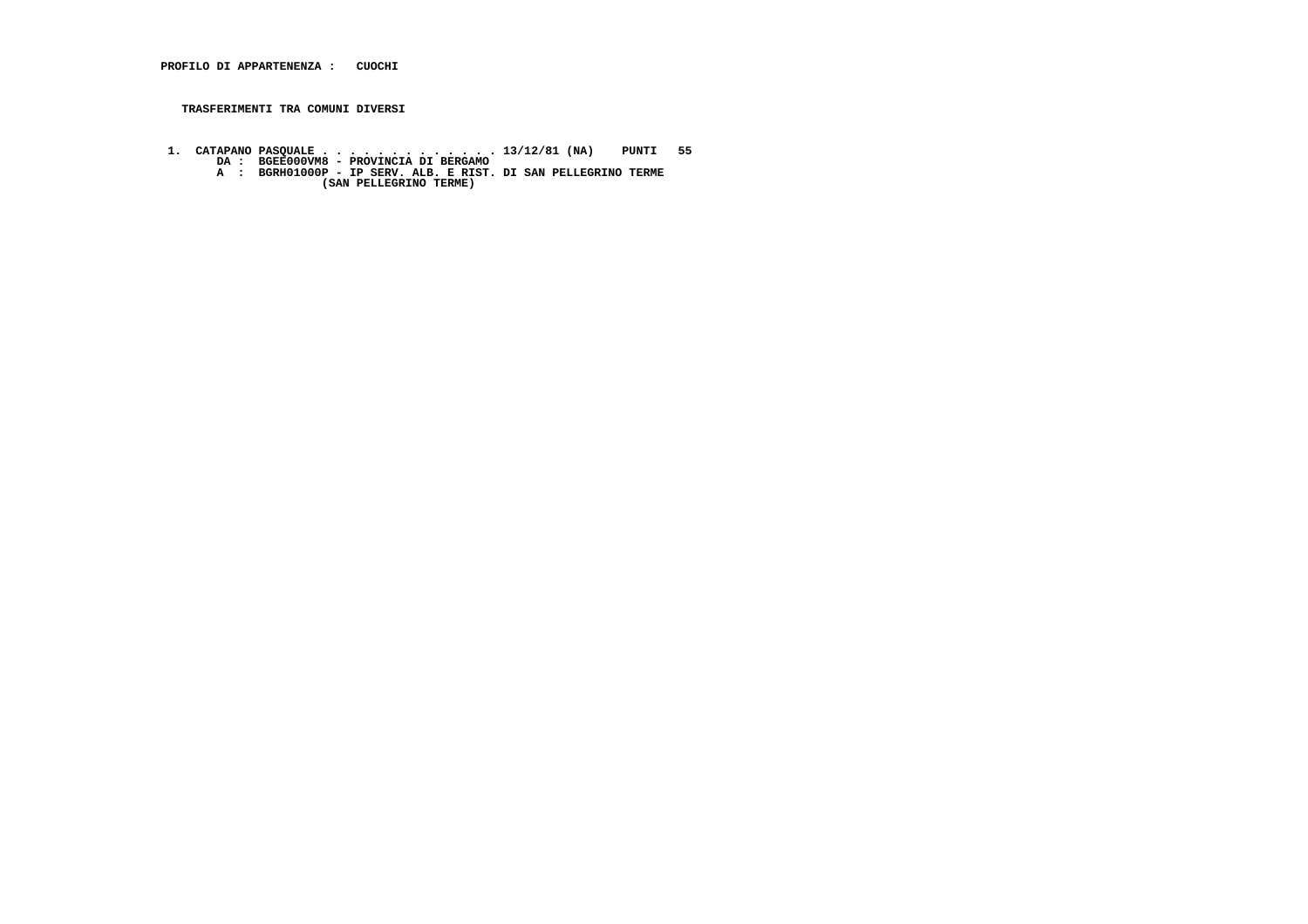**PROFILO DI APPARTENENZA : CUOCHI**

**TRASFERIMENTI TRA COMUNI DIVERSI**

1. CATAPANO PASQUALE . . . . . . . . . . . . . 13/12/81 (NA) PUNTI 55
   DA : BGEE000VM8 - PROVINCIA DI BERGAMO
   A : BGRH01000P - IP SERV. ALB. E RIST. DI SAN PELLEGRINO TERME
   (SAN PELLEGRINO TERME)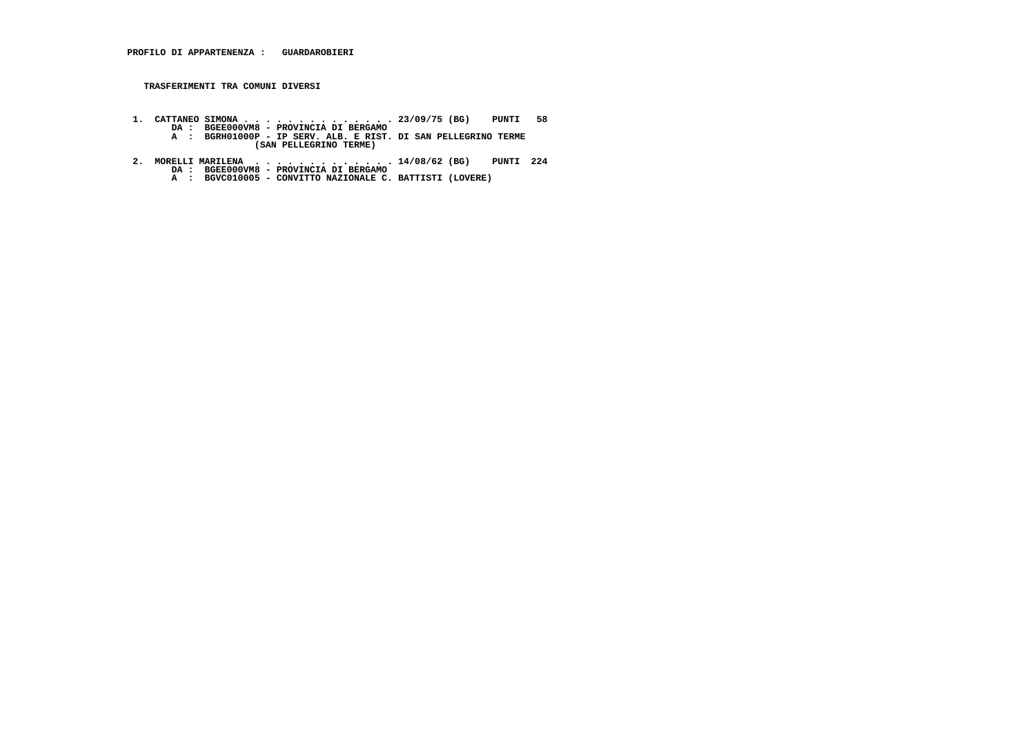**PROFILO DI APPARTENENZA : GUARDAROBIERI**

**TRASFERIMENTI TRA COMUNI DIVERSI**

1. CATTANEO SIMONA . . . . . . . . . . . . . . . 23/09/75 (BG) PUNTI 58
   DA : BGEE000VM8 - PROVINCIA DI BERGAMO
   A : BGRH01000P - IP SERV. ALB. E RIST. DI SAN PELLEGRINO TERME (SAN PELLEGRINO TERME)

2. MORELLI MARILENA . . . . . . . . . . . . . . 14/08/62 (BG) PUNTI 224
   DA : BGEE000VM8 - PROVINCIA DI BERGAMO
   A : BGVC010005 - CONVITTO NAZIONALE C. BATTISTI (LOVERE)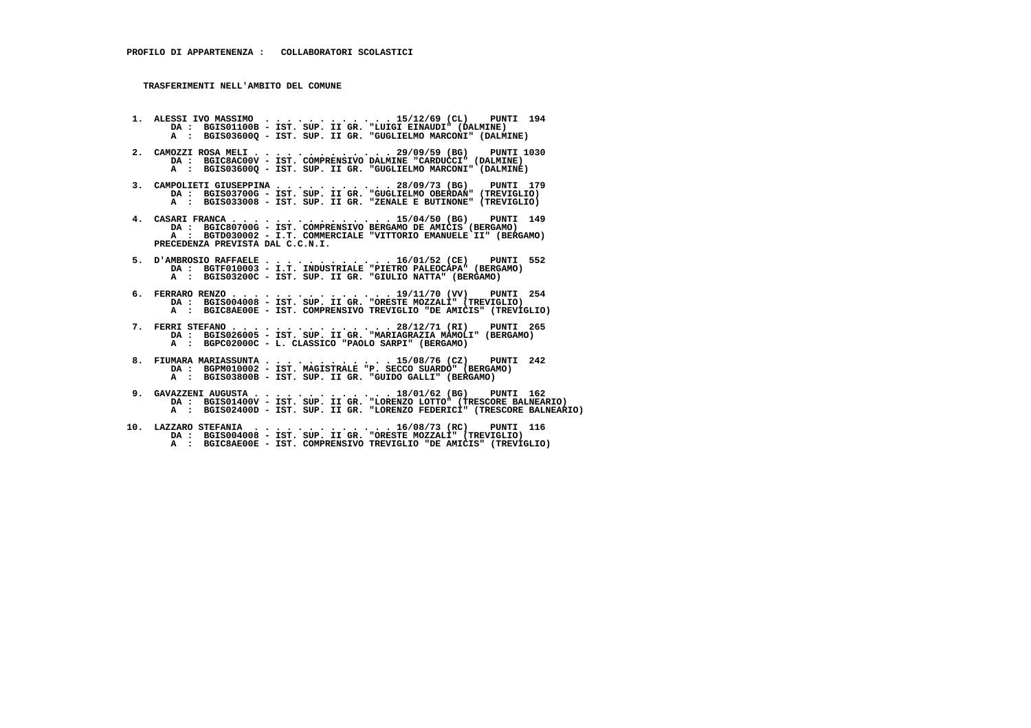**PROFILO DI APPARTENENZA : COLLABORATORI SCOLASTICI**

**TRASFERIMENTI NELL'AMBITO DEL COMUNE**

1. ALESSI IVO MASSIMO . . . . . . . . . . . . 15/12/69 (CL) PUNTI 194
   DA : BGIS01100B - IST. SUP. II GR. "LUIGI EINAUDI" (DALMINE)
   A : BGIS03600Q - IST. SUP. II GR. "GUGLIELMO MARCONI" (DALMINE)

2. CAMOZZI ROSA MELI . . . . . . . . . . . . . 29/09/59 (BG) PUNTI 1030
   DA : BGIC8AC00V - IST. COMPRENSIVO DALMINE "CARDUCCI" (DALMINE)
   A : BGIS03600Q - IST. SUP. II GR. "GUGLIELMO MARCONI" (DALMINE)

3. CAMPOLIETI GIUSEPPINA . . . . . . . . . . . 28/09/73 (BG) PUNTI 179
   DA : BGIS03700G - IST. SUP. II GR. "GUGLIELMO OBERDAN" (TREVIGLIO)
   A : BGIS033008 - IST. SUP. II GR. "ZENALE E BUTINONE" (TREVIGLIO)

4. CASARI FRANCA . . . . . . . . . . . . . . 15/04/50 (BG) PUNTI 149
   DA : BGIC80700G - IST. COMPRENSIVO BERGAMO DE AMICIS (BERGAMO)
   A : BGTD030002 - I.T. COMMERCIALE "VITTORIO EMANUELE II" (BERGAMO)
   PRECEDENZA PREVISTA DAL C.C.N.I.

5. D'AMBROSIO RAFFAELE . . . . . . . . . . . 16/01/52 (CE) PUNTI 552
   DA : BGTF010003 - I.T. INDUSTRIALE "PIETRO PALEOCAPA" (BERGAMO)
   A : BGIS03200C - IST. SUP. II GR. "GIULIO NATTA" (BERGAMO)

6. FERRARO RENZO . . . . . . . . . . . . . . 19/11/70 (VV) PUNTI 254
   DA : BGIS004008 - IST. SUP. II GR. "ORESTE MOZZALI" (TREVIGLIO)
   A : BGIC8AE00E - IST. COMPRENSIVO TREVIGLIO "DE AMICIS" (TREVIGLIO)

7. FERRI STEFANO . . . . . . . . . . . . . . 28/12/71 (RI) PUNTI 265
   DA : BGIS026005 - IST. SUP. II GR. "MARIAGRAZIA MAMOLI" (BERGAMO)
   A : BGPC02000C - L. CLASSICO "PAOLO SARPI" (BERGAMO)

8. FIUMARA MARIASSUNTA . . . . . . . . . . . 15/08/76 (CZ) PUNTI 242
   DA : BGPM010002 - IST. MAGISTRALE "P. SECCO SUARDO" (BERGAMO)
   A : BGIS03800B - IST. SUP. II GR. "GUIDO GALLI" (BERGAMO)

9. GAVAZZENI AUGUSTA . . . . . . . . . . . . 18/01/62 (BG) PUNTI 162
   DA : BGIS01400V - IST. SUP. II GR. "LORENZO LOTTO" (TRESCORE BALNEARIO)
   A : BGIS02400D - IST. SUP. II GR. "LORENZO FEDERICI" (TRESCORE BALNEARIO)

10. LAZZARO STEFANIA . . . . . . . . . . . . 16/08/73 (RC) PUNTI 116
    DA : BGIS004008 - IST. SUP. II GR. "ORESTE MOZZALI" (TREVIGLIO)
    A : BGIC8AE00E - IST. COMPRENSIVO TREVIGLIO "DE AMICIS" (TREVIGLIO)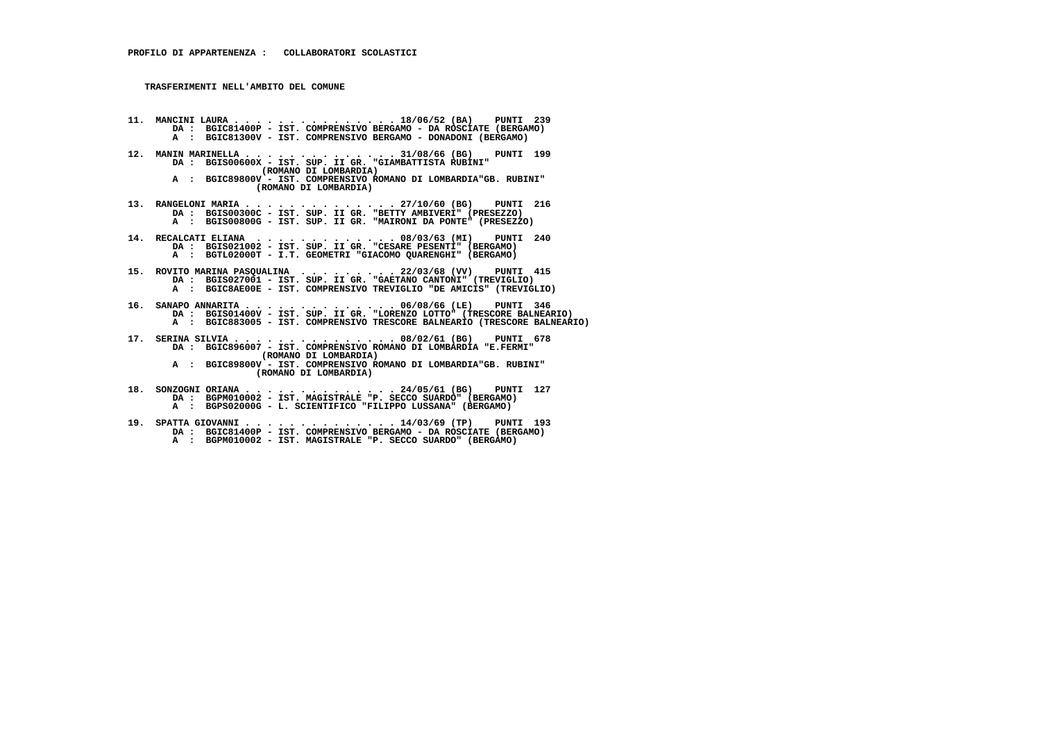**PROFILO DI APPARTENENZA : COLLABORATORI SCOLASTICI**

**TRASFERIMENTI NELL'AMBITO DEL COMUNE**

11. MANCINI LAURA . . . . . . . . . . . . . . 18/06/52 (BA) PUNTI 239
    DA : BGIC81400P - IST. COMPRENSIVO BERGAMO - DA ROSCIATE (BERGAMO)
    A : BGIC81300V - IST. COMPRENSIVO BERGAMO - DONADONI (BERGAMO)

12. MANIN MARINELLA . . . . . . . . . . . . . 31/08/66 (BG) PUNTI 199
    DA : BGIS00600X - IST. SUP. II GR. "GIAMBATTISTA RUBINI" (ROMANO DI LOMBARDIA)
    A : BGIC89800V - IST. COMPRENSIVO ROMANO DI LOMBARDIA"GB. RUBINI" (ROMANO DI LOMBARDIA)

13. RANGELONI MARIA . . . . . . . . . . . . . 27/10/60 (BG) PUNTI 216
    DA : BGIS00300C - IST. SUP. II GR. "BETTY AMBIVERI" (PRESEZZO)
    A : BGIS00800G - IST. SUP. II GR. "MAIRONI DA PONTE" (PRESEZZO)

14. RECALCATI ELIANA . . . . . . . . . . . . 08/03/63 (MI) PUNTI 240
    DA : BGIS021002 - IST. SUP. II GR. "CESARE PESENTI" (BERGAMO)
    A : BGTL02000T - I.T. GEOMETRI "GIACOMO QUARENGHI" (BERGAMO)

15. ROVITO MARINA PASQUALINA . . . . . . . . . 22/03/68 (VV) PUNTI 415
    DA : BGIS027001 - IST. SUP. II GR. "GAETANO CANTONI" (TREVIGLIO)
    A : BGIC8AE00E - IST. COMPRENSIVO TREVIGLIO "DE AMICIS" (TREVIGLIO)

16. SANAPO ANNARITA . . . . . . . . . . . . . 06/08/66 (LE) PUNTI 346
    DA : BGIS01400V - IST. SUP. II GR. "LORENZO LOTTO" (TRESCORE BALNEARIO)
    A : BGIC883005 - IST. COMPRENSIVO TRESCORE BALNEARIO (TRESCORE BALNEARIO)

17. SERINA SILVIA . . . . . . . . . . . . . . 08/02/61 (BG) PUNTI 678
    DA : BGIC896007 - IST. COMPRENSIVO ROMANO DI LOMBARDIA "E.FERMI" (ROMANO DI LOMBARDIA)
    A : BGIC89800V - IST. COMPRENSIVO ROMANO DI LOMBARDIA"GB. RUBINI" (ROMANO DI LOMBARDIA)

18. SONZOGNI ORIANA . . . . . . . . . . . . . 24/05/61 (BG) PUNTI 127
    DA : BGPM010002 - IST. MAGISTRALE "P. SECCO SUARDO" (BERGAMO)
    A : BGPS02000G - L. SCIENTIFICO "FILIPPO LUSSANA" (BERGAMO)

19. SPATTA GIOVANNI . . . . . . . . . . . . . 14/03/69 (TP) PUNTI 193
    DA : BGIC81400P - IST. COMPRENSIVO BERGAMO - DA ROSCIATE (BERGAMO)
    A : BGPM010002 - IST. MAGISTRALE "P. SECCO SUARDO" (BERGAMO)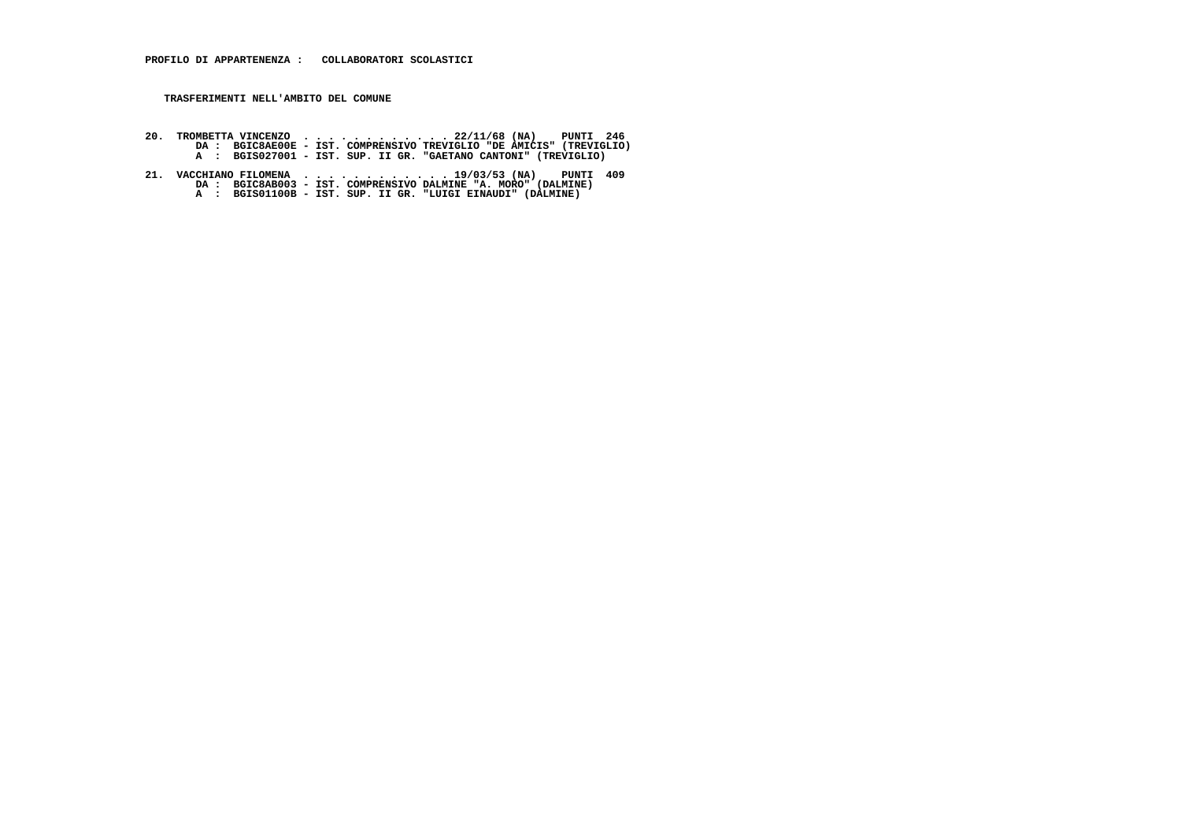**PROFILO DI APPARTENENZA :   COLLABORATORI SCOLASTICI**

**TRASFERIMENTI NELL'AMBITO DEL COMUNE**

**20. TROMBETTA VINCENZO . . . . . . . . . . . . 22/11/68 (NA)   PUNTI 246**
DA : BGIC8AE00E - IST. COMPRENSIVO TREVIGLIO "DE AMICIS" (TREVIGLIO)
A : BGIS027001 - IST. SUP. II GR. "GAETANO CANTONI" (TREVIGLIO)

**21. VACCHIANO FILOMENA . . . . . . . . . . . . 19/03/53 (NA)   PUNTI 409**
DA : BGIC8AB003 - IST. COMPRENSIVO DALMINE "A. MORO" (DALMINE)
A : BGIS01100B - IST. SUP. II GR. "LUIGI EINAUDI" (DALMINE)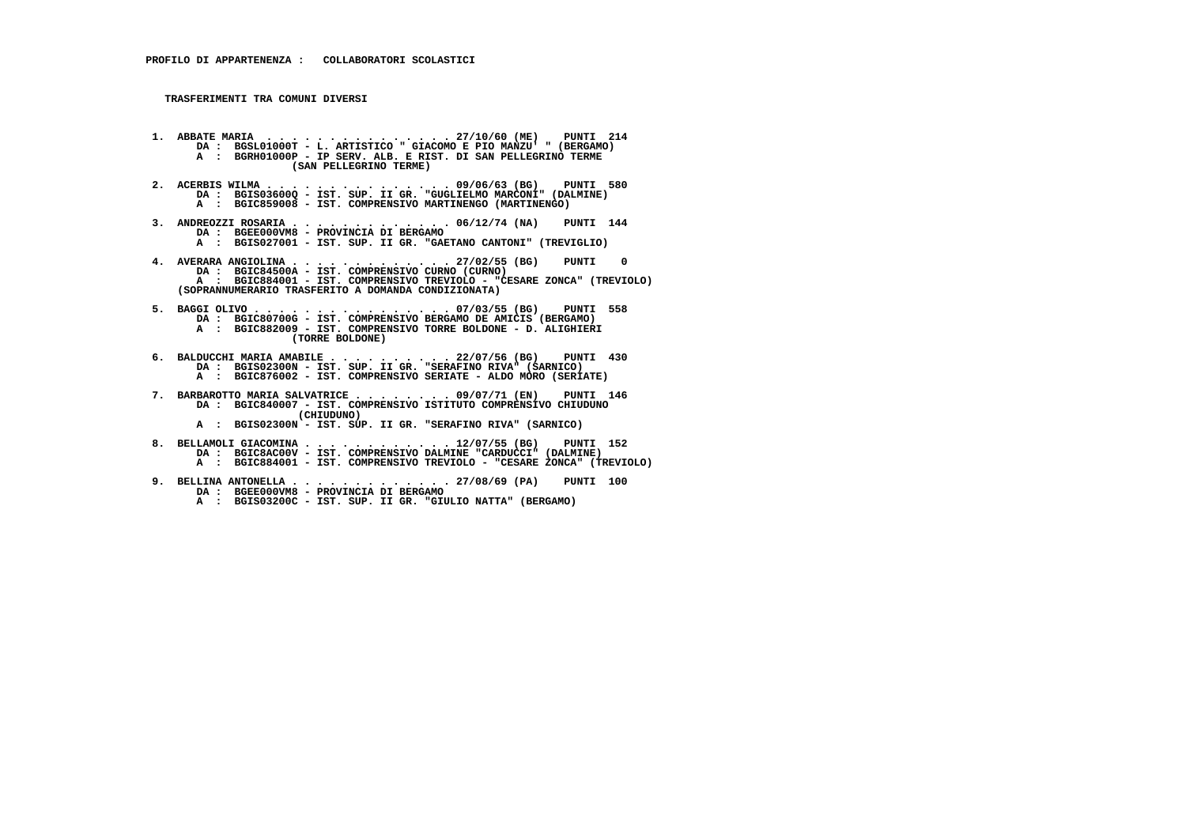**PROFILO DI APPARTENENZA : COLLABORATORI SCOLASTICI**

**TRASFERIMENTI TRA COMUNI DIVERSI**

1. ABBATE MARIA . . . . . . . . . . . . . . . 27/10/60 (ME) PUNTI 214
   DA : BGSL01000T - L. ARTISTICO " GIACOMO E PIO MANZU' " (BERGAMO)
   A : BGRH01000P - IP SERV. ALB. E RIST. DI SAN PELLEGRINO TERME (SAN PELLEGRINO TERME)

2. ACERBIS WILMA . . . . . . . . . . . . . . . 09/06/63 (BG) PUNTI 580
   DA : BGIS03600Q - IST. SUP. II GR. "GUGLIELMO MARCONI" (DALMINE)
   A : BGIC859008 - IST. COMPRENSIVO MARTINENGO (MARTINENGO)

3. ANDREOZZI ROSARIA . . . . . . . . . . . . . 06/12/74 (NA) PUNTI 144
   DA : BGEE000VM8 - PROVINCIA DI BERGAMO
   A : BGIS027001 - IST. SUP. II GR. "GAETANO CANTONI" (TREVIGLIO)

4. AVERARA ANGIOLINA . . . . . . . . . . . . . 27/02/55 (BG) PUNTI 0
   DA : BGIC84500A - IST. COMPRENSIVO CURNO (CURNO)
   A : BGIC884001 - IST. COMPRENSIVO TREVIOLO - "CESARE ZONCA" (TREVIOLO)
   (SOPRANNUMERARIO TRASFERITO A DOMANDA CONDIZIONATA)

5. BAGGI OLIVO . . . . . . . . . . . . . . . . 07/03/55 (BG) PUNTI 558
   DA : BGIC80700G - IST. COMPRENSIVO BERGAMO DE AMICIS (BERGAMO)
   A : BGIC882009 - IST. COMPRENSIVO TORRE BOLDONE - D. ALIGHIERI (TORRE BOLDONE)

6. BALDUCCHI MARIA AMABILE . . . . . . . . . . 22/07/56 (BG) PUNTI 430
   DA : BGIS02300N - IST. SUP. II GR. "SERAFINO RIVA" (SARNICO)
   A : BGIC876002 - IST. COMPRENSIVO SERIATE - ALDO MORO (SERIATE)

7. BARBAROTTO MARIA SALVATRICE . . . . . . . . 09/07/71 (EN) PUNTI 146
   DA : BGIC840007 - IST. COMPRENSIVO ISTITUTO COMPRENSIVO CHIUDUNO (CHIUDUNO)
   A : BGIS02300N - IST. SUP. II GR. "SERAFINO RIVA" (SARNICO)

8. BELLAMOLI GIACOMINA . . . . . . . . . . . . 12/07/55 (BG) PUNTI 152
   DA : BGIC8AC00V - IST. COMPRENSIVO DALMINE "CARDUCCI" (DALMINE)
   A : BGIC884001 - IST. COMPRENSIVO TREVIOLO - "CESARE ZONCA" (TREVIOLO)

9. BELLINA ANTONELLA . . . . . . . . . . . . . 27/08/69 (PA) PUNTI 100
   DA : BGEE000VM8 - PROVINCIA DI BERGAMO
   A : BGIS03200C - IST. SUP. II GR. "GIULIO NATTA" (BERGAMO)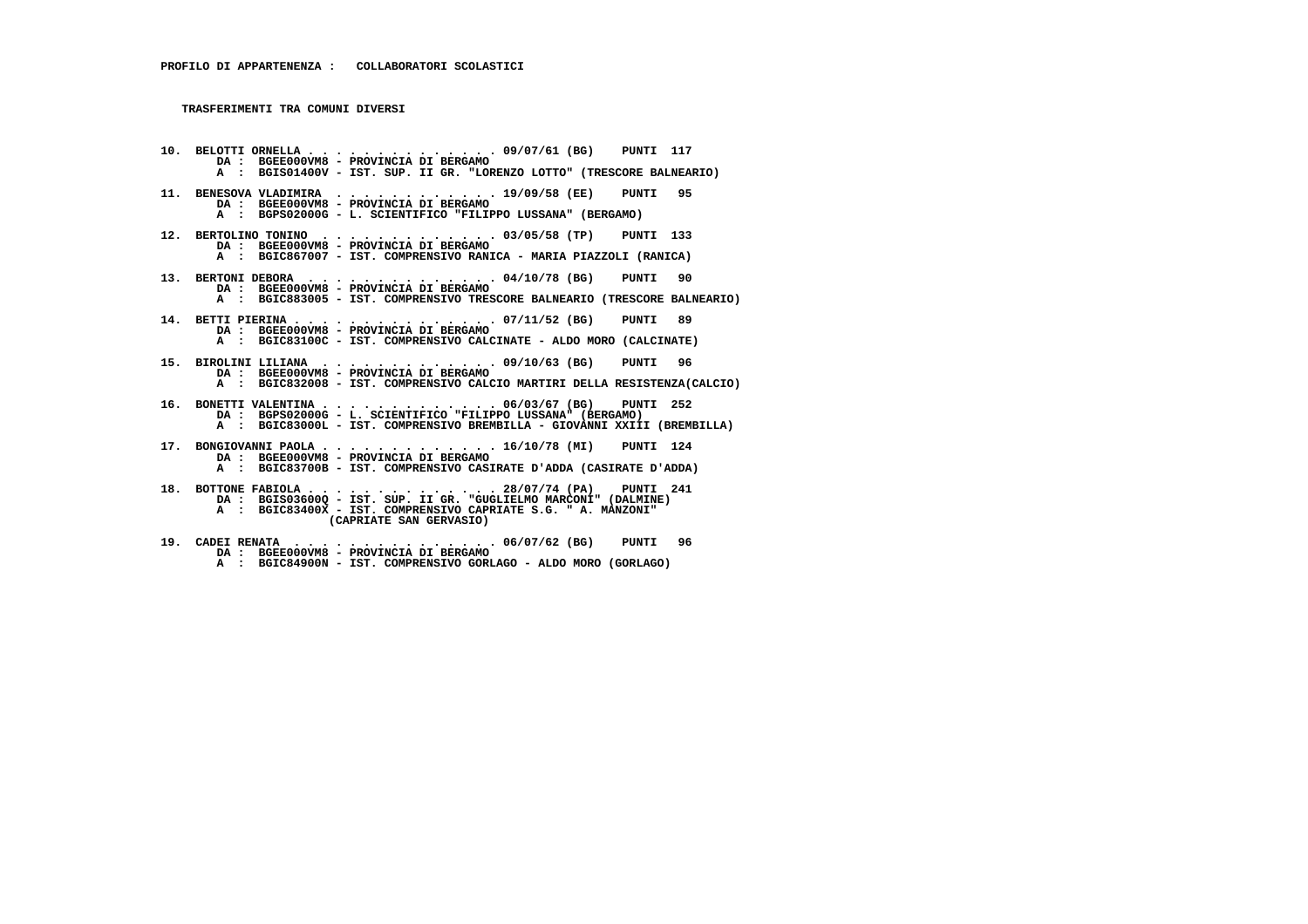**PROFILO DI APPARTENENZA : COLLABORATORI SCOLASTICI**

**TRASFERIMENTI TRA COMUNI DIVERSI**

**10. BELOTTI ORNELLA . . . . . . . . . . . . . . 09/07/61 (BG) PUNTI 117**
DA : BGEE000VM8 - PROVINCIA DI BERGAMO
A : BGIS01400V - IST. SUP. II GR. "LORENZO LOTTO" (TRESCORE BALNEARIO)

**11. BENESOVA VLADIMIRA . . . . . . . . . . . . 19/09/58 (EE) PUNTI 95**
DA : BGEE000VM8 - PROVINCIA DI BERGAMO
A : BGPS02000G - L. SCIENTIFICO "FILIPPO LUSSANA" (BERGAMO)

**12. BERTOLINO TONINO . . . . . . . . . . . . . 03/05/58 (TP) PUNTI 133**
DA : BGEE000VM8 - PROVINCIA DI BERGAMO
A : BGIC867007 - IST. COMPRENSIVO RANICA - MARIA PIAZZOLI (RANICA)

**13. BERTONI DEBORA . . . . . . . . . . . . . . 04/10/78 (BG) PUNTI 90**
DA : BGEE000VM8 - PROVINCIA DI BERGAMO
A : BGIC883005 - IST. COMPRENSIVO TRESCORE BALNEARIO (TRESCORE BALNEARIO)

**14. BETTI PIERINA . . . . . . . . . . . . . . 07/11/52 (BG) PUNTI 89**
DA : BGEE000VM8 - PROVINCIA DI BERGAMO
A : BGIC83100C - IST. COMPRENSIVO CALCINATE - ALDO MORO (CALCINATE)

**15. BIROLINI LILIANA . . . . . . . . . . . . . 09/10/63 (BG) PUNTI 96**
DA : BGEE000VM8 - PROVINCIA DI BERGAMO
A : BGIC832008 - IST. COMPRENSIVO CALCIO MARTIRI DELLA RESISTENZA(CALCIO)

**16. BONETTI VALENTINA . . . . . . . . . . . . 06/03/67 (BG) PUNTI 252**
DA : BGPS02000G - L. SCIENTIFICO "FILIPPO LUSSANA" (BERGAMO)
A : BGIC83000L - IST. COMPRENSIVO BREMBILLA - GIOVANNI XXIII (BREMBILLA)

**17. BONGIOVANNI PAOLA . . . . . . . . . . . . 16/10/78 (MI) PUNTI 124**
DA : BGEE000VM8 - PROVINCIA DI BERGAMO
A : BGIC83700B - IST. COMPRENSIVO CASIRATE D'ADDA (CASIRATE D'ADDA)

**18. BOTTONE FABIOLA . . . . . . . . . . . . . 28/07/74 (PA) PUNTI 241**
DA : BGIS03600Q - IST. SUP. II GR. "GUGLIELMO MARCONI" (DALMINE)
A : BGIC83400X - IST. COMPRENSIVO CAPRIATE S.G. " A. MANZONI" (CAPRIATE SAN GERVASIO)

**19. CADEI RENATA . . . . . . . . . . . . . . . 06/07/62 (BG) PUNTI 96**
DA : BGEE000VM8 - PROVINCIA DI BERGAMO
A : BGIC84900N - IST. COMPRENSIVO GORLAGO - ALDO MORO (GORLAGO)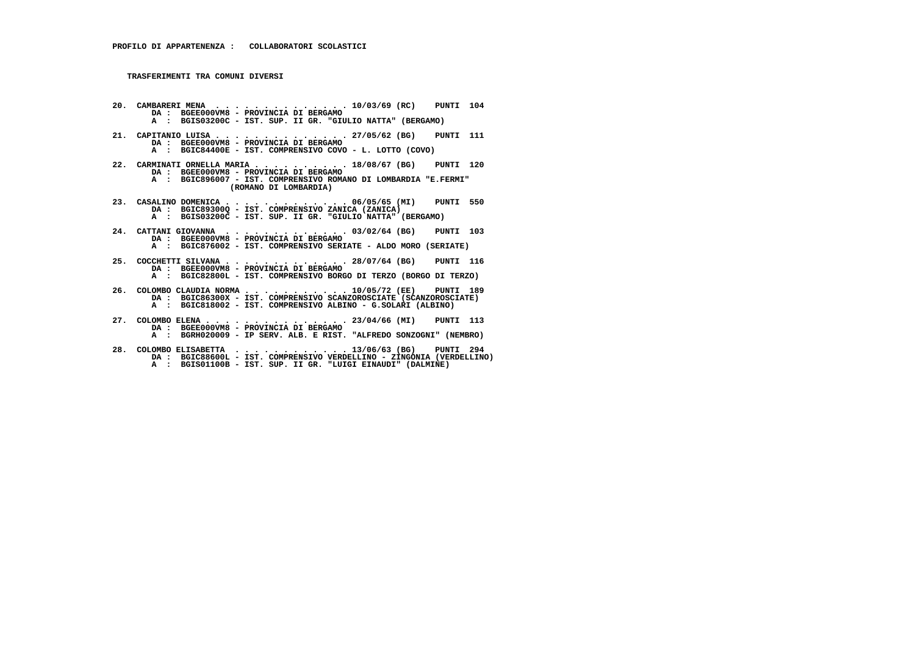**PROFILO DI APPARTENENZA : COLLABORATORI SCOLASTICI**

**TRASFERIMENTI TRA COMUNI DIVERSI**

```
20. CAMBARERI MENA  . . . . . . . . . . . . . . 10/03/69 (RC)    PUNTI  104
      DA :  BGEE000VM8 - PROVINCIA DI BERGAMO
      A  :  BGIS03200C - IST. SUP. II GR. "GIULIO NATTA" (BERGAMO)

21. CAPITANIO LUISA . . . . . . . . . . . . . . 27/05/62 (BG)    PUNTI  111
      DA :  BGEE000VM8 - PROVINCIA DI BERGAMO
      A  :  BGIC84400E - IST. COMPRENSIVO COVO - L. LOTTO (COVO)

22. CARMINATI ORNELLA MARIA . . . . . . . . . . 18/08/67 (BG)    PUNTI  120
      DA :  BGEE000VM8 - PROVINCIA DI BERGAMO
      A  :  BGIC896007 - IST. COMPRENSIVO ROMANO DI LOMBARDIA "E.FERMI"
                     (ROMANO DI LOMBARDIA)

23. CASALINO DOMENICA . . . . . . . . . . . . . 06/05/65 (MI)    PUNTI  550
      DA :  BGIC89300Q - IST. COMPRENSIVO ZANICA (ZANICA)
      A  :  BGIS03200C - IST. SUP. II GR. "GIULIO NATTA" (BERGAMO)

24. CATTANI GIOVANNA  . . . . . . . . . . . . . 03/02/64 (BG)    PUNTI  103
      DA :  BGEE000VM8 - PROVINCIA DI BERGAMO
      A  :  BGIC876002 - IST. COMPRENSIVO SERIATE - ALDO MORO (SERIATE)

25. COCCHETTI SILVANA . . . . . . . . . . . . . 28/07/64 (BG)    PUNTI  116
      DA :  BGEE000VM8 - PROVINCIA DI BERGAMO
      A  :  BGIC82800L - IST. COMPRENSIVO BORGO DI TERZO (BORGO DI TERZO)

26. COLOMBO CLAUDIA NORMA . . . . . . . . . . . 10/05/72 (EE)    PUNTI  189
      DA :  BGIC86300X - IST. COMPRENSIVO SCANZOROSCIATE (SCANZOROSCIATE)
      A  :  BGIC818002 - IST. COMPRENSIVO ALBINO - G.SOLARI (ALBINO)

27. COLOMBO ELENA . . . . . . . . . . . . . . . 23/04/66 (MI)    PUNTI  113
      DA :  BGEE000VM8 - PROVINCIA DI BERGAMO
      A  :  BGRH020009 - IP SERV. ALB. E RIST. "ALFREDO SONZOGNI" (NEMBRO)

28. COLOMBO ELISABETTA  . . . . . . . . . . . . 13/06/63 (BG)    PUNTI  294
      DA :  BGIC88600L - IST. COMPRENSIVO VERDELLINO - ZINGONIA (VERDELLINO)
      A  :  BGIS01100B - IST. SUP. II GR. "LUIGI EINAUDI" (DALMINE)
```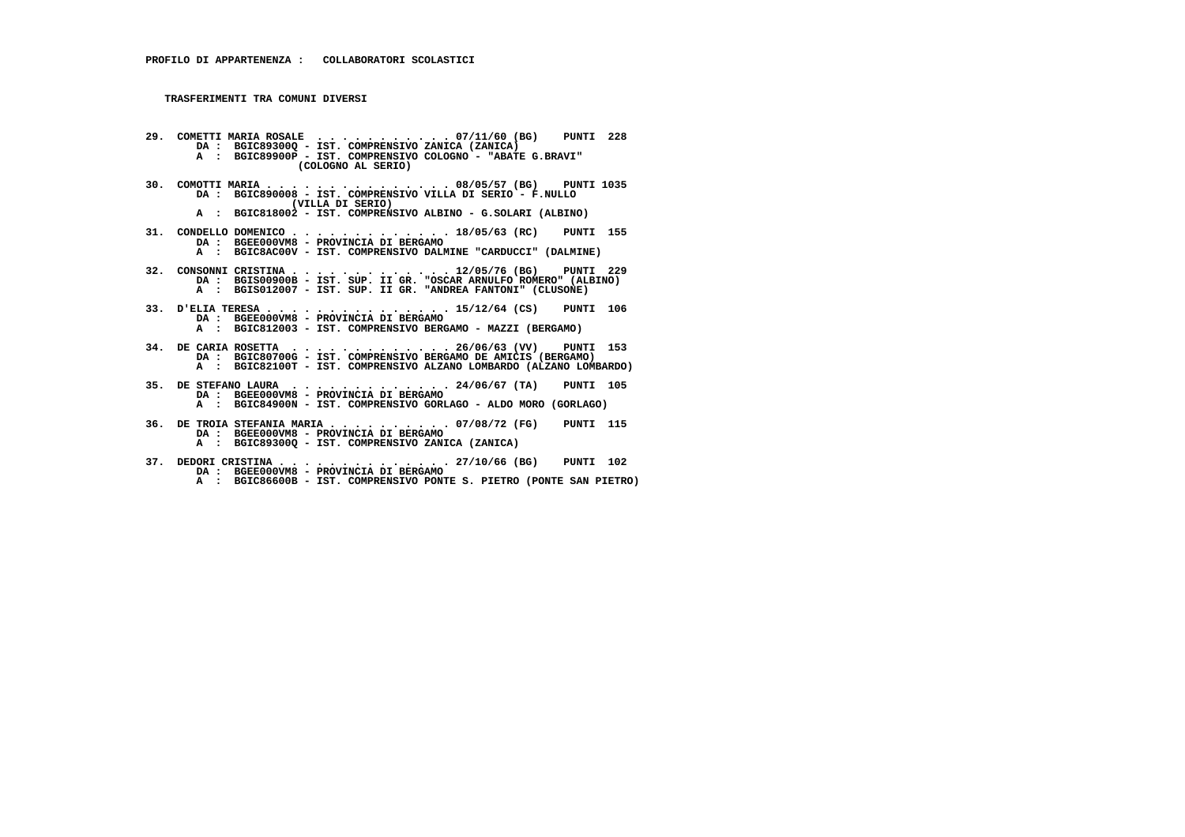**PROFILO DI APPARTENENZA : COLLABORATORI SCOLASTICI**

**TRASFERIMENTI TRA COMUNI DIVERSI**

**29. COMETTI MARIA ROSALE . . . . . . . . . . . 07/11/60 (BG) PUNTI 228**
DA : BGIC89300Q - IST. COMPRENSIVO ZANICA (ZANICA)
A : BGIC89900P - IST. COMPRENSIVO COLOGNO - "ABATE G.BRAVI" (COLOGNO AL SERIO)

**30. COMOTTI MARIA . . . . . . . . . . . . . . 08/05/57 (BG) PUNTI 1035**
DA : BGIC890008 - IST. COMPRENSIVO VILLA DI SERIO - F.NULLO (VILLA DI SERIO)
A : BGIC818002 - IST. COMPRENSIVO ALBINO - G.SOLARI (ALBINO)

**31. CONDELLO DOMENICO . . . . . . . . . . . . 18/05/63 (RC) PUNTI 155**
DA : BGEE000VM8 - PROVINCIA DI BERGAMO
A : BGIC8AC00V - IST. COMPRENSIVO DALMINE "CARDUCCI" (DALMINE)

**32. CONSONNI CRISTINA . . . . . . . . . . . . 12/05/76 (BG) PUNTI 229**
DA : BGIS00900B - IST. SUP. II GR. "OSCAR ARNULFO ROMERO" (ALBINO)
A : BGIS012007 - IST. SUP. II GR. "ANDREA FANTONI" (CLUSONE)

**33. D'ELIA TERESA . . . . . . . . . . . . . . 15/12/64 (CS) PUNTI 106**
DA : BGEE000VM8 - PROVINCIA DI BERGAMO
A : BGIC812003 - IST. COMPRENSIVO BERGAMO - MAZZI (BERGAMO)

**34. DE CARIA ROSETTA . . . . . . . . . . . . 26/06/63 (VV) PUNTI 153**
DA : BGIC80700G - IST. COMPRENSIVO BERGAMO DE AMICIS (BERGAMO)
A : BGIC82100T - IST. COMPRENSIVO ALZANO LOMBARDO (ALZANO LOMBARDO)

**35. DE STEFANO LAURA . . . . . . . . . . . . 24/06/67 (TA) PUNTI 105**
DA : BGEE000VM8 - PROVINCIA DI BERGAMO
A : BGIC84900N - IST. COMPRENSIVO GORLAGO - ALDO MORO (GORLAGO)

**36. DE TROIA STEFANIA MARIA . . . . . . . . . 07/08/72 (FG) PUNTI 115**
DA : BGEE000VM8 - PROVINCIA DI BERGAMO
A : BGIC89300Q - IST. COMPRENSIVO ZANICA (ZANICA)

**37. DEDORI CRISTINA . . . . . . . . . . . . . 27/10/66 (BG) PUNTI 102**
DA : BGEE000VM8 - PROVINCIA DI BERGAMO
A : BGIC86600B - IST. COMPRENSIVO PONTE S. PIETRO (PONTE SAN PIETRO)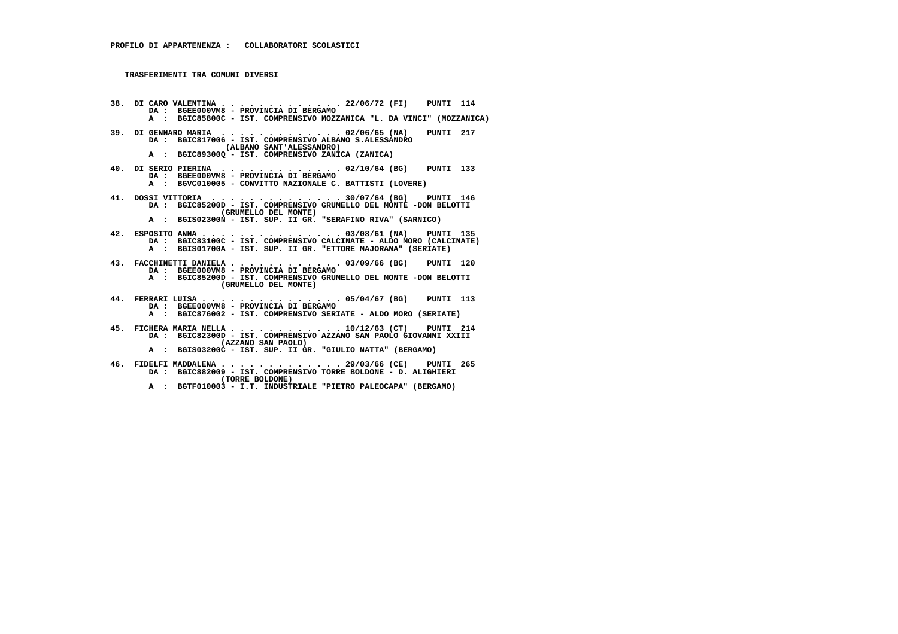**PROFILO DI APPARTENENZA : COLLABORATORI SCOLASTICI**

**TRASFERIMENTI TRA COMUNI DIVERSI**

**38. DI CARO VALENTINA . . . . . . . . . . . . . 22/06/72 (FI) PUNTI 114**
DA : BGEE000VM8 - PROVINCIA DI BERGAMO
A : BGIC85800C - IST. COMPRENSIVO MOZZANICA "L. DA VINCI" (MOZZANICA)

**39. DI GENNARO MARIA . . . . . . . . . . . . . 02/06/65 (NA) PUNTI 217**
DA : BGIC817006 - IST. COMPRENSIVO ALBANO S.ALESSANDRO (ALBANO SANT'ALESSANDRO)
A : BGIC89300Q - IST. COMPRENSIVO ZANICA (ZANICA)

**40. DI SERIO PIERINA . . . . . . . . . . . . . 02/10/64 (BG) PUNTI 133**
DA : BGEE000VM8 - PROVINCIA DI BERGAMO
A : BGVC010005 - CONVITTO NAZIONALE C. BATTISTI (LOVERE)

**41. DOSSI VITTORIA . . . . . . . . . . . . . . 30/07/64 (BG) PUNTI 146**
DA : BGIC85200D - IST. COMPRENSIVO GRUMELLO DEL MONTE -DON BELOTTI (GRUMELLO DEL MONTE)
A : BGIS02300N - IST. SUP. II GR. "SERAFINO RIVA" (SARNICO)

**42. ESPOSITO ANNA . . . . . . . . . . . . . . . 03/08/61 (NA) PUNTI 135**
DA : BGIC83100C - IST. COMPRENSIVO CALCINATE - ALDO MORO (CALCINATE)
A : BGIS01700A - IST. SUP. II GR. "ETTORE MAJORANA" (SERIATE)

**43. FACCHINETTI DANIELA . . . . . . . . . . . . 03/09/66 (BG) PUNTI 120**
DA : BGEE000VM8 - PROVINCIA DI BERGAMO
A : BGIC85200D - IST. COMPRENSIVO GRUMELLO DEL MONTE -DON BELOTTI (GRUMELLO DEL MONTE)

**44. FERRARI LUISA . . . . . . . . . . . . . . . 05/04/67 (BG) PUNTI 113**
DA : BGEE000VM8 - PROVINCIA DI BERGAMO
A : BGIC876002 - IST. COMPRENSIVO SERIATE - ALDO MORO (SERIATE)

**45. FICHERA MARIA NELLA . . . . . . . . . . . . 10/12/63 (CT) PUNTI 214**
DA : BGIC82300D - IST. COMPRENSIVO AZZANO SAN PAOLO GIOVANNI XXIII (AZZANO SAN PAOLO)
A : BGIS03200C - IST. SUP. II GR. "GIULIO NATTA" (BERGAMO)

**46. FIDELFI MADDALENA . . . . . . . . . . . . . 29/03/66 (CE) PUNTI 265**
DA : BGIC882009 - IST. COMPRENSIVO TORRE BOLDONE - D. ALIGHIERI (TORRE BOLDONE)
A : BGTF010003 - I.T. INDUSTRIALE "PIETRO PALEOCAPA" (BERGAMO)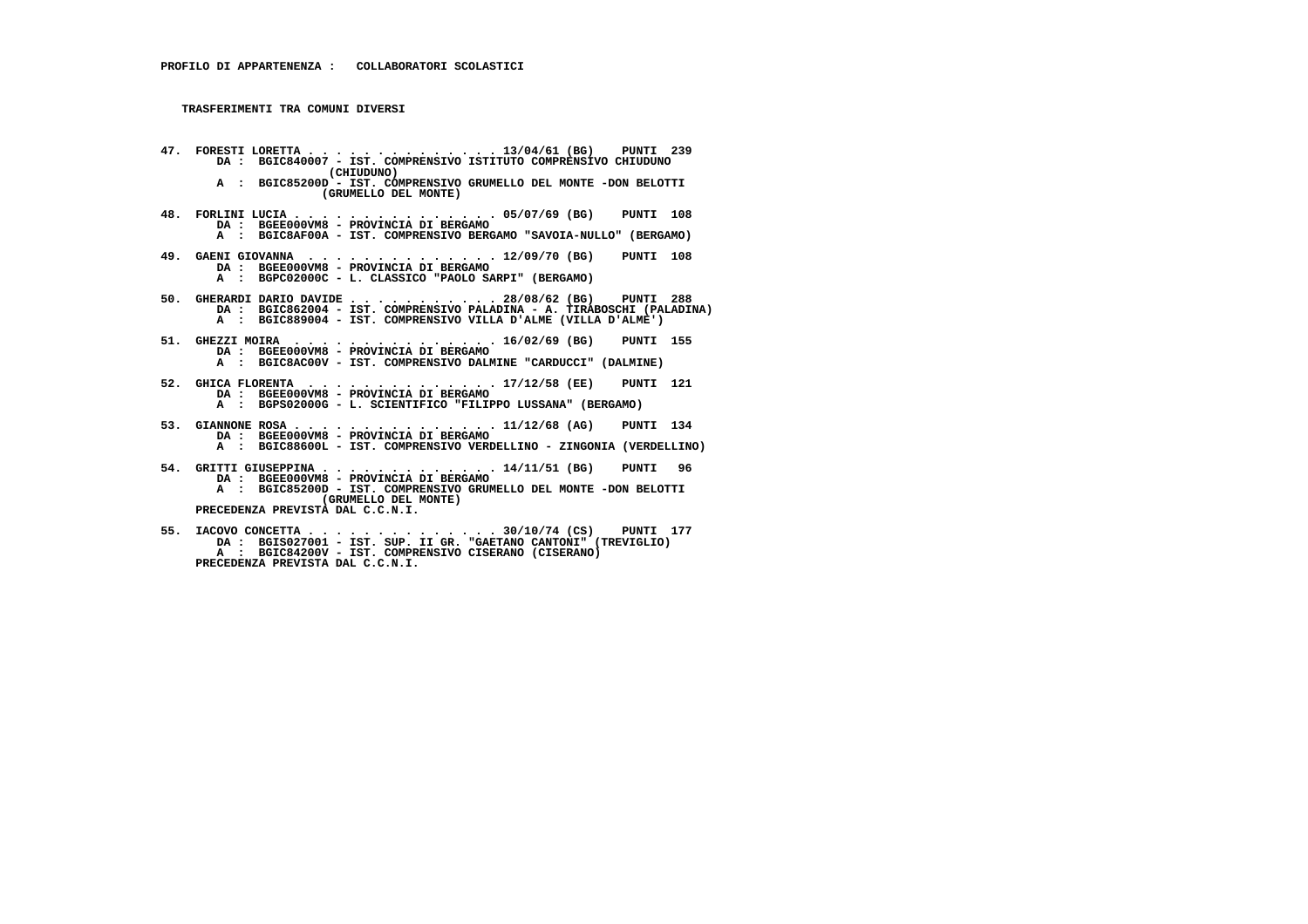**PROFILO DI APPARTENENZA : COLLABORATORI SCOLASTICI**

**TRASFERIMENTI TRA COMUNI DIVERSI**

```
47.  FORESTI LORETTA . . . . . . . . . . . . . . 13/04/61 (BG)    PUNTI  239
        DA :  BGIC840007 - IST. COMPRENSIVO ISTITUTO COMPRENSIVO CHIUDUNO
                    (CHIUDUNO)
        A  :  BGIC85200D - IST. COMPRENSIVO GRUMELLO DEL MONTE -DON BELOTTI
                   (GRUMELLO DEL MONTE)

48.  FORLINI LUCIA . . . . . . . . . . . . . . . 05/07/69 (BG)    PUNTI  108
        DA :  BGEE000VM8 - PROVINCIA DI BERGAMO
        A  :  BGIC8AF00A - IST. COMPRENSIVO BERGAMO "SAVOIA-NULLO" (BERGAMO)

49.  GAENI GIOVANNA  . . . . . . . . . . . . . . 12/09/70 (BG)    PUNTI  108
        DA :  BGEE000VM8 - PROVINCIA DI BERGAMO
        A  :  BGPC02000C - L. CLASSICO "PAOLO SARPI" (BERGAMO)

50.  GHERARDI DARIO DAVIDE . . . . . . . . . . . 28/08/62 (BG)    PUNTI  288
        DA :  BGIC862004 - IST. COMPRENSIVO PALADINA - A. TIRABOSCHI (PALADINA)
        A  :  BGIC889004 - IST. COMPRENSIVO VILLA D'ALME (VILLA D'ALME')

51.  GHEZZI MOIRA  . . . . . . . . . . . . . . . 16/02/69 (BG)    PUNTI  155
        DA :  BGEE000VM8 - PROVINCIA DI BERGAMO
        A  :  BGIC8AC00V - IST. COMPRENSIVO DALMINE "CARDUCCI" (DALMINE)

52.  GHICA FLORENTA  . . . . . . . . . . . . . . 17/12/58 (EE)    PUNTI  121
        DA :  BGEE000VM8 - PROVINCIA DI BERGAMO
        A  :  BGPS02000G - L. SCIENTIFICO "FILIPPO LUSSANA" (BERGAMO)

53.  GIANNONE ROSA . . . . . . . . . . . . . . . 11/12/68 (AG)    PUNTI  134
        DA :  BGEE000VM8 - PROVINCIA DI BERGAMO
        A  :  BGIC88600L - IST. COMPRENSIVO VERDELLINO - ZINGONIA (VERDELLINO)

54.  GRITTI GIUSEPPINA . . . . . . . . . . . . . 14/11/51 (BG)    PUNTI   96
        DA :  BGEE000VM8 - PROVINCIA DI BERGAMO
        A  :  BGIC85200D - IST. COMPRENSIVO GRUMELLO DEL MONTE -DON BELOTTI
                   (GRUMELLO DEL MONTE)
     PRECEDENZA PREVISTA DAL C.C.N.I.

55.  IACOVO CONCETTA . . . . . . . . . . . . . . 30/10/74 (CS)    PUNTI  177
        DA :  BGIS027001 - IST. SUP. II GR. "GAETANO CANTONI" (TREVIGLIO)
        A  :  BGIC84200V - IST. COMPRENSIVO CISERANO (CISERANO)
     PRECEDENZA PREVISTA DAL C.C.N.I.
```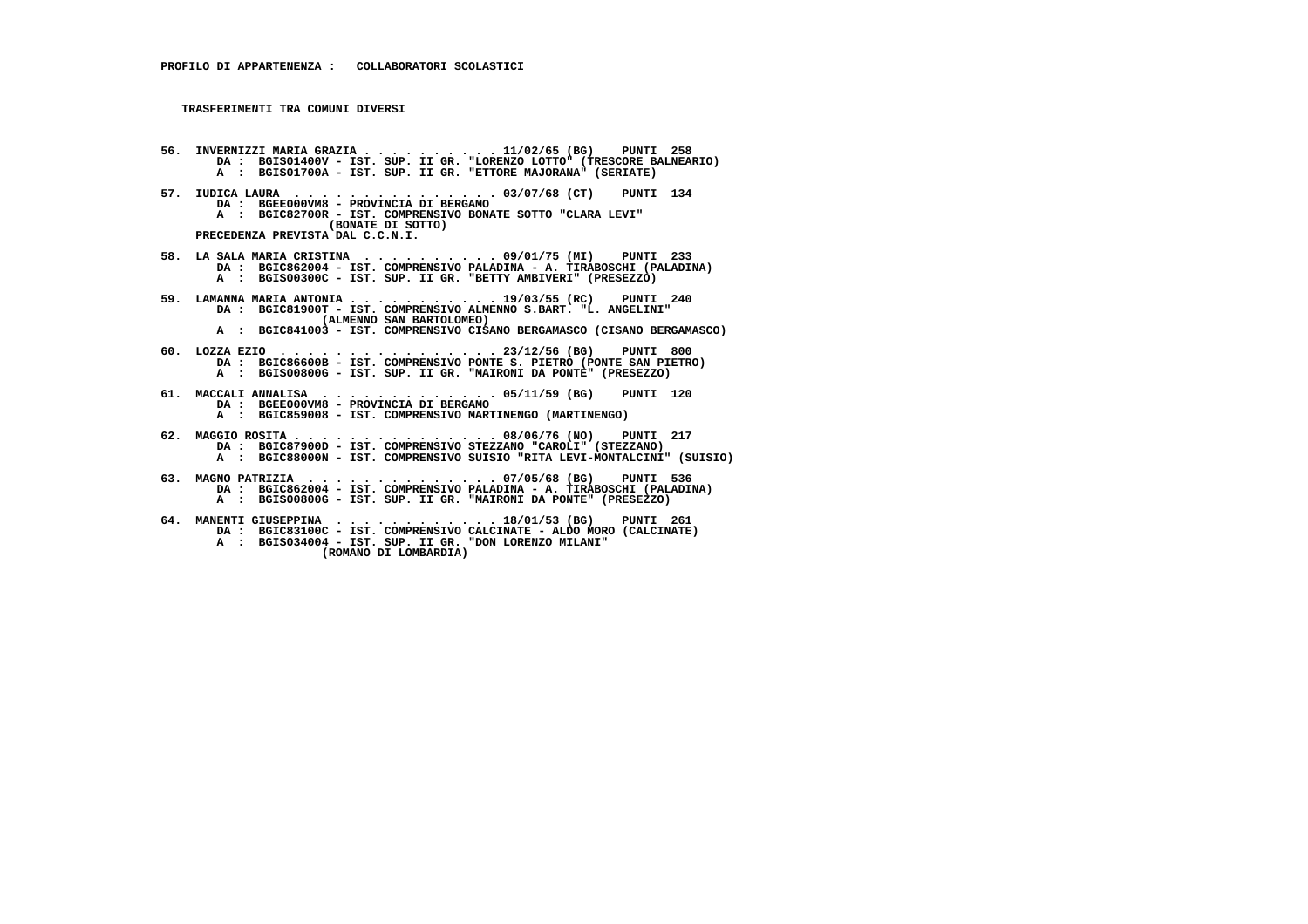**PROFILO DI APPARTENENZA : COLLABORATORI SCOLASTICI**

**TRASFERIMENTI TRA COMUNI DIVERSI**

```
56. INVERNIZZI MARIA GRAZIA . . . . . . . . . . . 11/02/65 (BG)    PUNTI  258
       DA :  BGIS01400V - IST. SUP. II GR. "LORENZO LOTTO" (TRESCORE BALNEARIO)
       A  :  BGIS01700A - IST. SUP. II GR. "ETTORE MAJORANA" (SERIATE)

57. IUDICA LAURA  . . . . . . . . . . . . . . . 03/07/68 (CT)    PUNTI  134
       DA :  BGEE000VM8 - PROVINCIA DI BERGAMO
       A  :  BGIC82700R - IST. COMPRENSIVO BONATE SOTTO "CLARA LEVI"
                    (BONATE DI SOTTO)
    PRECEDENZA PREVISTA DAL C.C.N.I.

58. LA SALA MARIA CRISTINA  . . . . . . . . . . 09/01/75 (MI)    PUNTI  233
       DA :  BGIC862004 - IST. COMPRENSIVO PALADINA - A. TIRABOSCHI (PALADINA)
       A  :  BGIS00300C - IST. SUP. II GR. "BETTY AMBIVERI" (PRESEZZO)

59. LAMANNA MARIA ANTONIA . . . . . . . . . . . 19/03/55 (RC)    PUNTI  240
       DA :  BGIC81900T - IST. COMPRENSIVO ALMENNO S.BART. "L. ANGELINI"
                   (ALMENNO SAN BARTOLOMEO)
       A  :  BGIC841003 - IST. COMPRENSIVO CISANO BERGAMASCO (CISANO BERGAMASCO)

60. LOZZA EZIO  . . . . . . . . . . . . . . . . 23/12/56 (BG)    PUNTI  800
       DA :  BGIC86600B - IST. COMPRENSIVO PONTE S. PIETRO (PONTE SAN PIETRO)
       A  :  BGIS00800G - IST. SUP. II GR. "MAIRONI DA PONTE" (PRESEZZO)

61. MACCALI ANNALISA  . . . . . . . . . . . . . 05/11/59 (BG)    PUNTI  120
       DA :  BGEE000VM8 - PROVINCIA DI BERGAMO
       A  :  BGIC859008 - IST. COMPRENSIVO MARTINENGO (MARTINENGO)

62. MAGGIO ROSITA . . . . . . . . . . . . . . . 08/06/76 (NO)    PUNTI  217
       DA :  BGIC87900D - IST. COMPRENSIVO STEZZANO "CAROLI" (STEZZANO)
       A  :  BGIC88000N - IST. COMPRENSIVO SUISIO "RITA LEVI-MONTALCINI" (SUISIO)

63. MAGNO PATRIZIA  . . . . . . . . . . . . . . 07/05/68 (BG)    PUNTI  536
       DA :  BGIC862004 - IST. COMPRENSIVO PALADINA - A. TIRABOSCHI (PALADINA)
       A  :  BGIS00800G - IST. SUP. II GR. "MAIRONI DA PONTE" (PRESEZZO)

64. MANENTI GIUSEPPINA  . . . . . . . . . . . . 18/01/53 (BG)    PUNTI  261
       DA :  BGIC83100C - IST. COMPRENSIVO CALCINATE - ALDO MORO (CALCINATE)
       A  :  BGIS034004 - IST. SUP. II GR. "DON LORENZO MILANI"
                    (ROMANO DI LOMBARDIA)
```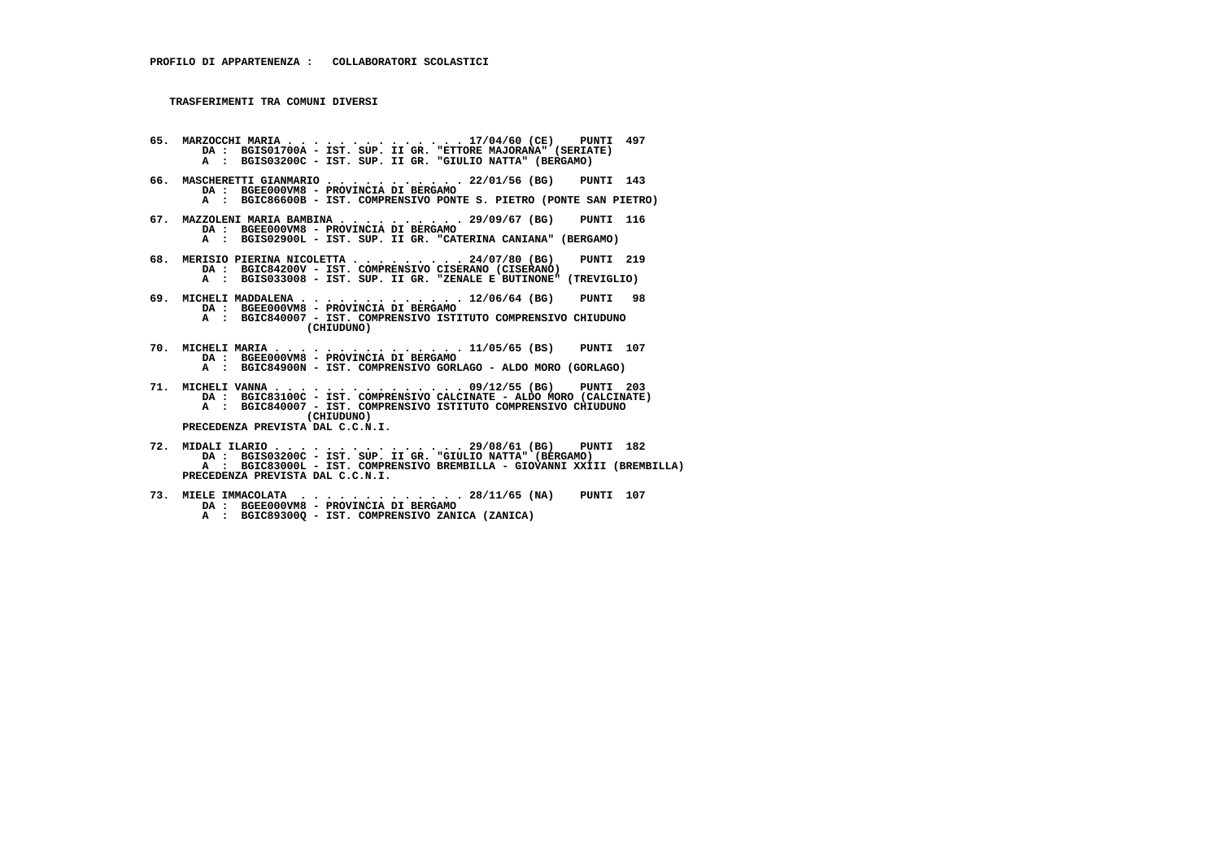**PROFILO DI APPARTENENZA : COLLABORATORI SCOLASTICI**

**TRASFERIMENTI TRA COMUNI DIVERSI**

**65. MARZOCCHI MARIA . . . . . . . . . . . . . . 17/04/60 (CE) PUNTI 497**
DA : BGIS01700A - IST. SUP. II GR. "ETTORE MAJORANA" (SERIATE)
A : BGIS03200C - IST. SUP. II GR. "GIULIO NATTA" (BERGAMO)

**66. MASCHERETTI GIANMARIO . . . . . . . . . . . 22/01/56 (BG) PUNTI 143**
DA : BGEE000VM8 - PROVINCIA DI BERGAMO
A : BGIC86600B - IST. COMPRENSIVO PONTE S. PIETRO (PONTE SAN PIETRO)

**67. MAZZOLENI MARIA BAMBINA . . . . . . . . . . 29/09/67 (BG) PUNTI 116**
DA : BGEE000VM8 - PROVINCIA DI BERGAMO
A : BGIS02900L - IST. SUP. II GR. "CATERINA CANIANA" (BERGAMO)

**68. MERISIO PIERINA NICOLETTA . . . . . . . . . 24/07/80 (BG) PUNTI 219**
DA : BGIC84200V - IST. COMPRENSIVO CISERANO (CISERANO)
A : BGIS033008 - IST. SUP. II GR. "ZENALE E BUTINONE" (TREVIGLIO)

**69. MICHELI MADDALENA . . . . . . . . . . . . . 12/06/64 (BG) PUNTI 98**
DA : BGEE000VM8 - PROVINCIA DI BERGAMO
A : BGIC840007 - IST. COMPRENSIVO ISTITUTO COMPRENSIVO CHIUDUNO (CHIUDUNO)

**70. MICHELI MARIA . . . . . . . . . . . . . . . 11/05/65 (BS) PUNTI 107**
DA : BGEE000VM8 - PROVINCIA DI BERGAMO
A : BGIC84900N - IST. COMPRENSIVO GORLAGO - ALDO MORO (GORLAGO)

**71. MICHELI VANNA . . . . . . . . . . . . . . . 09/12/55 (BG) PUNTI 203**
DA : BGIC83100C - IST. COMPRENSIVO CALCINATE - ALDO MORO (CALCINATE)
A : BGIC840007 - IST. COMPRENSIVO ISTITUTO COMPRENSIVO CHIUDUNO (CHIUDUNO)
PRECEDENZA PREVISTA DAL C.C.N.I.

**72. MIDALI ILARIO . . . . . . . . . . . . . . . 29/08/61 (BG) PUNTI 182**
DA : BGIS03200C - IST. SUP. II GR. "GIULIO NATTA" (BERGAMO)
A : BGIC83000L - IST. COMPRENSIVO BREMBILLA - GIOVANNI XXIII (BREMBILLA)
PRECEDENZA PREVISTA DAL C.C.N.I.

**73. MIELE IMMACOLATA . . . . . . . . . . . . . 28/11/65 (NA) PUNTI 107**
DA : BGEE000VM8 - PROVINCIA DI BERGAMO
A : BGIC89300Q - IST. COMPRENSIVO ZANICA (ZANICA)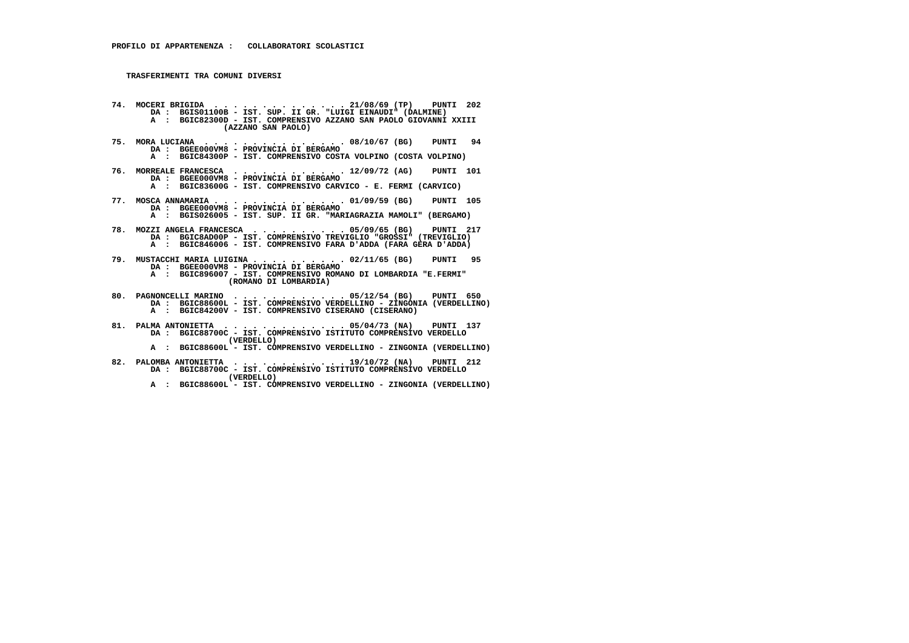**PROFILO DI APPARTENENZA : COLLABORATORI SCOLASTICI**

**TRASFERIMENTI TRA COMUNI DIVERSI**

**74. MOCERI BRIGIDA . . . . . . . . . . . . . . 21/08/69 (TP) PUNTI 202**
DA : BGIS01100B - IST. SUP. II GR. "LUIGI EINAUDI" (DALMINE)
A : BGIC82300D - IST. COMPRENSIVO AZZANO SAN PAOLO GIOVANNI XXIII (AZZANO SAN PAOLO)

**75. MORA LUCIANA . . . . . . . . . . . . . . 08/10/67 (BG) PUNTI 94**
DA : BGEE000VM8 - PROVINCIA DI BERGAMO
A : BGIC84300P - IST. COMPRENSIVO COSTA VOLPINO (COSTA VOLPINO)

**76. MORREALE FRANCESCA . . . . . . . . . . . 12/09/72 (AG) PUNTI 101**
DA : BGEE000VM8 - PROVINCIA DI BERGAMO
A : BGIC83600G - IST. COMPRENSIVO CARVICO - E. FERMI (CARVICO)

**77. MOSCA ANNAMARIA . . . . . . . . . . . . . . 01/09/59 (BG) PUNTI 105**
DA : BGEE000VM8 - PROVINCIA DI BERGAMO
A : BGIS026005 - IST. SUP. II GR. "MARIAGRAZIA MAMOLI" (BERGAMO)

**78. MOZZI ANGELA FRANCESCA . . . . . . . . . . 05/09/65 (BG) PUNTI 217**
DA : BGIC8AD00P - IST. COMPRENSIVO TREVIGLIO "GROSSI" (TREVIGLIO)
A : BGIC846006 - IST. COMPRENSIVO FARA D'ADDA (FARA GERA D'ADDA)

**79. MUSTACCHI MARIA LUIGINA . . . . . . . . . . 02/11/65 (BG) PUNTI 95**
DA : BGEE000VM8 - PROVINCIA DI BERGAMO
A : BGIC896007 - IST. COMPRENSIVO ROMANO DI LOMBARDIA "E.FERMI" (ROMANO DI LOMBARDIA)

**80. PAGNONCELLI MARINO . . . . . . . . . . . . 05/12/54 (BG) PUNTI 650**
DA : BGIC88600L - IST. COMPRENSIVO VERDELLINO - ZINGONIA (VERDELLINO)
A : BGIC84200V - IST. COMPRENSIVO CISERANO (CISERANO)

**81. PALMA ANTONIETTA . . . . . . . . . . . . . 05/04/73 (NA) PUNTI 137**
DA : BGIC88700C - IST. COMPRENSIVO ISTITUTO COMPRENSIVO VERDELLO (VERDELLO)
A : BGIC88600L - IST. COMPRENSIVO VERDELLINO - ZINGONIA (VERDELLINO)

**82. PALOMBA ANTONIETTA . . . . . . . . . . . . 19/10/72 (NA) PUNTI 212**
DA : BGIC88700C - IST. COMPRENSIVO ISTITUTO COMPRENSIVO VERDELLO (VERDELLO)
A : BGIC88600L - IST. COMPRENSIVO VERDELLINO - ZINGONIA (VERDELLINO)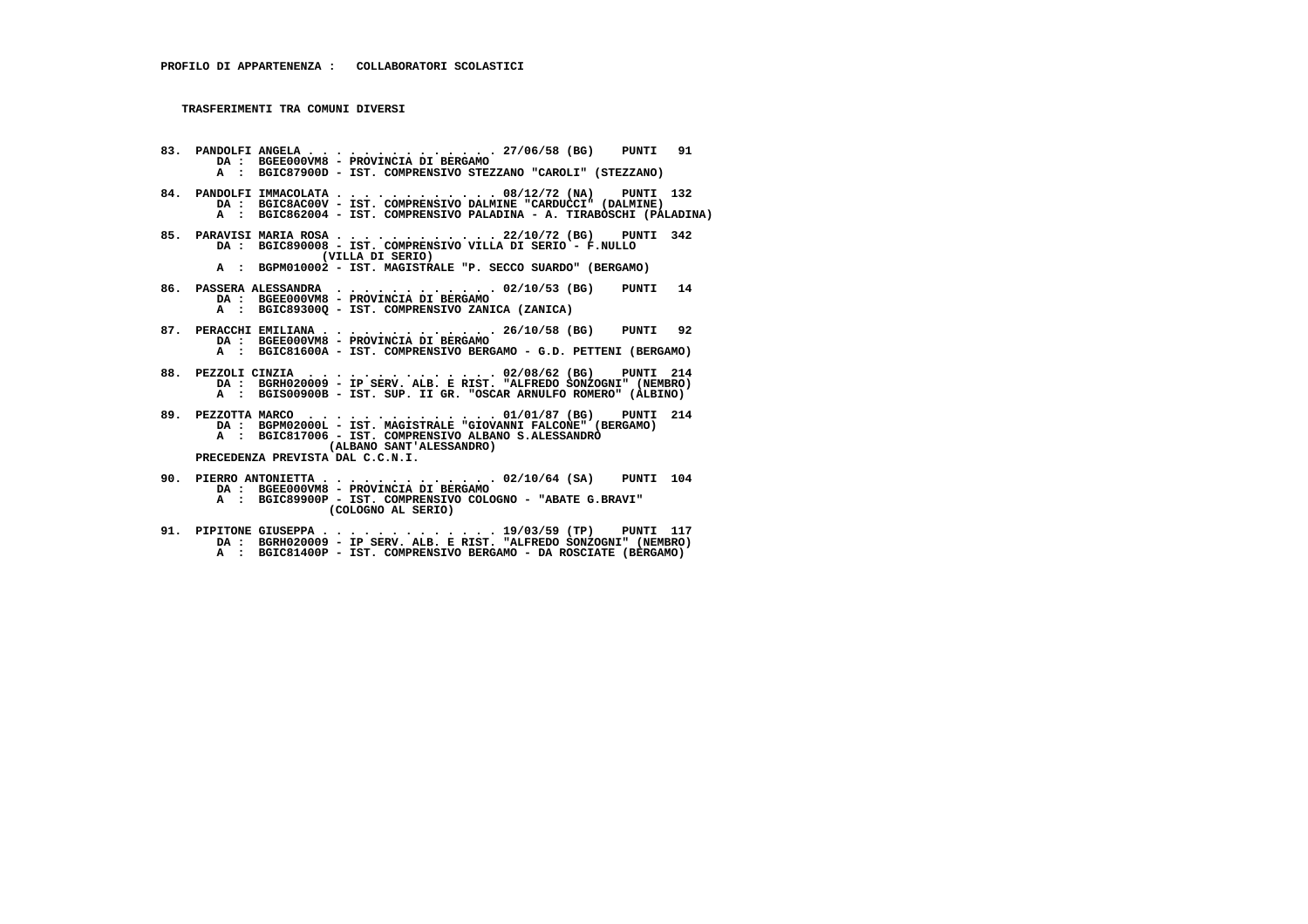**PROFILO DI APPARTENENZA : COLLABORATORI SCOLASTICI**

**TRASFERIMENTI TRA COMUNI DIVERSI**

**83. PANDOLFI ANGELA . . . . . . . . . . . . . . 27/06/58 (BG) PUNTI 91**
DA : BGEE000VM8 - PROVINCIA DI BERGAMO
A : BGIC87900D - IST. COMPRENSIVO STEZZANO "CAROLI" (STEZZANO)

**84. PANDOLFI IMMACOLATA . . . . . . . . . . . . 08/12/72 (NA) PUNTI 132**
DA : BGIC8AC00V - IST. COMPRENSIVO DALMINE "CARDUCCI" (DALMINE)
A : BGIC862004 - IST. COMPRENSIVO PALADINA - A. TIRABOSCHI (PALADINA)

**85. PARAVISI MARIA ROSA . . . . . . . . . . . . 22/10/72 (BG) PUNTI 342**
DA : BGIC890008 - IST. COMPRENSIVO VILLA DI SERIO - F.NULLO (VILLA DI SERIO)
A : BGPM010002 - IST. MAGISTRALE "P. SECCO SUARDO" (BERGAMO)

**86. PASSERA ALESSANDRA . . . . . . . . . . . . 02/10/53 (BG) PUNTI 14**
DA : BGEE000VM8 - PROVINCIA DI BERGAMO
A : BGIC89300Q - IST. COMPRENSIVO ZANICA (ZANICA)

**87. PERACCHI EMILIANA . . . . . . . . . . . . . 26/10/58 (BG) PUNTI 92**
DA : BGEE000VM8 - PROVINCIA DI BERGAMO
A : BGIC81600A - IST. COMPRENSIVO BERGAMO - G.D. PETTENI (BERGAMO)

**88. PEZZOLI CINZIA . . . . . . . . . . . . . . 02/08/62 (BG) PUNTI 214**
DA : BGRH020009 - IP SERV. ALB. E RIST. "ALFREDO SONZOGNI" (NEMBRO)
A : BGIS00900B - IST. SUP. II GR. "OSCAR ARNULFO ROMERO" (ALBINO)

**89. PEZZOTTA MARCO . . . . . . . . . . . . . . 01/01/87 (BG) PUNTI 214**
DA : BGPM02000L - IST. MAGISTRALE "GIOVANNI FALCONE" (BERGAMO)
A : BGIC817006 - IST. COMPRENSIVO ALBANO S.ALESSANDRO (ALBANO SANT'ALESSANDRO)
PRECEDENZA PREVISTA DAL C.C.N.I.

**90. PIERRO ANTONIETTA . . . . . . . . . . . . . 02/10/64 (SA) PUNTI 104**
DA : BGEE000VM8 - PROVINCIA DI BERGAMO
A : BGIC89900P - IST. COMPRENSIVO COLOGNO - "ABATE G.BRAVI" (COLOGNO AL SERIO)

**91. PIPITONE GIUSEPPA . . . . . . . . . . . . . 19/03/59 (TP) PUNTI 117**
DA : BGRH020009 - IP SERV. ALB. E RIST. "ALFREDO SONZOGNI" (NEMBRO)
A : BGIC81400P - IST. COMPRENSIVO BERGAMO - DA ROSCIATE (BERGAMO)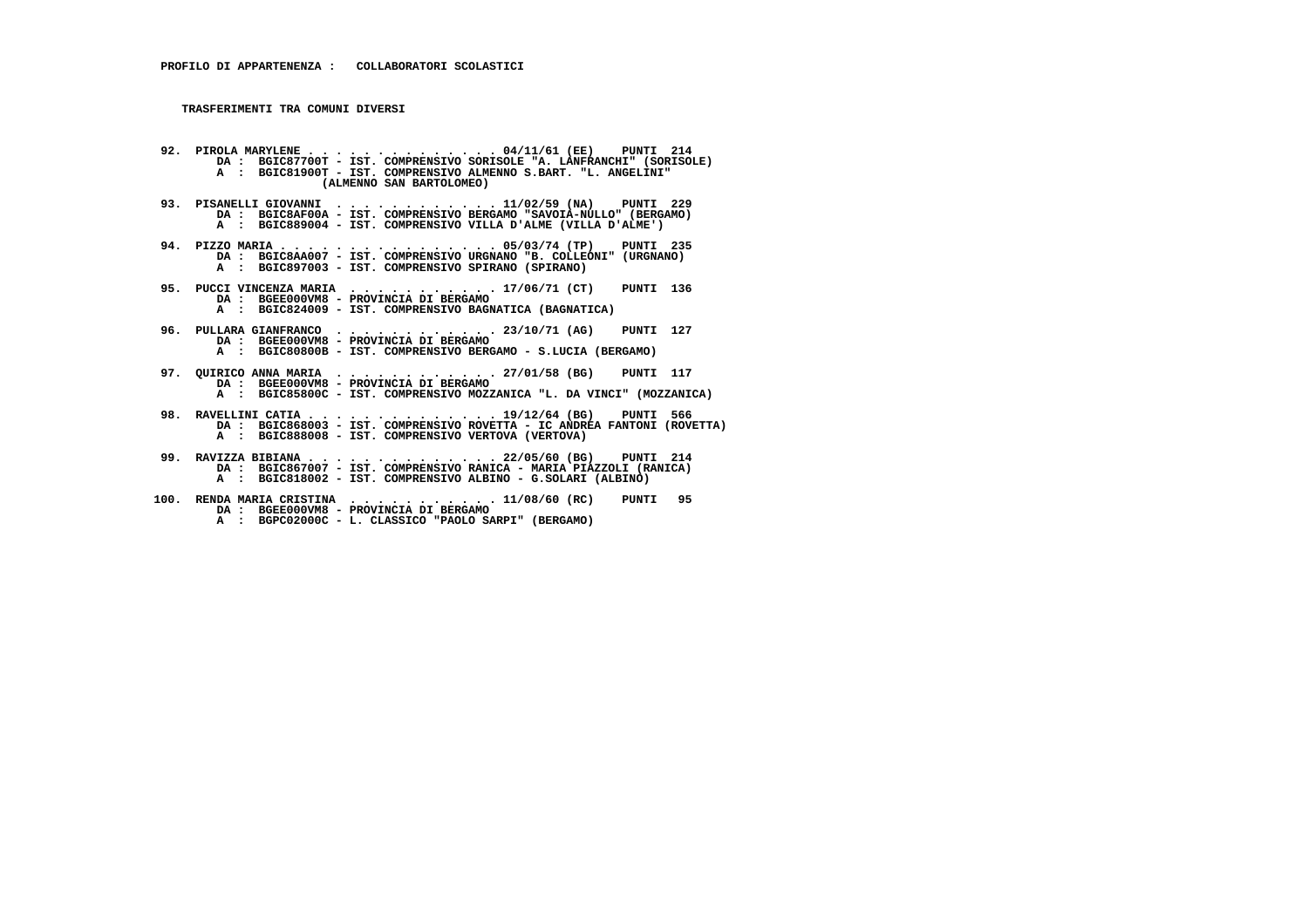**PROFILO DI APPARTENENZA : COLLABORATORI SCOLASTICI**

**TRASFERIMENTI TRA COMUNI DIVERSI**

92. PIROLA MARYLENE . . . . . . . . . . . . . . 04/11/61 (EE) PUNTI 214
    DA : BGIC87700T - IST. COMPRENSIVO SORISOLE "A. LANFRANCHI" (SORISOLE)
    A : BGIC81900T - IST. COMPRENSIVO ALMENNO S.BART. "L. ANGELINI" (ALMENNO SAN BARTOLOMEO)

93. PISANELLI GIOVANNI . . . . . . . . . . . . 11/02/59 (NA) PUNTI 229
    DA : BGIC8AF00A - IST. COMPRENSIVO BERGAMO "SAVOIA-NULLO" (BERGAMO)
    A : BGIC889004 - IST. COMPRENSIVO VILLA D'ALME (VILLA D'ALME')

94. PIZZO MARIA . . . . . . . . . . . . . . . . 05/03/74 (TP) PUNTI 235
    DA : BGIC8AA007 - IST. COMPRENSIVO URGNANO "B. COLLEONI" (URGNANO)
    A : BGIC897003 - IST. COMPRENSIVO SPIRANO (SPIRANO)

95. PUCCI VINCENZA MARIA . . . . . . . . . . . 17/06/71 (CT) PUNTI 136
    DA : BGEE000VM8 - PROVINCIA DI BERGAMO
    A : BGIC824009 - IST. COMPRENSIVO BAGNATICA (BAGNATICA)

96. PULLARA GIANFRANCO . . . . . . . . . . . . 23/10/71 (AG) PUNTI 127
    DA : BGEE000VM8 - PROVINCIA DI BERGAMO
    A : BGIC80800B - IST. COMPRENSIVO BERGAMO - S.LUCIA (BERGAMO)

97. QUIRICO ANNA MARIA . . . . . . . . . . . . 27/01/58 (BG) PUNTI 117
    DA : BGEE000VM8 - PROVINCIA DI BERGAMO
    A : BGIC85800C - IST. COMPRENSIVO MOZZANICA "L. DA VINCI" (MOZZANICA)

98. RAVELLINI CATIA . . . . . . . . . . . . . . 19/12/64 (BG) PUNTI 566
    DA : BGIC868003 - IST. COMPRENSIVO ROVETTA - IC ANDREA FANTONI (ROVETTA)
    A : BGIC888008 - IST. COMPRENSIVO VERTOVA (VERTOVA)

99. RAVIZZA BIBIANA . . . . . . . . . . . . . . 22/05/60 (BG) PUNTI 214
    DA : BGIC867007 - IST. COMPRENSIVO RANICA - MARIA PIAZZOLI (RANICA)
    A : BGIC818002 - IST. COMPRENSIVO ALBINO - G.SOLARI (ALBINO)

100. RENDA MARIA CRISTINA . . . . . . . . . . . 11/08/60 (RC) PUNTI 95
    DA : BGEE000VM8 - PROVINCIA DI BERGAMO
    A : BGPC02000C - L. CLASSICO "PAOLO SARPI" (BERGAMO)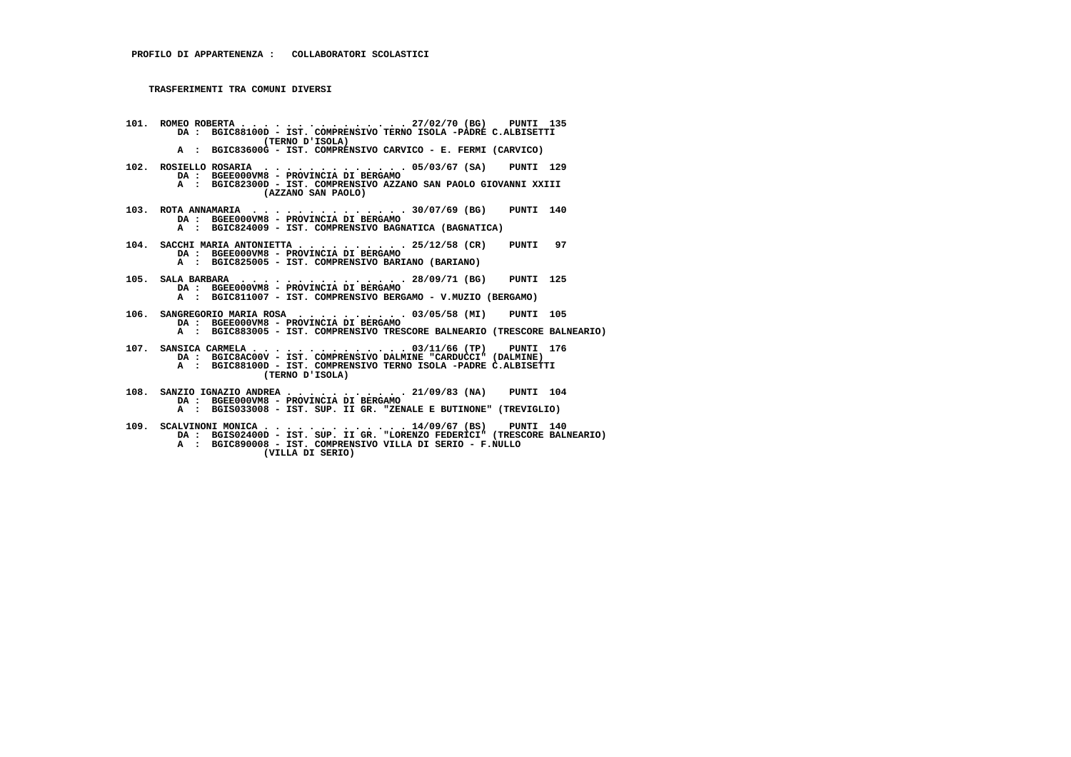**PROFILO DI APPARTENENZA : COLLABORATORI SCOLASTICI**

**TRASFERIMENTI TRA COMUNI DIVERSI**

```
101.  ROMEO ROBERTA . . . . . . . . . . . . . . . 27/02/70 (BG)    PUNTI  135
        DA :  BGIC88100D - IST. COMPRENSIVO TERNO ISOLA -PADRE C.ALBISETTI
                        (TERNO D'ISOLA)
        A  :  BGIC83600G - IST. COMPRENSIVO CARVICO - E. FERMI (CARVICO)

102.  ROSIELLO ROSARIA  . . . . . . . . . . . . . 05/03/67 (SA)    PUNTI  129
        DA :  BGEE000VM8 - PROVINCIA DI BERGAMO
        A  :  BGIC82300D - IST. COMPRENSIVO AZZANO SAN PAOLO GIOVANNI XXIII
                        (AZZANO SAN PAOLO)

103.  ROTA ANNAMARIA  . . . . . . . . . . . . . . 30/07/69 (BG)    PUNTI  140
        DA :  BGEE000VM8 - PROVINCIA DI BERGAMO
        A  :  BGIC824009 - IST. COMPRENSIVO BAGNATICA (BAGNATICA)

104.  SACCHI MARIA ANTONIETTA . . . . . . . . . . 25/12/58 (CR)    PUNTI   97
        DA :  BGEE000VM8 - PROVINCIA DI BERGAMO
        A  :  BGIC825005 - IST. COMPRENSIVO BARIANO (BARIANO)

105.  SALA BARBARA  . . . . . . . . . . . . . . . 28/09/71 (BG)    PUNTI  125
        DA :  BGEE000VM8 - PROVINCIA DI BERGAMO
        A  :  BGIC811007 - IST. COMPRENSIVO BERGAMO - V.MUZIO (BERGAMO)

106.  SANGREGORIO MARIA ROSA  . . . . . . . . . . 03/05/58 (MI)    PUNTI  105
        DA :  BGEE000VM8 - PROVINCIA DI BERGAMO
        A  :  BGIC883005 - IST. COMPRENSIVO TRESCORE BALNEARIO (TRESCORE BALNEARIO)

107.  SANSICA CARMELA . . . . . . . . . . . . . . 03/11/66 (TP)    PUNTI  176
        DA :  BGIC8AC00V - IST. COMPRENSIVO DALMINE "CARDUCCI" (DALMINE)
        A  :  BGIC88100D - IST. COMPRENSIVO TERNO ISOLA -PADRE C.ALBISETTI
                        (TERNO D'ISOLA)

108.  SANZIO IGNAZIO ANDREA . . . . . . . . . . . 21/09/83 (NA)    PUNTI  104
        DA :  BGEE000VM8 - PROVINCIA DI BERGAMO
        A  :  BGIS033008 - IST. SUP. II GR. "ZENALE E BUTINONE" (TREVIGLIO)

109.  SCALVINONI MONICA . . . . . . . . . . . . . 14/09/67 (BS)    PUNTI  140
        DA :  BGIS02400D - IST. SUP. II GR. "LORENZO FEDERICI" (TRESCORE BALNEARIO)
        A  :  BGIC890008 - IST. COMPRENSIVO VILLA DI SERIO - F.NULLO
                        (VILLA DI SERIO)
```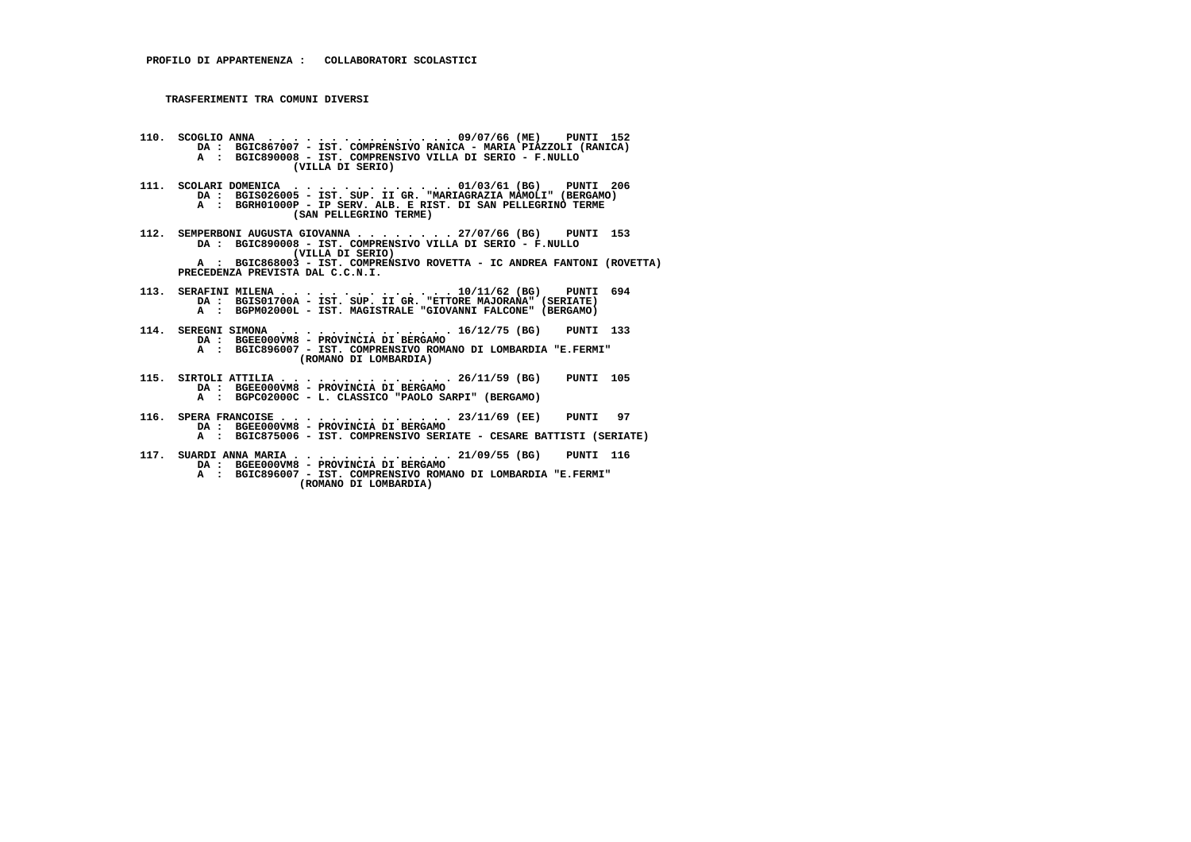**PROFILO DI APPARTENENZA : COLLABORATORI SCOLASTICI**

**TRASFERIMENTI TRA COMUNI DIVERSI**

**110. SCOGLIO ANNA . . . . . . . . . . . . . . . 09/07/66 (ME) PUNTI 152**
DA : BGIC867007 - IST. COMPRENSIVO RANICA - MARIA PIAZZOLI (RANICA)
A : BGIC890008 - IST. COMPRENSIVO VILLA DI SERIO - F.NULLO (VILLA DI SERIO)

**111. SCOLARI DOMENICA . . . . . . . . . . . . . 01/03/61 (BG) PUNTI 206**
DA : BGIS026005 - IST. SUP. II GR. "MARIAGRAZIA MAMOLI" (BERGAMO)
A : BGRH01000P - IP SERV. ALB. E RIST. DI SAN PELLEGRINO TERME (SAN PELLEGRINO TERME)

**112. SEMPERBONI AUGUSTA GIOVANNA . . . . . . . . 27/07/66 (BG) PUNTI 153**
DA : BGIC890008 - IST. COMPRENSIVO VILLA DI SERIO - F.NULLO (VILLA DI SERIO)
A : BGIC868003 - IST. COMPRENSIVO ROVETTA - IC ANDREA FANTONI (ROVETTA)
PRECEDENZA PREVISTA DAL C.C.N.I.

**113. SERAFINI MILENA . . . . . . . . . . . . . . 10/11/62 (BG) PUNTI 694**
DA : BGIS01700A - IST. SUP. II GR. "ETTORE MAJORANA" (SERIATE)
A : BGPM02000L - IST. MAGISTRALE "GIOVANNI FALCONE" (BERGAMO)

**114. SEREGNI SIMONA . . . . . . . . . . . . . . 16/12/75 (BG) PUNTI 133**
DA : BGEE000VM8 - PROVINCIA DI BERGAMO
A : BGIC896007 - IST. COMPRENSIVO ROMANO DI LOMBARDIA "E.FERMI" (ROMANO DI LOMBARDIA)

**115. SIRTOLI ATTILIA . . . . . . . . . . . . . . 26/11/59 (BG) PUNTI 105**
DA : BGEE000VM8 - PROVINCIA DI BERGAMO
A : BGPC02000C - L. CLASSICO "PAOLO SARPI" (BERGAMO)

**116. SPERA FRANCOISE . . . . . . . . . . . . . . 23/11/69 (EE) PUNTI 97**
DA : BGEE000VM8 - PROVINCIA DI BERGAMO
A : BGIC875006 - IST. COMPRENSIVO SERIATE - CESARE BATTISTI (SERIATE)

**117. SUARDI ANNA MARIA . . . . . . . . . . . . . 21/09/55 (BG) PUNTI 116**
DA : BGEE000VM8 - PROVINCIA DI BERGAMO
A : BGIC896007 - IST. COMPRENSIVO ROMANO DI LOMBARDIA "E.FERMI" (ROMANO DI LOMBARDIA)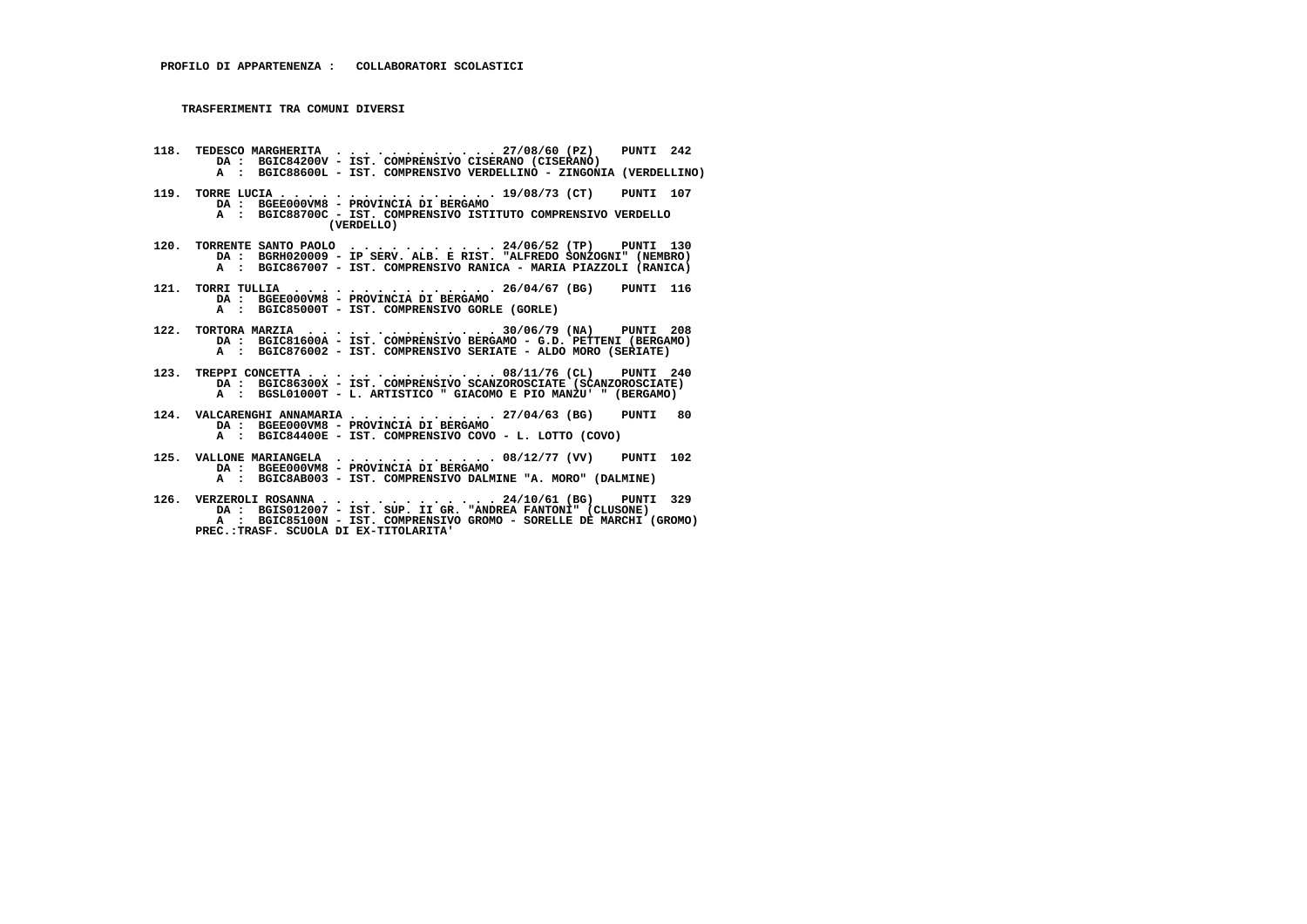**PROFILO DI APPARTENENZA : COLLABORATORI SCOLASTICI**

**TRASFERIMENTI TRA COMUNI DIVERSI**

**118. TEDESCO MARGHERITA . . . . . . . . . . . . 27/08/60 (PZ) PUNTI 242**
DA : BGIC84200V - IST. COMPRENSIVO CISERANO (CISERANO)
A : BGIC88600L - IST. COMPRENSIVO VERDELLINO - ZINGONIA (VERDELLINO)

**119. TORRE LUCIA . . . . . . . . . . . . . . . . 19/08/73 (CT) PUNTI 107**
DA : BGEE000VM8 - PROVINCIA DI BERGAMO
A : BGIC88700C - IST. COMPRENSIVO ISTITUTO COMPRENSIVO VERDELLO (VERDELLO)

**120. TORRENTE SANTO PAOLO . . . . . . . . . . . 24/06/52 (TP) PUNTI 130**
DA : BGRH020009 - IP SERV. ALB. E RIST. "ALFREDO SONZOGNI" (NEMBRO)
A : BGIC867007 - IST. COMPRENSIVO RANICA - MARIA PIAZZOLI (RANICA)

**121. TORRI TULLIA . . . . . . . . . . . . . . . 26/04/67 (BG) PUNTI 116**
DA : BGEE000VM8 - PROVINCIA DI BERGAMO
A : BGIC85000T - IST. COMPRENSIVO GORLE (GORLE)

**122. TORTORA MARZIA . . . . . . . . . . . . . . 30/06/79 (NA) PUNTI 208**
DA : BGIC81600A - IST. COMPRENSIVO BERGAMO - G.D. PETTENI (BERGAMO)
A : BGIC876002 - IST. COMPRENSIVO SERIATE - ALDO MORO (SERIATE)

**123. TREPPI CONCETTA . . . . . . . . . . . . . 08/11/76 (CL) PUNTI 240**
DA : BGIC86300X - IST. COMPRENSIVO SCANZOROSCIATE (SCANZOROSCIATE)
A : BGSL01000T - L. ARTISTICO " GIACOMO E PIO MANZU' " (BERGAMO)

**124. VALCARENGHI ANNAMARIA . . . . . . . . . . 27/04/63 (BG) PUNTI 80**
DA : BGEE000VM8 - PROVINCIA DI BERGAMO
A : BGIC84400E - IST. COMPRENSIVO COVO - L. LOTTO (COVO)

**125. VALLONE MARIANGELA . . . . . . . . . . . . 08/12/77 (VV) PUNTI 102**
DA : BGEE000VM8 - PROVINCIA DI BERGAMO
A : BGIC8AB003 - IST. COMPRENSIVO DALMINE "A. MORO" (DALMINE)

**126. VERZEROLI ROSANNA . . . . . . . . . . . . 24/10/61 (BG) PUNTI 329**
DA : BGIS012007 - IST. SUP. II GR. "ANDREA FANTONI" (CLUSONE)
A : BGIC85100N - IST. COMPRENSIVO GROMO - SORELLE DE MARCHI (GROMO)
PREC.:TRASF. SCUOLA DI EX-TITOLARITA'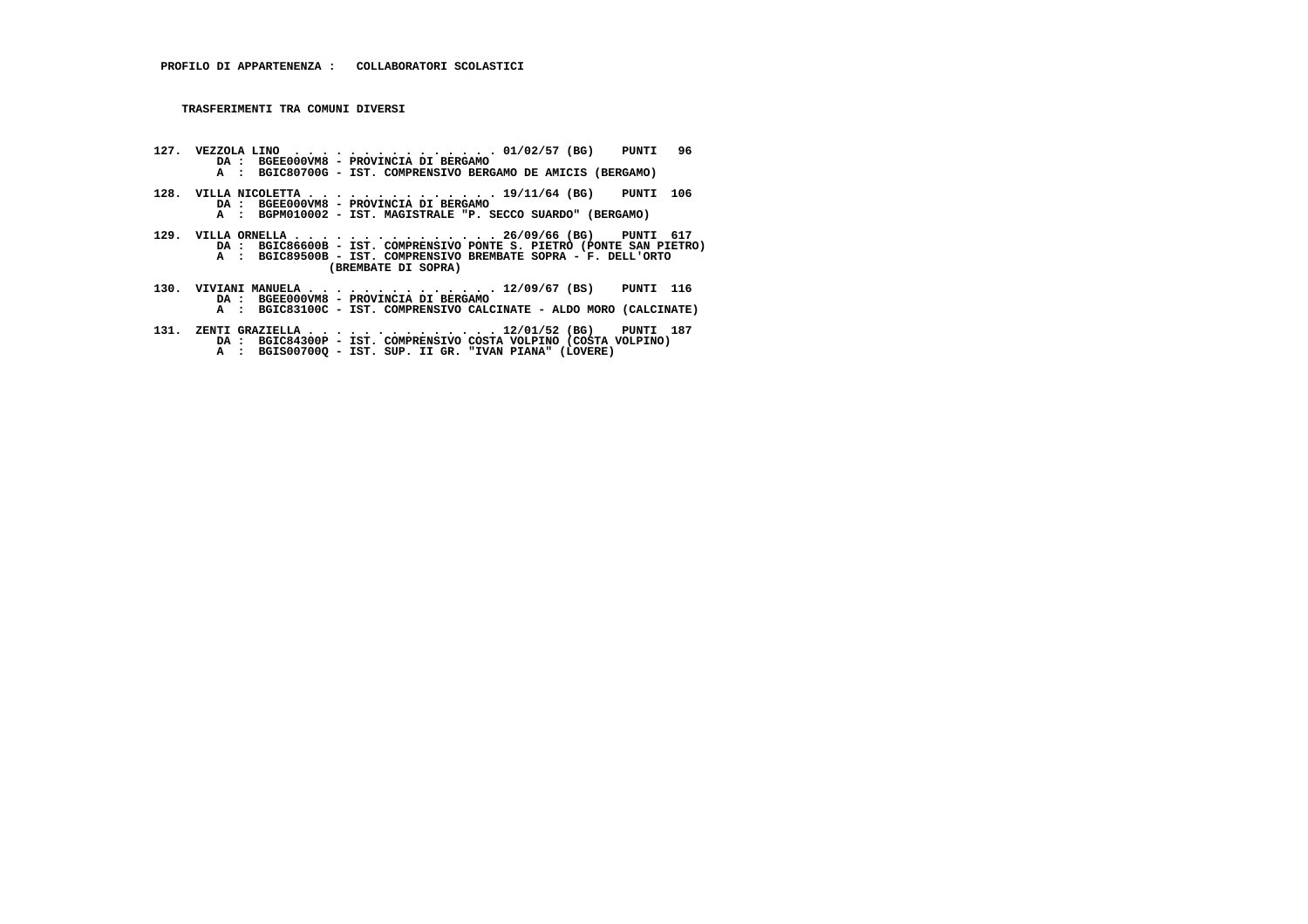**PROFILO DI APPARTENENZA : COLLABORATORI SCOLASTICI**

**TRASFERIMENTI TRA COMUNI DIVERSI**

**127. VEZZOLA LINO . . . . . . . . . . . . . . . 01/02/57 (BG) PUNTI 96**
DA : BGEE000VM8 - PROVINCIA DI BERGAMO
A : BGIC80700G - IST. COMPRENSIVO BERGAMO DE AMICIS (BERGAMO)

**128. VILLA NICOLETTA . . . . . . . . . . . . . . 19/11/64 (BG) PUNTI 106**
DA : BGEE000VM8 - PROVINCIA DI BERGAMO
A : BGPM010002 - IST. MAGISTRALE "P. SECCO SUARDO" (BERGAMO)

**129. VILLA ORNELLA . . . . . . . . . . . . . . . 26/09/66 (BG) PUNTI 617**
DA : BGIC86600B - IST. COMPRENSIVO PONTE S. PIETRO (PONTE SAN PIETRO)
A : BGIC89500B - IST. COMPRENSIVO BREMBATE SOPRA - F. DELL'ORTO (BREMBATE DI SOPRA)

**130. VIVIANI MANUELA . . . . . . . . . . . . . . 12/09/67 (BS) PUNTI 116**
DA : BGEE000VM8 - PROVINCIA DI BERGAMO
A : BGIC83100C - IST. COMPRENSIVO CALCINATE - ALDO MORO (CALCINATE)

**131. ZENTI GRAZIELLA . . . . . . . . . . . . . . 12/01/52 (BG) PUNTI 187**
DA : BGIC84300P - IST. COMPRENSIVO COSTA VOLPINO (COSTA VOLPINO)
A : BGIS00700Q - IST. SUP. II GR. "IVAN PIANA" (LOVERE)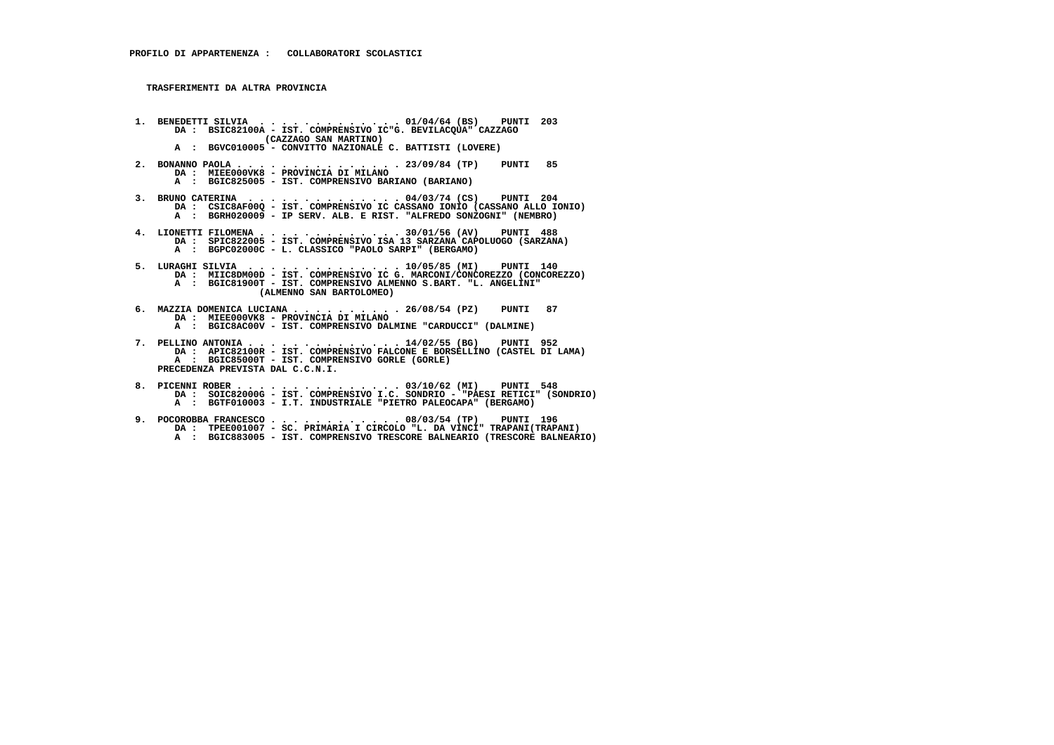**PROFILO DI APPARTENENZA : COLLABORATORI SCOLASTICI**

**TRASFERIMENTI DA ALTRA PROVINCIA**

1. BENEDETTI SILVIA . . . . . . . . . . . . . 01/04/64 (BS) PUNTI 203
   DA : BSIC82100A - IST. COMPRENSIVO IC"G. BEVILACQUA" CAZZAGO (CAZZAGO SAN MARTINO)
   A : BGVC010005 - CONVITTO NAZIONALE C. BATTISTI (LOVERE)

2. BONANNO PAOLA . . . . . . . . . . . . . . 23/09/84 (TP) PUNTI 85
   DA : MIEE000VK8 - PROVINCIA DI MILANO
   A : BGIC825005 - IST. COMPRENSIVO BARIANO (BARIANO)

3. BRUNO CATERINA . . . . . . . . . . . . . 04/03/74 (CS) PUNTI 204
   DA : CSIC8AF00Q - IST. COMPRENSIVO IC CASSANO IONIO (CASSANO ALLO IONIO)
   A : BGRH020009 - IP SERV. ALB. E RIST. "ALFREDO SONZOGNI" (NEMBRO)

4. LIONETTI FILOMENA . . . . . . . . . . . . 30/01/56 (AV) PUNTI 488
   DA : SPIC822005 - IST. COMPRENSIVO ISA 13 SARZANA CAPOLUOGO (SARZANA)
   A : BGPC02000C - L. CLASSICO "PAOLO SARPI" (BERGAMO)

5. LURAGHI SILVIA . . . . . . . . . . . . . 10/05/85 (MI) PUNTI 140
   DA : MIIC8DM00D - IST. COMPRENSIVO IC G. MARCONI/CONCOREZZO (CONCOREZZO)
   A : BGIC81900T - IST. COMPRENSIVO ALMENNO S.BART. "L. ANGELINI" (ALMENNO SAN BARTOLOMEO)

6. MAZZIA DOMENICA LUCIANA . . . . . . . . . 26/08/54 (PZ) PUNTI 87
   DA : MIEE000VK8 - PROVINCIA DI MILANO
   A : BGIC8AC00V - IST. COMPRENSIVO DALMINE "CARDUCCI" (DALMINE)

7. PELLINO ANTONIA . . . . . . . . . . . . . 14/02/55 (BG) PUNTI 952
   DA : APIC82100R - IST. COMPRENSIVO FALCONE E BORSELLINO (CASTEL DI LAMA)
   A : BGIC85000T - IST. COMPRENSIVO GORLE (GORLE)
   PRECEDENZA PREVISTA DAL C.C.N.I.

8. PICENNI ROBER . . . . . . . . . . . . . . 03/10/62 (MI) PUNTI 548
   DA : SOIC82000G - IST. COMPRENSIVO I.C. SONDRIO - "PAESI RETICI" (SONDRIO)
   A : BGTF010003 - I.T. INDUSTRIALE "PIETRO PALEOCAPA" (BERGAMO)

9. POCOROBBA FRANCESCO . . . . . . . . . . . 08/03/54 (TP) PUNTI 196
   DA : TPEE001007 - SC. PRIMARIA I CIRCOLO "L. DA VINCI" TRAPANI(TRAPANI)
   A : BGIC883005 - IST. COMPRENSIVO TRESCORE BALNEARIO (TRESCORE BALNEARIO)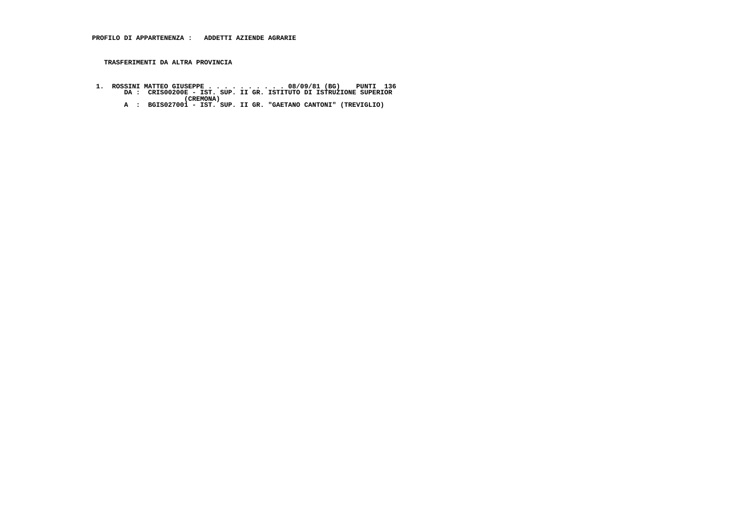**PROFILO DI APPARTENENZA : ADDETTI AZIENDE AGRARIE**

**TRASFERIMENTI DA ALTRA PROVINCIA**

1. ROSSINI MATTEO GIUSEPPE . . . . . . . . . . 08/09/81 (BG) PUNTI 136
   DA : CRIS00200E - IST. SUP. II GR. ISTITUTO DI ISTRUZIONE SUPERIOR (CREMONA)
   A : BGIS027001 - IST. SUP. II GR. "GAETANO CANTONI" (TREVIGLIO)